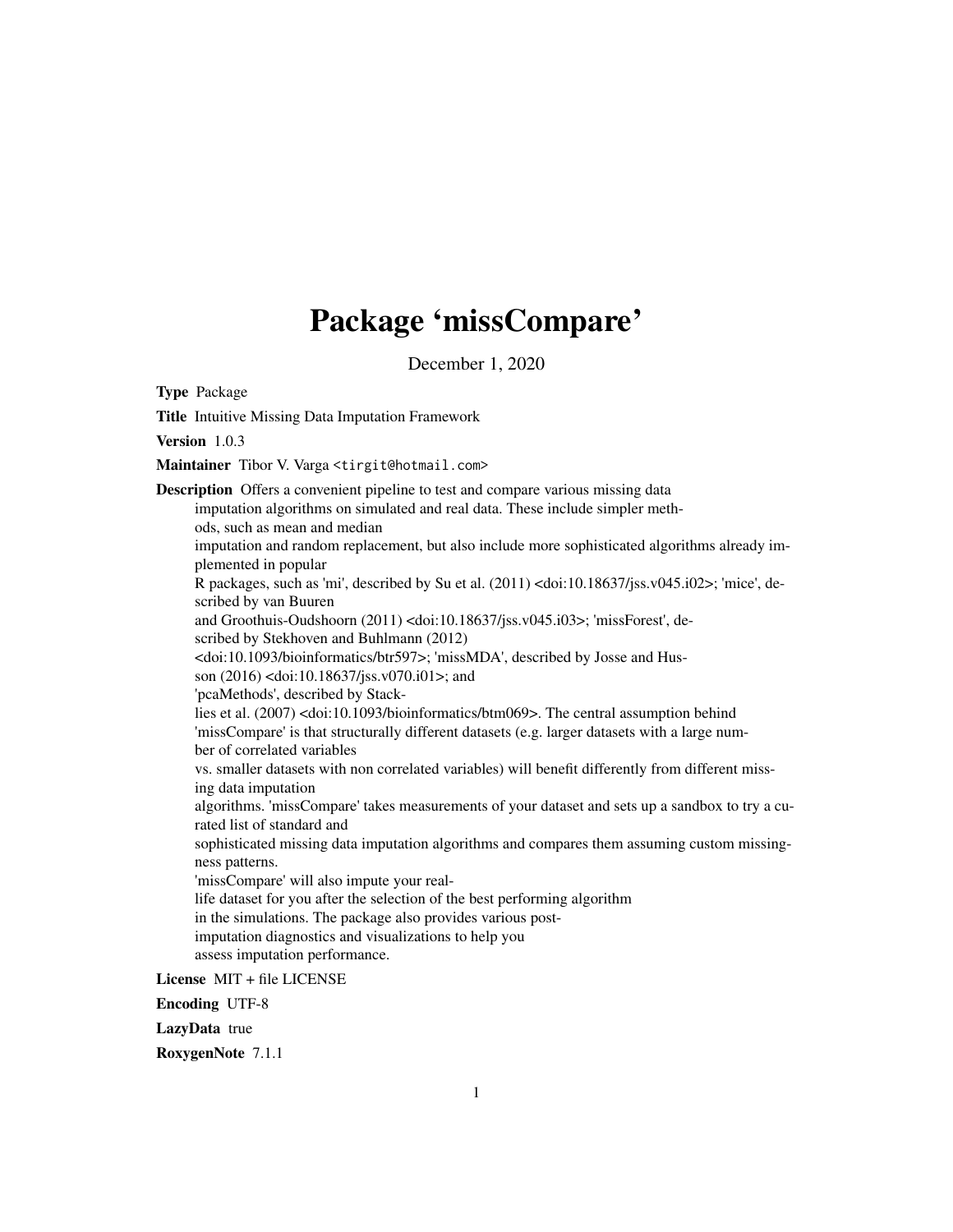# Package 'missCompare'

December 1, 2020

**Type** Package

**Title** Intuitive Missing Data Imputation Framework

**Version** 1.0.3

**Maintainer** Tibor V. Varga <tirgit@hotmail.com>

**Description** Offers a convenient pipeline to test and compare various missing data imputation algorithms on simulated and real data. These include simpler methods, such as mean and median imputation and random replacement, but also include more sophisticated algorithms already implemented in popular R packages, such as 'mi', described by Su et al. (2011) <doi:10.18637/jss.v045.i02>; 'mice', described by van Buuren and Groothuis-Oudshoorn (2011) <doi:10.18637/jss.v045.i03>; 'missForest', described by Stekhoven and Buhlmann (2012) <doi:10.1093/bioinformatics/btr597>; 'missMDA', described by Josse and Husson (2016) <doi:10.18637/jss.v070.i01>; and 'pcaMethods', described by Stacklies et al. (2007) <doi:10.1093/bioinformatics/btm069>. The central assumption behind 'missCompare' is that structurally different datasets (e.g. larger datasets with a large number of correlated variables vs. smaller datasets with non correlated variables) will benefit differently from different missing data imputation algorithms. 'missCompare' takes measurements of your dataset and sets up a sandbox to try a curated list of standard and sophisticated missing data imputation algorithms and compares them assuming custom missingness patterns. 'missCompare' will also impute your real-life dataset for you after the selection of the best performing algorithm in the simulations. The package also provides various post-imputation diagnostics and visualizations to help you assess imputation performance.

**License** MIT + file LICENSE

**Encoding** UTF-8

**LazyData** true

**RoxygenNote** 7.1.1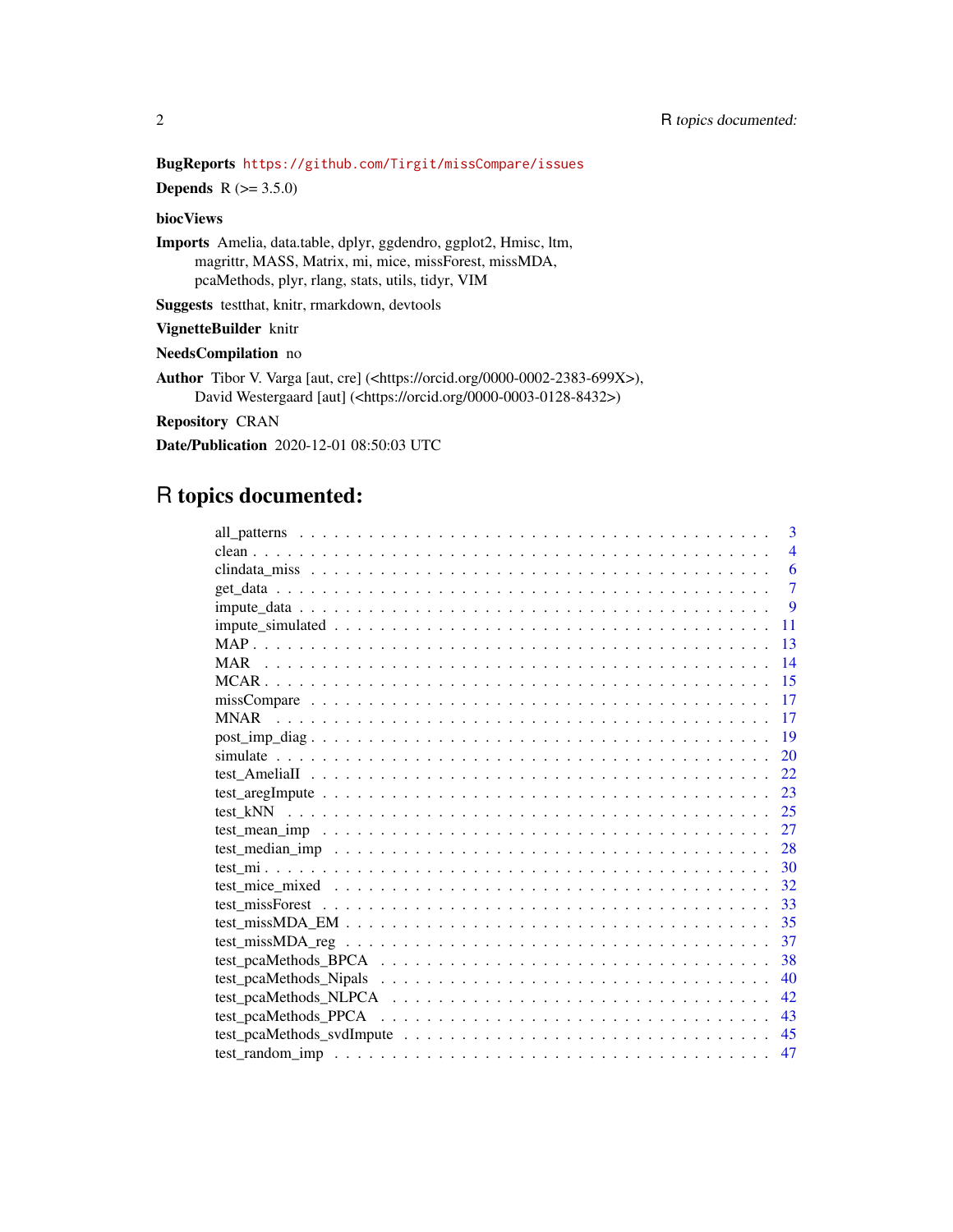**BugReports** https://github.com/Tirgit/missCompare/issues

**Depends** R (>= 3.5.0)

**biocViews**

**Imports** Amelia, data.table, dplyr, ggdendro, ggplot2, Hmisc, ltm, magrittr, MASS, Matrix, mi, mice, missForest, missMDA, pcaMethods, plyr, rlang, stats, utils, tidyr, VIM

**Suggests** testthat, knitr, rmarkdown, devtools

**VignetteBuilder** knitr

**NeedsCompilation** no

**Author** Tibor V. Varga [aut, cre] (<https://orcid.org/0000-0002-2383-699X>), David Westergaard [aut] (<https://orcid.org/0000-0003-0128-8432>)

**Repository** CRAN

**Date/Publication** 2020-12-01 08:50:03 UTC

# R topics documented:

all_patterns . . . . . . . . . . . . . . . . . . . . . . . . . . . . . . . . . . . . . . . . 3
clean . . . . . . . . . . . . . . . . . . . . . . . . . . . . . . . . . . . . . . . . . . . . . 4
clindata_miss . . . . . . . . . . . . . . . . . . . . . . . . . . . . . . . . . . . . . . . 6
get_data . . . . . . . . . . . . . . . . . . . . . . . . . . . . . . . . . . . . . . . . . . 7
impute_data . . . . . . . . . . . . . . . . . . . . . . . . . . . . . . . . . . . . . . . . 9
impute_simulated . . . . . . . . . . . . . . . . . . . . . . . . . . . . . . . . . . . . 11
MAP . . . . . . . . . . . . . . . . . . . . . . . . . . . . . . . . . . . . . . . . . . . . 13
MAR . . . . . . . . . . . . . . . . . . . . . . . . . . . . . . . . . . . . . . . . . . . . 14
MCAR . . . . . . . . . . . . . . . . . . . . . . . . . . . . . . . . . . . . . . . . . . . 15
missCompare . . . . . . . . . . . . . . . . . . . . . . . . . . . . . . . . . . . . . . . 17
MNAR . . . . . . . . . . . . . . . . . . . . . . . . . . . . . . . . . . . . . . . . . . . 17
post_imp_diag . . . . . . . . . . . . . . . . . . . . . . . . . . . . . . . . . . . . . . 19
simulate . . . . . . . . . . . . . . . . . . . . . . . . . . . . . . . . . . . . . . . . . . 20
test_AmeliaII . . . . . . . . . . . . . . . . . . . . . . . . . . . . . . . . . . . . . . . 22
test_aregImpute . . . . . . . . . . . . . . . . . . . . . . . . . . . . . . . . . . . . . 23
test_kNN . . . . . . . . . . . . . . . . . . . . . . . . . . . . . . . . . . . . . . . . . . 25
test_mean_imp . . . . . . . . . . . . . . . . . . . . . . . . . . . . . . . . . . . . . . 27
test_median_imp . . . . . . . . . . . . . . . . . . . . . . . . . . . . . . . . . . . . . 28
test_mi . . . . . . . . . . . . . . . . . . . . . . . . . . . . . . . . . . . . . . . . . . . 30
test_mice_mixed . . . . . . . . . . . . . . . . . . . . . . . . . . . . . . . . . . . . . 32
test_missForest . . . . . . . . . . . . . . . . . . . . . . . . . . . . . . . . . . . . . . 33
test_missMDA_EM . . . . . . . . . . . . . . . . . . . . . . . . . . . . . . . . . . . . 35
test_missMDA_reg . . . . . . . . . . . . . . . . . . . . . . . . . . . . . . . . . . . . 37
test_pcaMethods_BPCA . . . . . . . . . . . . . . . . . . . . . . . . . . . . . . . . . 38
test_pcaMethods_Nipals . . . . . . . . . . . . . . . . . . . . . . . . . . . . . . . . . 40
test_pcaMethods_NLPCA . . . . . . . . . . . . . . . . . . . . . . . . . . . . . . . . 42
test_pcaMethods_PPCA . . . . . . . . . . . . . . . . . . . . . . . . . . . . . . . . . 43
test_pcaMethods_svdImpute . . . . . . . . . . . . . . . . . . . . . . . . . . . . . . 45
test_random_imp . . . . . . . . . . . . . . . . . . . . . . . . . . . . . . . . . . . . . 47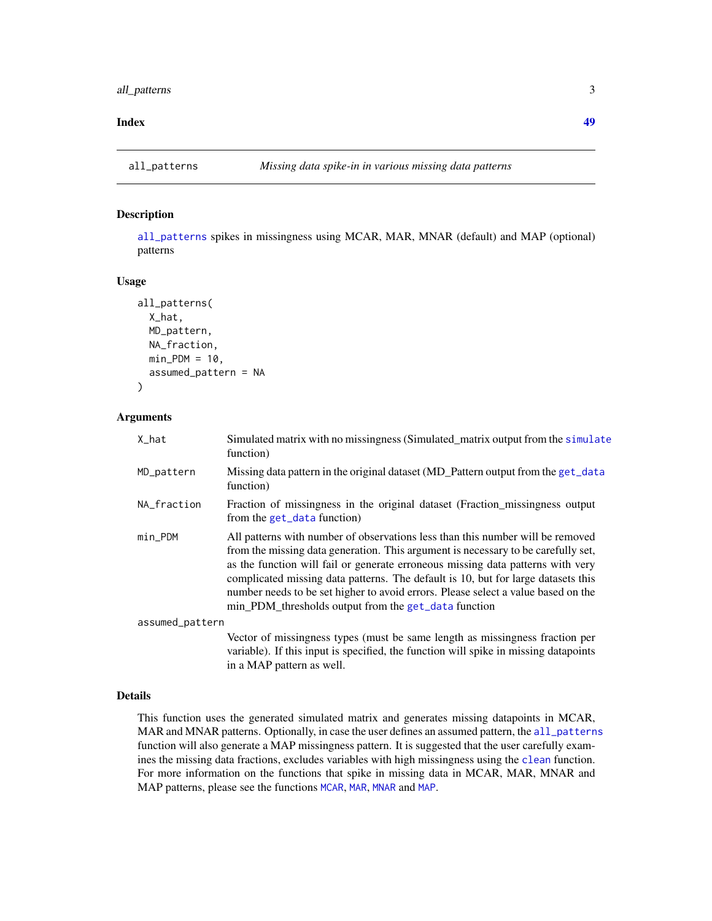Index 49

## all_patterns — *Missing data spike-in in various missing data patterns*

### Description

all_patterns spikes in missingness using MCAR, MAR, MNAR (default) and MAP (optional) patterns

### Usage

```
all_patterns(
  X_hat,
  MD_pattern,
  NA_fraction,
  min_PDM = 10,
  assumed_pattern = NA
)
```

### Arguments

| Argument | Description |
| --- | --- |
| X_hat | Simulated matrix with no missingness (Simulated_matrix output from the simulate function) |
| MD_pattern | Missing data pattern in the original dataset (MD_Pattern output from the get_data function) |
| NA_fraction | Fraction of missingness in the original dataset (Fraction_missingness output from the get_data function) |
| min_PDM | All patterns with number of observations less than this number will be removed from the missing data generation. This argument is necessary to be carefully set, as the function will fail or generate erroneous missing data patterns with very complicated missing data patterns. The default is 10, but for large datasets this number needs to be set higher to avoid errors. Please select a value based on the min_PDM_thresholds output from the get_data function |
| assumed_pattern | Vector of missingness types (must be same length as missingness fraction per variable). If this input is specified, the function will spike in missing datapoints in a MAP pattern as well. |

### Details

This function uses the generated simulated matrix and generates missing datapoints in MCAR, MAR and MNAR patterns. Optionally, in case the user defines an assumed pattern, the all_patterns function will also generate a MAP missingness pattern. It is suggested that the user carefully examines the missing data fractions, excludes variables with high missingness using the clean function. For more information on the functions that spike in missing data in MCAR, MAR, MNAR and MAP patterns, please see the functions MCAR, MAR, MNAR and MAP.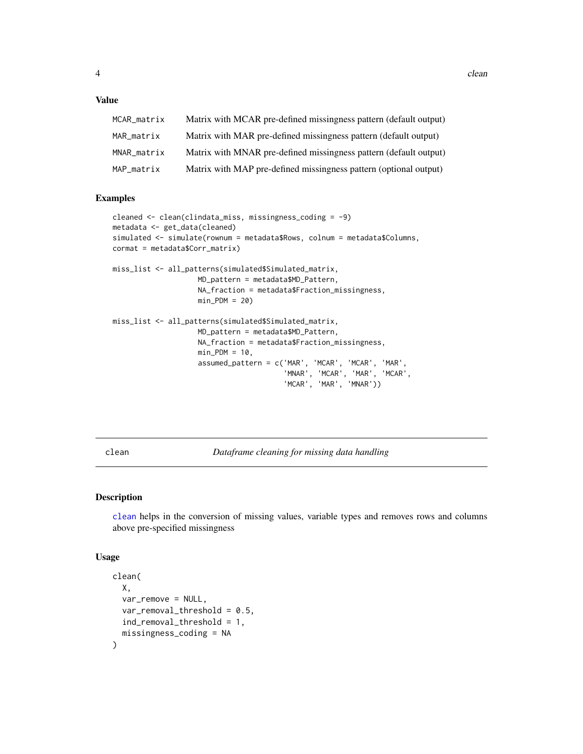## Value

| | |
|---|---|
| MCAR_matrix | Matrix with MCAR pre-defined missingness pattern (default output) |
| MAR_matrix | Matrix with MAR pre-defined missingness pattern (default output) |
| MNAR_matrix | Matrix with MNAR pre-defined missingness pattern (default output) |
| MAP_matrix | Matrix with MAP pre-defined missingness pattern (optional output) |

## Examples

```
cleaned <- clean(clindata_miss, missingness_coding = -9)
metadata <- get_data(cleaned)
simulated <- simulate(rownum = metadata$Rows, colnum = metadata$Columns,
cormat = metadata$Corr_matrix)

miss_list <- all_patterns(simulated$Simulated_matrix,
                    MD_pattern = metadata$MD_Pattern,
                    NA_fraction = metadata$Fraction_missingness,
                    min_PDM = 20)

miss_list <- all_patterns(simulated$Simulated_matrix,
                    MD_pattern = metadata$MD_Pattern,
                    NA_fraction = metadata$Fraction_missingness,
                    min_PDM = 10,
                    assumed_pattern = c('MAR', 'MCAR', 'MCAR', 'MAR',
                                        'MNAR', 'MCAR', 'MAR', 'MCAR',
                                        'MCAR', 'MAR', 'MNAR'))
```

---

# clean — *Dataframe cleaning for missing data handling*

## Description

clean helps in the conversion of missing values, variable types and removes rows and columns above pre-specified missingness

## Usage

```
clean(
  X,
  var_remove = NULL,
  var_removal_threshold = 0.5,
  ind_removal_threshold = 1,
  missingness_coding = NA
)
```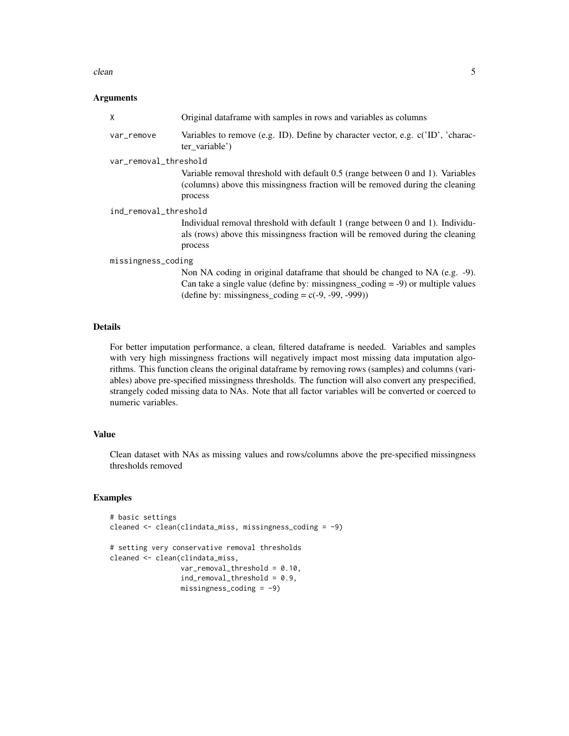## Arguments

- `X` — Original dataframe with samples in rows and variables as columns
- `var_remove` — Variables to remove (e.g. ID). Define by character vector, e.g. c('ID', 'character_variable')
- `var_removal_threshold` — Variable removal threshold with default 0.5 (range between 0 and 1). Variables (columns) above this missingness fraction will be removed during the cleaning process
- `ind_removal_threshold` — Individual removal threshold with default 1 (range between 0 and 1). Individuals (rows) above this missingness fraction will be removed during the cleaning process
- `missingness_coding` — Non NA coding in original dataframe that should be changed to NA (e.g. -9). Can take a single value (define by: missingness_coding = -9) or multiple values (define by: missingness_coding = c(-9, -99, -999))

## Details

For better imputation performance, a clean, filtered dataframe is needed. Variables and samples with very high missingness fractions will negatively impact most missing data imputation algorithms. This function cleans the original dataframe by removing rows (samples) and columns (variables) above pre-specified missingness thresholds. The function will also convert any prespecified, strangely coded missing data to NAs. Note that all factor variables will be converted or coerced to numeric variables.

## Value

Clean dataset with NAs as missing values and rows/columns above the pre-specified missingness thresholds removed

## Examples

```
# basic settings
cleaned <- clean(clindata_miss, missingness_coding = -9)

# setting very conservative removal thresholds
cleaned <- clean(clindata_miss,
                 var_removal_threshold = 0.10,
                 ind_removal_threshold = 0.9,
                 missingness_coding = -9)
```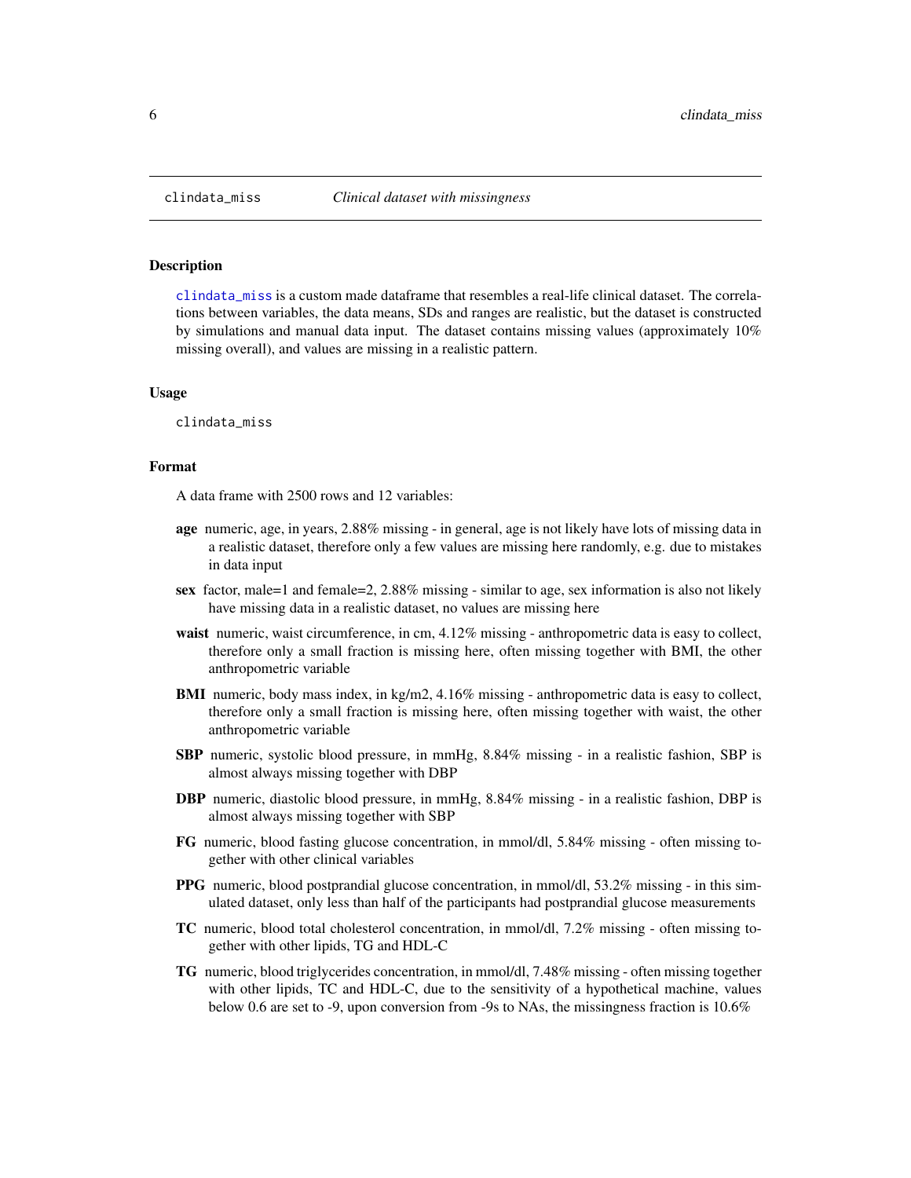## clindata_miss — *Clinical dataset with missingness*

### Description

clindata_miss is a custom made dataframe that resembles a real-life clinical dataset. The correlations between variables, the data means, SDs and ranges are realistic, but the dataset is constructed by simulations and manual data input. The dataset contains missing values (approximately 10% missing overall), and values are missing in a realistic pattern.

### Usage

```
clindata_miss
```

### Format

A data frame with 2500 rows and 12 variables:

- **age** numeric, age, in years, 2.88% missing - in general, age is not likely have lots of missing data in a realistic dataset, therefore only a few values are missing here randomly, e.g. due to mistakes in data input
- **sex** factor, male=1 and female=2, 2.88% missing - similar to age, sex information is also not likely have missing data in a realistic dataset, no values are missing here
- **waist** numeric, waist circumference, in cm, 4.12% missing - anthropometric data is easy to collect, therefore only a small fraction is missing here, often missing together with BMI, the other anthropometric variable
- **BMI** numeric, body mass index, in kg/m2, 4.16% missing - anthropometric data is easy to collect, therefore only a small fraction is missing here, often missing together with waist, the other anthropometric variable
- **SBP** numeric, systolic blood pressure, in mmHg, 8.84% missing - in a realistic fashion, SBP is almost always missing together with DBP
- **DBP** numeric, diastolic blood pressure, in mmHg, 8.84% missing - in a realistic fashion, DBP is almost always missing together with SBP
- **FG** numeric, blood fasting glucose concentration, in mmol/dl, 5.84% missing - often missing together with other clinical variables
- **PPG** numeric, blood postprandial glucose concentration, in mmol/dl, 53.2% missing - in this simulated dataset, only less than half of the participants had postprandial glucose measurements
- **TC** numeric, blood total cholesterol concentration, in mmol/dl, 7.2% missing - often missing together with other lipids, TG and HDL-C
- **TG** numeric, blood triglycerides concentration, in mmol/dl, 7.48% missing - often missing together with other lipids, TC and HDL-C, due to the sensitivity of a hypothetical machine, values below 0.6 are set to -9, upon conversion from -9s to NAs, the missingness fraction is 10.6%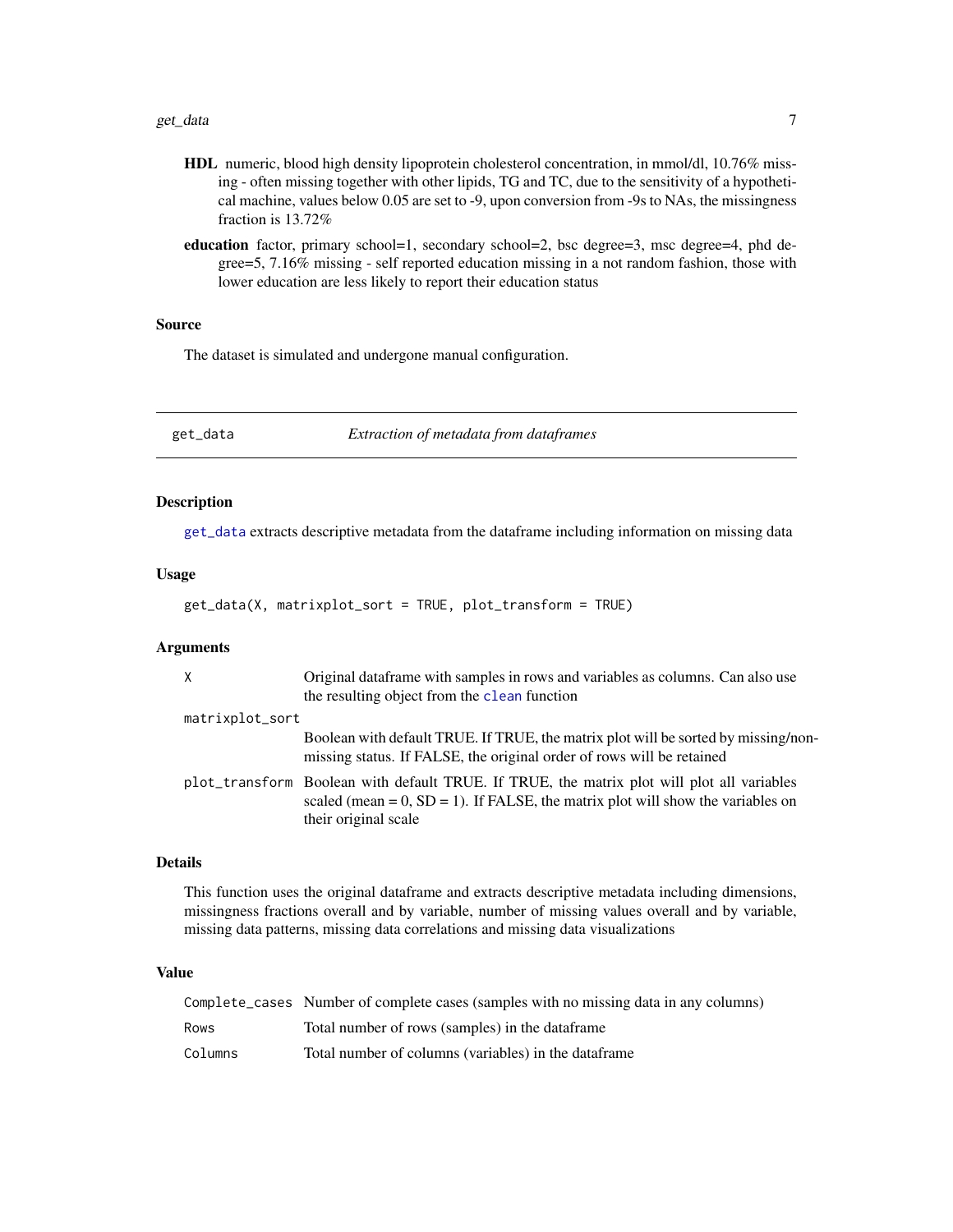**HDL** numeric, blood high density lipoprotein cholesterol concentration, in mmol/dl, 10.76% missing - often missing together with other lipids, TG and TC, due to the sensitivity of a hypothetical machine, values below 0.05 are set to -9, upon conversion from -9s to NAs, the missingness fraction is 13.72%

**education** factor, primary school=1, secondary school=2, bsc degree=3, msc degree=4, phd degree=5, 7.16% missing - self reported education missing in a not random fashion, those with lower education are less likely to report their education status

### Source

The dataset is simulated and undergone manual configuration.

---

## get_data — *Extraction of metadata from dataframes*

---

### Description

`get_data` extracts descriptive metadata from the dataframe including information on missing data

### Usage

```
get_data(X, matrixplot_sort = TRUE, plot_transform = TRUE)
```

### Arguments

| | |
|---|---|
| `X` | Original dataframe with samples in rows and variables as columns. Can also use the resulting object from the `clean` function |
| `matrixplot_sort` | Boolean with default TRUE. If TRUE, the matrix plot will be sorted by missing/non-missing status. If FALSE, the original order of rows will be retained |
| `plot_transform` | Boolean with default TRUE. If TRUE, the matrix plot will plot all variables scaled (mean = 0, SD = 1). If FALSE, the matrix plot will show the variables on their original scale |

### Details

This function uses the original dataframe and extracts descriptive metadata including dimensions, missingness fractions overall and by variable, number of missing values overall and by variable, missing data patterns, missing data correlations and missing data visualizations

### Value

| | |
|---|---|
| `Complete_cases` | Number of complete cases (samples with no missing data in any columns) |
| `Rows` | Total number of rows (samples) in the dataframe |
| `Columns` | Total number of columns (variables) in the dataframe |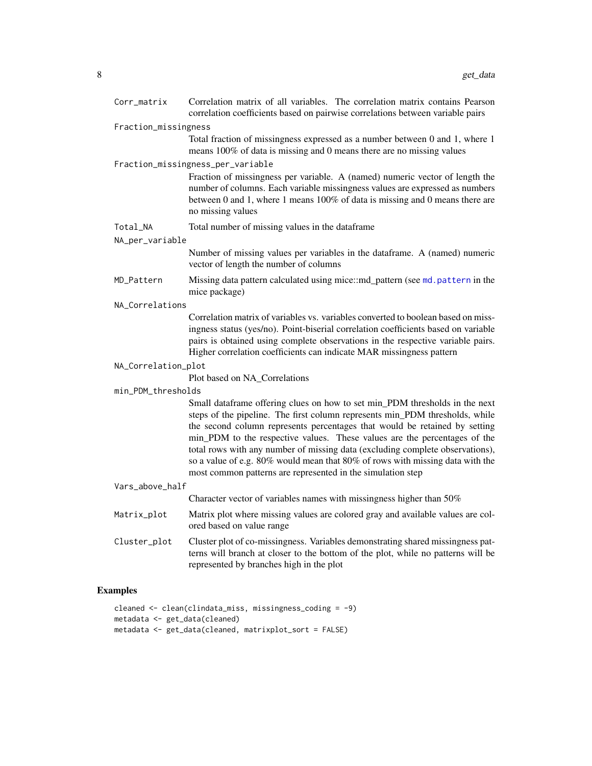Corr_matrix
: Correlation matrix of all variables. The correlation matrix contains Pearson correlation coefficients based on pairwise correlations between variable pairs

Fraction_missingness
: Total fraction of missingness expressed as a number between 0 and 1, where 1 means 100% of data is missing and 0 means there are no missing values

Fraction_missingness_per_variable
: Fraction of missingness per variable. A (named) numeric vector of length the number of columns. Each variable missingness values are expressed as numbers between 0 and 1, where 1 means 100% of data is missing and 0 means there are no missing values

Total_NA
: Total number of missing values in the dataframe

NA_per_variable
: Number of missing values per variables in the dataframe. A (named) numeric vector of length the number of columns

MD_Pattern
: Missing data pattern calculated using mice::md_pattern (see md.pattern in the mice package)

NA_Correlations
: Correlation matrix of variables vs. variables converted to boolean based on missingness status (yes/no). Point-biserial correlation coefficients based on variable pairs is obtained using complete observations in the respective variable pairs. Higher correlation coefficients can indicate MAR missingness pattern

NA_Correlation_plot
: Plot based on NA_Correlations

min_PDM_thresholds
: Small dataframe offering clues on how to set min_PDM thresholds in the next steps of the pipeline. The first column represents min_PDM thresholds, while the second column represents percentages that would be retained by setting min_PDM to the respective values. These values are the percentages of the total rows with any number of missing data (excluding complete observations), so a value of e.g. 80% would mean that 80% of rows with missing data with the most common patterns are represented in the simulation step

Vars_above_half
: Character vector of variables names with missingness higher than 50%

Matrix_plot
: Matrix plot where missing values are colored gray and available values are colored based on value range

Cluster_plot
: Cluster plot of co-missingness. Variables demonstrating shared missingness patterns will branch at closer to the bottom of the plot, while no patterns will be represented by branches high in the plot

## Examples

```
cleaned <- clean(clindata_miss, missingness_coding = -9)
metadata <- get_data(cleaned)
metadata <- get_data(cleaned, matrixplot_sort = FALSE)
```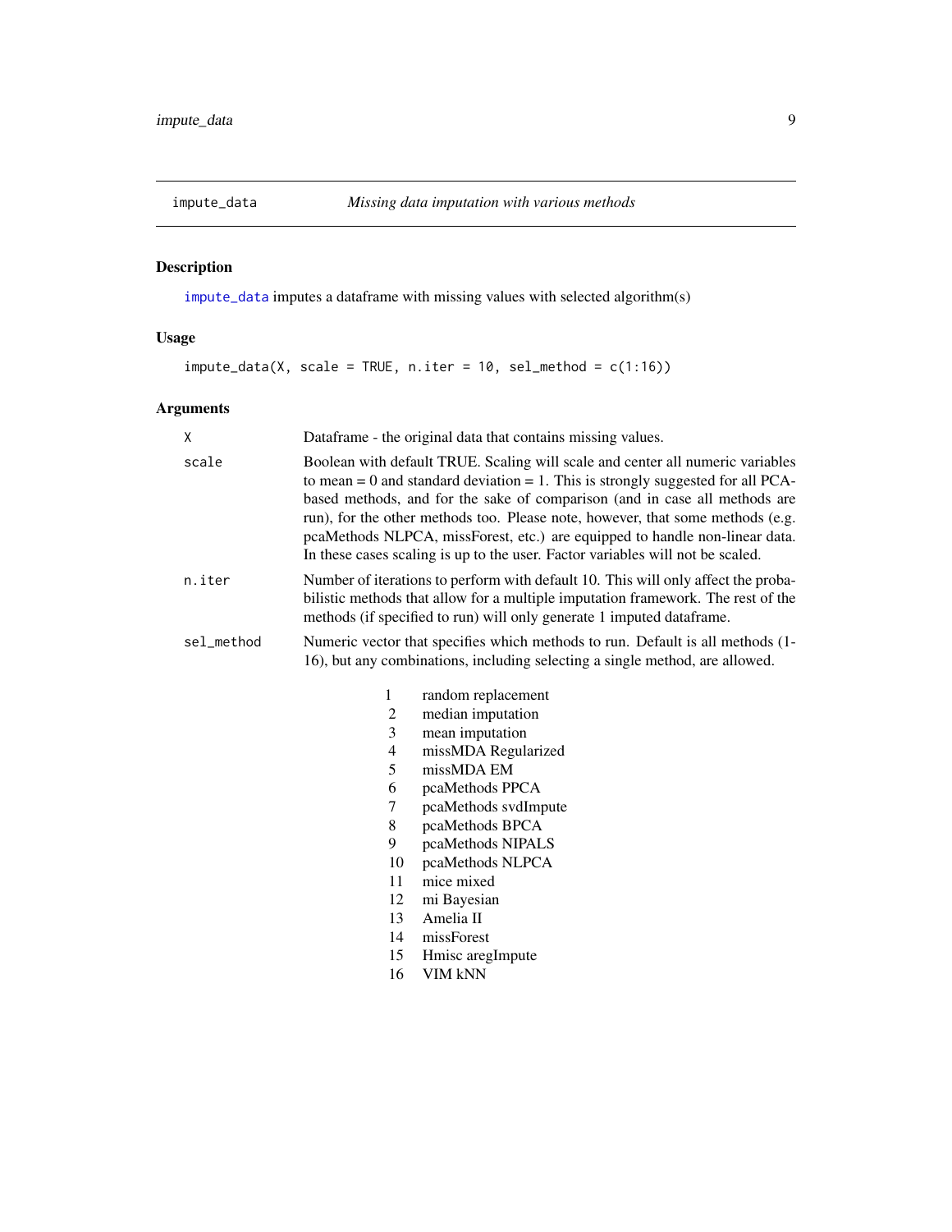## impute_data — *Missing data imputation with various methods*

### Description

`impute_data` imputes a dataframe with missing values with selected algorithm(s)

### Usage

```
impute_data(X, scale = TRUE, n.iter = 10, sel_method = c(1:16))
```

### Arguments

| | |
|---|---|
| `X` | Dataframe - the original data that contains missing values. |
| `scale` | Boolean with default TRUE. Scaling will scale and center all numeric variables to mean = 0 and standard deviation = 1. This is strongly suggested for all PCA-based methods, and for the sake of comparison (and in case all methods are run), for the other methods too. Please note, however, that some methods (e.g. pcaMethods NLPCA, missForest, etc.) are equipped to handle non-linear data. In these cases scaling is up to the user. Factor variables will not be scaled. |
| `n.iter` | Number of iterations to perform with default 10. This will only affect the probabilistic methods that allow for a multiple imputation framework. The rest of the methods (if specified to run) will only generate 1 imputed dataframe. |
| `sel_method` | Numeric vector that specifies which methods to run. Default is all methods (1-16), but any combinations, including selecting a single method, are allowed. |

| | |
|---|---|
| 1 | random replacement |
| 2 | median imputation |
| 3 | mean imputation |
| 4 | missMDA Regularized |
| 5 | missMDA EM |
| 6 | pcaMethods PPCA |
| 7 | pcaMethods svdImpute |
| 8 | pcaMethods BPCA |
| 9 | pcaMethods NIPALS |
| 10 | pcaMethods NLPCA |
| 11 | mice mixed |
| 12 | mi Bayesian |
| 13 | Amelia II |
| 14 | missForest |
| 15 | Hmisc aregImpute |
| 16 | VIM kNN |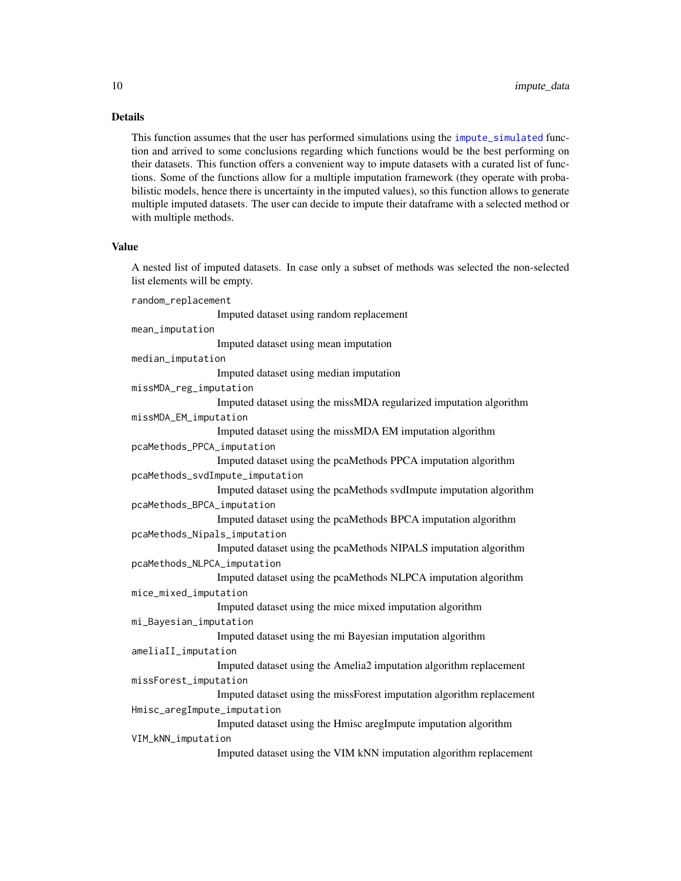## Details

This function assumes that the user has performed simulations using the `impute_simulated` function and arrived to some conclusions regarding which functions would be the best performing on their datasets. This function offers a convenient way to impute datasets with a curated list of functions. Some of the functions allow for a multiple imputation framework (they operate with probabilistic models, hence there is uncertainty in the imputed values), so this function allows to generate multiple imputed datasets. The user can decide to impute their dataframe with a selected method or with multiple methods.

## Value

A nested list of imputed datasets. In case only a subset of methods was selected the non-selected list elements will be empty.

`random_replacement`
: Imputed dataset using random replacement

`mean_imputation`
: Imputed dataset using mean imputation

`median_imputation`
: Imputed dataset using median imputation

`missMDA_reg_imputation`
: Imputed dataset using the missMDA regularized imputation algorithm

`missMDA_EM_imputation`
: Imputed dataset using the missMDA EM imputation algorithm

`pcaMethods_PPCA_imputation`
: Imputed dataset using the pcaMethods PPCA imputation algorithm

`pcaMethods_svdImpute_imputation`
: Imputed dataset using the pcaMethods svdImpute imputation algorithm

`pcaMethods_BPCA_imputation`
: Imputed dataset using the pcaMethods BPCA imputation algorithm

`pcaMethods_Nipals_imputation`
: Imputed dataset using the pcaMethods NIPALS imputation algorithm

`pcaMethods_NLPCA_imputation`
: Imputed dataset using the pcaMethods NLPCA imputation algorithm

`mice_mixed_imputation`
: Imputed dataset using the mice mixed imputation algorithm

`mi_Bayesian_imputation`
: Imputed dataset using the mi Bayesian imputation algorithm

`ameliaII_imputation`
: Imputed dataset using the Amelia2 imputation algorithm replacement

`missForest_imputation`
: Imputed dataset using the missForest imputation algorithm replacement

`Hmisc_aregImpute_imputation`
: Imputed dataset using the Hmisc aregImpute imputation algorithm

`VIM_kNN_imputation`
: Imputed dataset using the VIM kNN imputation algorithm replacement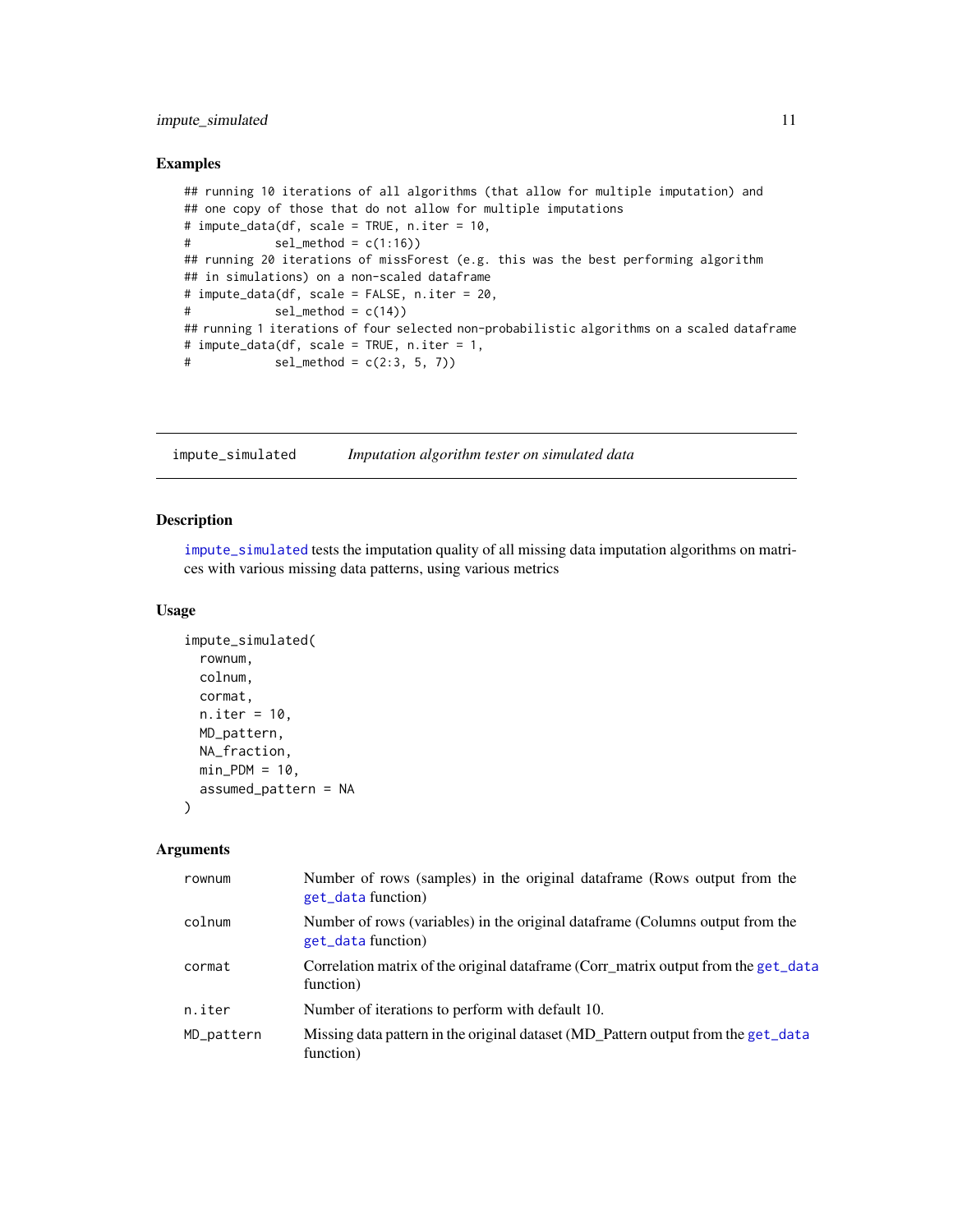## Examples

```
## running 10 iterations of all algorithms (that allow for multiple imputation) and
## one copy of those that do not allow for multiple imputations
# impute_data(df, scale = TRUE, n.iter = 10,
#            sel_method = c(1:16))
## running 20 iterations of missForest (e.g. this was the best performing algorithm
## in simulations) on a non-scaled dataframe
# impute_data(df, scale = FALSE, n.iter = 20,
#            sel_method = c(14))
## running 1 iterations of four selected non-probabilistic algorithms on a scaled dataframe
# impute_data(df, scale = TRUE, n.iter = 1,
#            sel_method = c(2:3, 5, 7))
```

---

# impute_simulated — *Imputation algorithm tester on simulated data*

## Description

impute_simulated tests the imputation quality of all missing data imputation algorithms on matrices with various missing data patterns, using various metrics

## Usage

```
impute_simulated(
  rownum,
  colnum,
  cormat,
  n.iter = 10,
  MD_pattern,
  NA_fraction,
  min_PDM = 10,
  assumed_pattern = NA
)
```

## Arguments

| Argument | Description |
| --- | --- |
| rownum | Number of rows (samples) in the original dataframe (Rows output from the get_data function) |
| colnum | Number of rows (variables) in the original dataframe (Columns output from the get_data function) |
| cormat | Correlation matrix of the original dataframe (Corr_matrix output from the get_data function) |
| n.iter | Number of iterations to perform with default 10. |
| MD_pattern | Missing data pattern in the original dataset (MD_Pattern output from the get_data function) |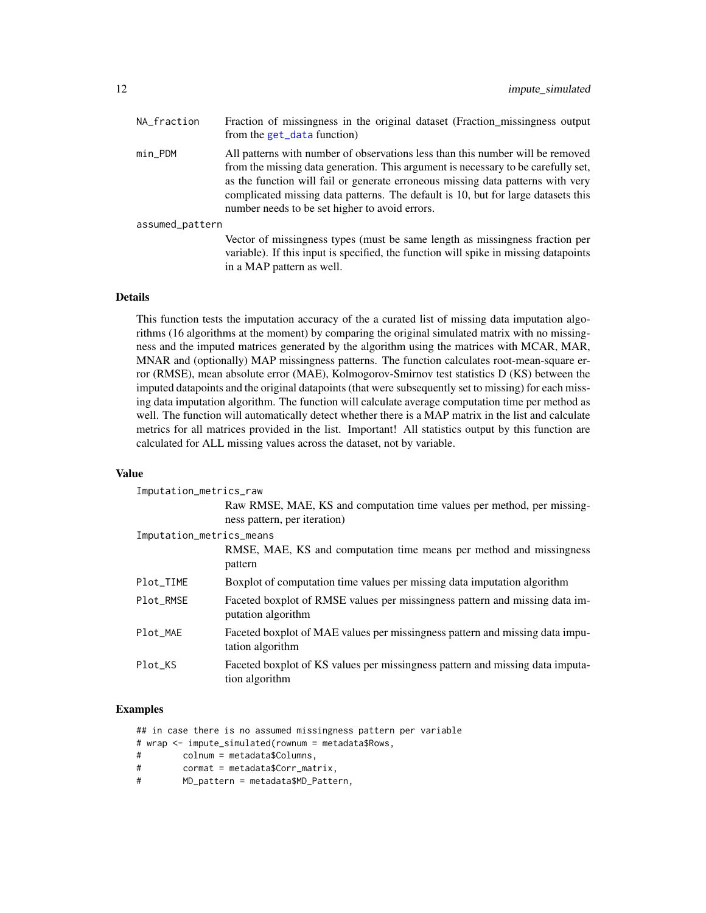NA_fraction
: Fraction of missingness in the original dataset (Fraction_missingness output from the get_data function)

min_PDM
: All patterns with number of observations less than this number will be removed from the missing data generation. This argument is necessary to be carefully set, as the function will fail or generate erroneous missing data patterns with very complicated missing data patterns. The default is 10, but for large datasets this number needs to be set higher to avoid errors.

assumed_pattern
: Vector of missingness types (must be same length as missingness fraction per variable). If this input is specified, the function will spike in missing datapoints in a MAP pattern as well.

## Details

This function tests the imputation accuracy of the a curated list of missing data imputation algorithms (16 algorithms at the moment) by comparing the original simulated matrix with no missingness and the imputed matrices generated by the algorithm using the matrices with MCAR, MAR, MNAR and (optionally) MAP missingness patterns. The function calculates root-mean-square error (RMSE), mean absolute error (MAE), Kolmogorov-Smirnov test statistics D (KS) between the imputed datapoints and the original datapoints (that were subsequently set to missing) for each missing data imputation algorithm. The function will calculate average computation time per method as well. The function will automatically detect whether there is a MAP matrix in the list and calculate metrics for all matrices provided in the list. Important! All statistics output by this function are calculated for ALL missing values across the dataset, not by variable.

## Value

Imputation_metrics_raw
: Raw RMSE, MAE, KS and computation time values per method, per missingness pattern, per iteration)

Imputation_metrics_means
: RMSE, MAE, KS and computation time means per method and missingness pattern

Plot_TIME
: Boxplot of computation time values per missing data imputation algorithm

Plot_RMSE
: Faceted boxplot of RMSE values per missingness pattern and missing data imputation algorithm

Plot_MAE
: Faceted boxplot of MAE values per missingness pattern and missing data imputation algorithm

Plot_KS
: Faceted boxplot of KS values per missingness pattern and missing data imputation algorithm

## Examples

```
## in case there is no assumed missingness pattern per variable
# wrap <- impute_simulated(rownum = metadata$Rows,
#         colnum = metadata$Columns,
#         cormat = metadata$Corr_matrix,
#         MD_pattern = metadata$MD_Pattern,
```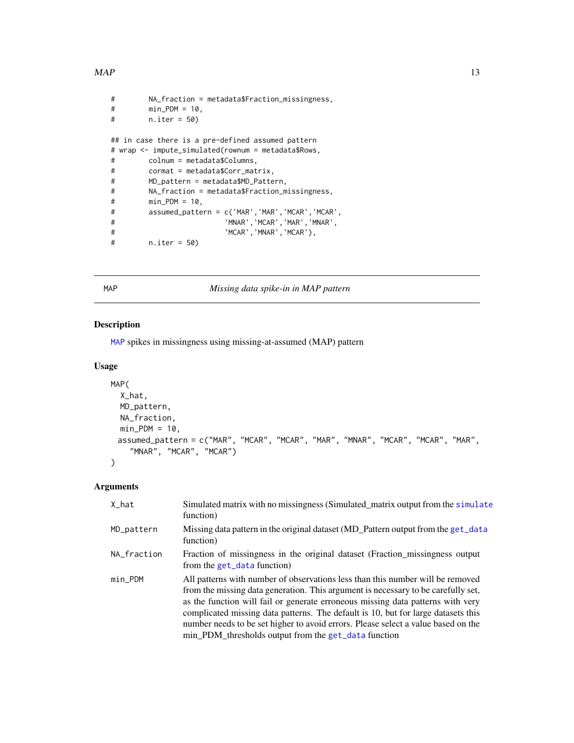```
#        NA_fraction = metadata$Fraction_missingness,
#        min_PDM = 10,
#        n.iter = 50)

## in case there is a pre-defined assumed pattern
# wrap <- impute_simulated(rownum = metadata$Rows,
#        colnum = metadata$Columns,
#        cormat = metadata$Corr_matrix,
#        MD_pattern = metadata$MD_Pattern,
#        NA_fraction = metadata$Fraction_missingness,
#        min_PDM = 10,
#        assumed_pattern = c('MAR','MAR','MCAR','MCAR',
#                           'MNAR','MCAR','MAR','MNAR',
#                           'MCAR','MNAR','MCAR'),
#        n.iter = 50)
```

## MAP — *Missing data spike-in in MAP pattern*

### Description

MAP spikes in missingness using missing-at-assumed (MAP) pattern

### Usage

```
MAP(
  X_hat,
  MD_pattern,
  NA_fraction,
  min_PDM = 10,
  assumed_pattern = c("MAR", "MCAR", "MCAR", "MAR", "MNAR", "MCAR", "MCAR", "MAR",
    "MNAR", "MCAR", "MCAR")
)
```

### Arguments

| | |
|---|---|
| X_hat | Simulated matrix with no missingness (Simulated_matrix output from the simulate function) |
| MD_pattern | Missing data pattern in the original dataset (MD_Pattern output from the get_data function) |
| NA_fraction | Fraction of missingness in the original dataset (Fraction_missingness output from the get_data function) |
| min_PDM | All patterns with number of observations less than this number will be removed from the missing data generation. This argument is necessary to be carefully set, as the function will fail or generate erroneous missing data patterns with very complicated missing data patterns. The default is 10, but for large datasets this number needs to be set higher to avoid errors. Please select a value based on the min_PDM_thresholds output from the get_data function |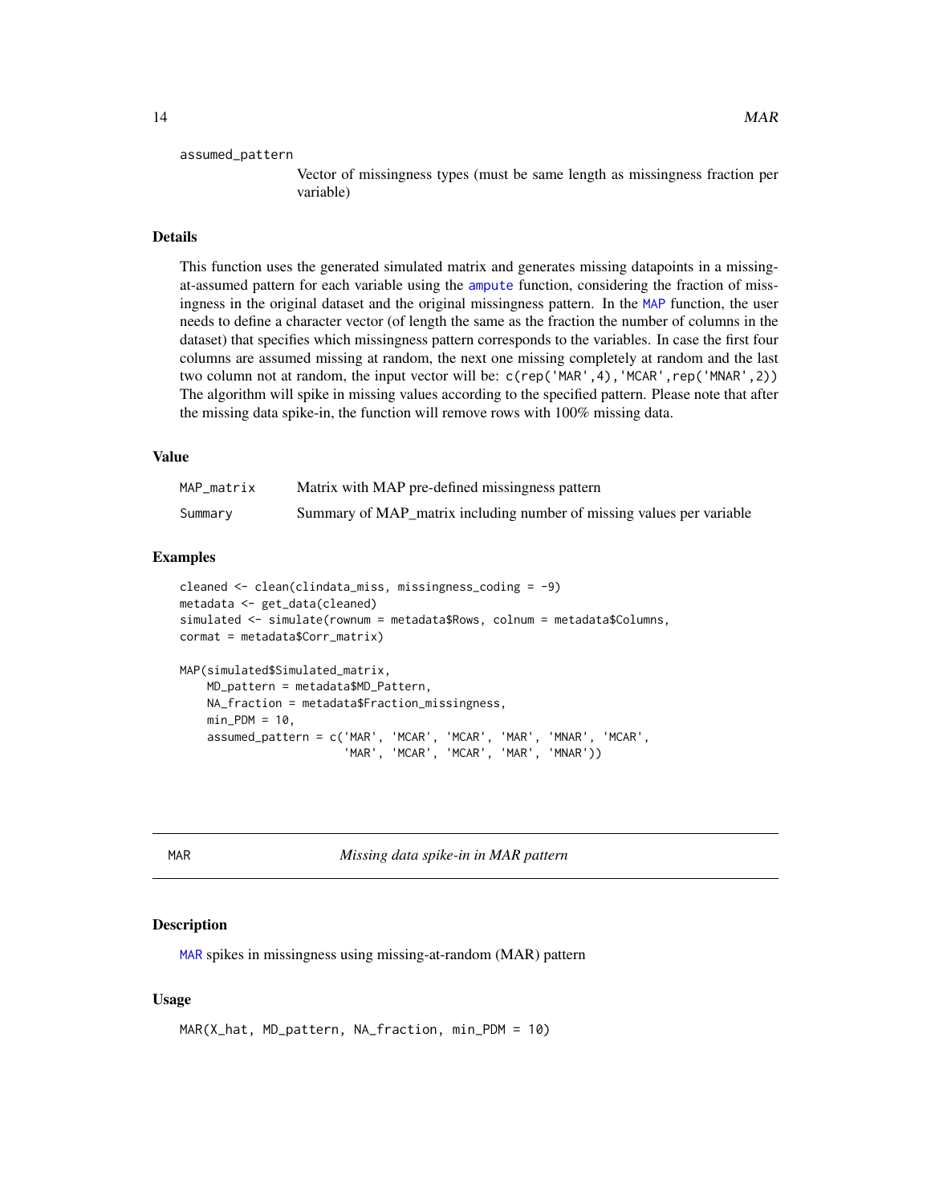assumed_pattern
: Vector of missingness types (must be same length as missingness fraction per variable)

### Details

This function uses the generated simulated matrix and generates missing datapoints in a missing-at-assumed pattern for each variable using the ampute function, considering the fraction of missingness in the original dataset and the original missingness pattern. In the MAP function, the user needs to define a character vector (of length the same as the fraction the number of columns in the dataset) that specifies which missingness pattern corresponds to the variables. In case the first four columns are assumed missing at random, the next one missing completely at random and the last two column not at random, the input vector will be: `c(rep('MAR',4),'MCAR',rep('MNAR',2))` The algorithm will spike in missing values according to the specified pattern. Please note that after the missing data spike-in, the function will remove rows with 100% missing data.

### Value

| | |
|---|---|
| MAP_matrix | Matrix with MAP pre-defined missingness pattern |
| Summary | Summary of MAP_matrix including number of missing values per variable |

### Examples

```
cleaned <- clean(clindata_miss, missingness_coding = -9)
metadata <- get_data(cleaned)
simulated <- simulate(rownum = metadata$Rows, colnum = metadata$Columns,
cormat = metadata$Corr_matrix)

MAP(simulated$Simulated_matrix,
    MD_pattern = metadata$MD_Pattern,
    NA_fraction = metadata$Fraction_missingness,
    min_PDM = 10,
    assumed_pattern = c('MAR', 'MCAR', 'MCAR', 'MAR', 'MNAR', 'MCAR',
                        'MAR', 'MCAR', 'MCAR', 'MAR', 'MNAR'))
```

---

## MAR *Missing data spike-in in MAR pattern*

### Description

MAR spikes in missingness using missing-at-random (MAR) pattern

### Usage

```
MAR(X_hat, MD_pattern, NA_fraction, min_PDM = 10)
```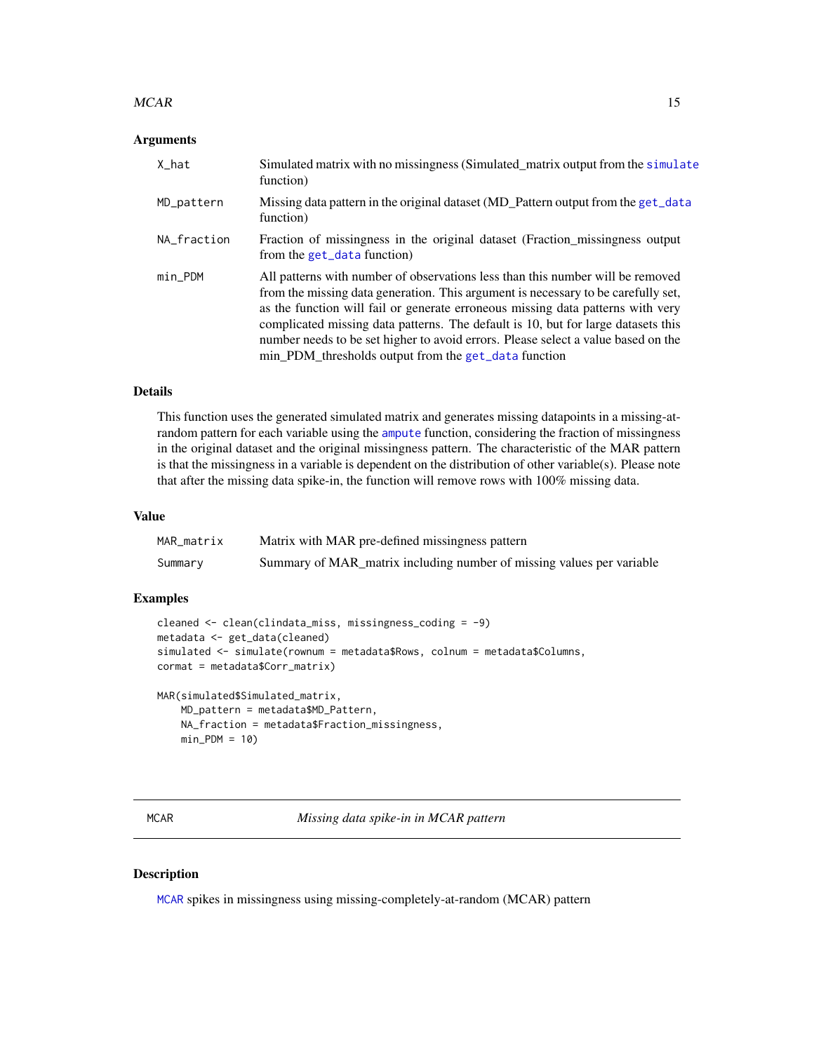### Arguments

| | |
|---|---|
| X_hat | Simulated matrix with no missingness (Simulated_matrix output from the simulate function) |
| MD_pattern | Missing data pattern in the original dataset (MD_Pattern output from the get_data function) |
| NA_fraction | Fraction of missingness in the original dataset (Fraction_missingness output from the get_data function) |
| min_PDM | All patterns with number of observations less than this number will be removed from the missing data generation. This argument is necessary to be carefully set, as the function will fail or generate erroneous missing data patterns with very complicated missing data patterns. The default is 10, but for large datasets this number needs to be set higher to avoid errors. Please select a value based on the min_PDM_thresholds output from the get_data function |

### Details

This function uses the generated simulated matrix and generates missing datapoints in a missing-at-random pattern for each variable using the ampute function, considering the fraction of missingness in the original dataset and the original missingness pattern. The characteristic of the MAR pattern is that the missingness in a variable is dependent on the distribution of other variable(s). Please note that after the missing data spike-in, the function will remove rows with 100% missing data.

### Value

| | |
|---|---|
| MAR_matrix | Matrix with MAR pre-defined missingness pattern |
| Summary | Summary of MAR_matrix including number of missing values per variable |

### Examples

```
cleaned <- clean(clindata_miss, missingness_coding = -9)
metadata <- get_data(cleaned)
simulated <- simulate(rownum = metadata$Rows, colnum = metadata$Columns,
cormat = metadata$Corr_matrix)

MAR(simulated$Simulated_matrix,
    MD_pattern = metadata$MD_Pattern,
    NA_fraction = metadata$Fraction_missingness,
    min_PDM = 10)
```

---

## MCAR *Missing data spike-in in MCAR pattern*

---

### Description

MCAR spikes in missingness using missing-completely-at-random (MCAR) pattern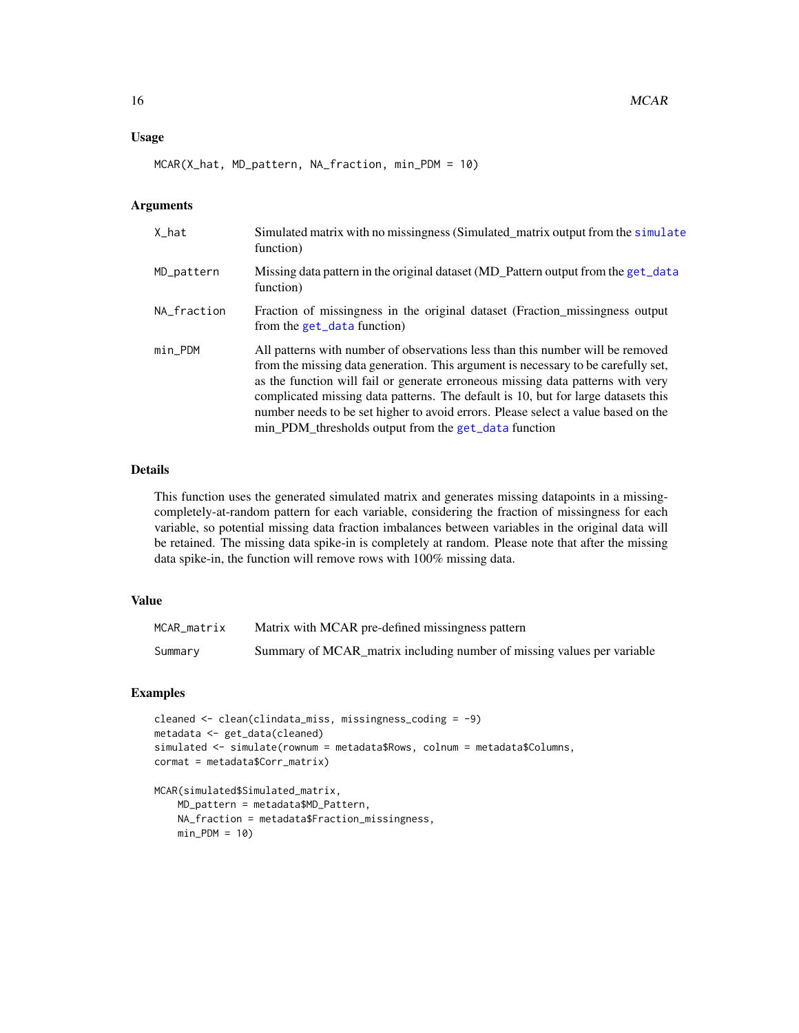### Usage

```
MCAR(X_hat, MD_pattern, NA_fraction, min_PDM = 10)
```

### Arguments

| | |
|---|---|
| X_hat | Simulated matrix with no missingness (Simulated_matrix output from the simulate function) |
| MD_pattern | Missing data pattern in the original dataset (MD_Pattern output from the get_data function) |
| NA_fraction | Fraction of missingness in the original dataset (Fraction_missingness output from the get_data function) |
| min_PDM | All patterns with number of observations less than this number will be removed from the missing data generation. This argument is necessary to be carefully set, as the function will fail or generate erroneous missing data patterns with very complicated missing data patterns. The default is 10, but for large datasets this number needs to be set higher to avoid errors. Please select a value based on the min_PDM_thresholds output from the get_data function |

### Details

This function uses the generated simulated matrix and generates missing datapoints in a missing-completely-at-random pattern for each variable, considering the fraction of missingness for each variable, so potential missing data fraction imbalances between variables in the original data will be retained. The missing data spike-in is completely at random. Please note that after the missing data spike-in, the function will remove rows with 100% missing data.

### Value

| | |
|---|---|
| MCAR_matrix | Matrix with MCAR pre-defined missingness pattern |
| Summary | Summary of MCAR_matrix including number of missing values per variable |

### Examples

```
cleaned <- clean(clindata_miss, missingness_coding = -9)
metadata <- get_data(cleaned)
simulated <- simulate(rownum = metadata$Rows, colnum = metadata$Columns,
cormat = metadata$Corr_matrix)

MCAR(simulated$Simulated_matrix,
    MD_pattern = metadata$MD_Pattern,
    NA_fraction = metadata$Fraction_missingness,
    min_PDM = 10)
```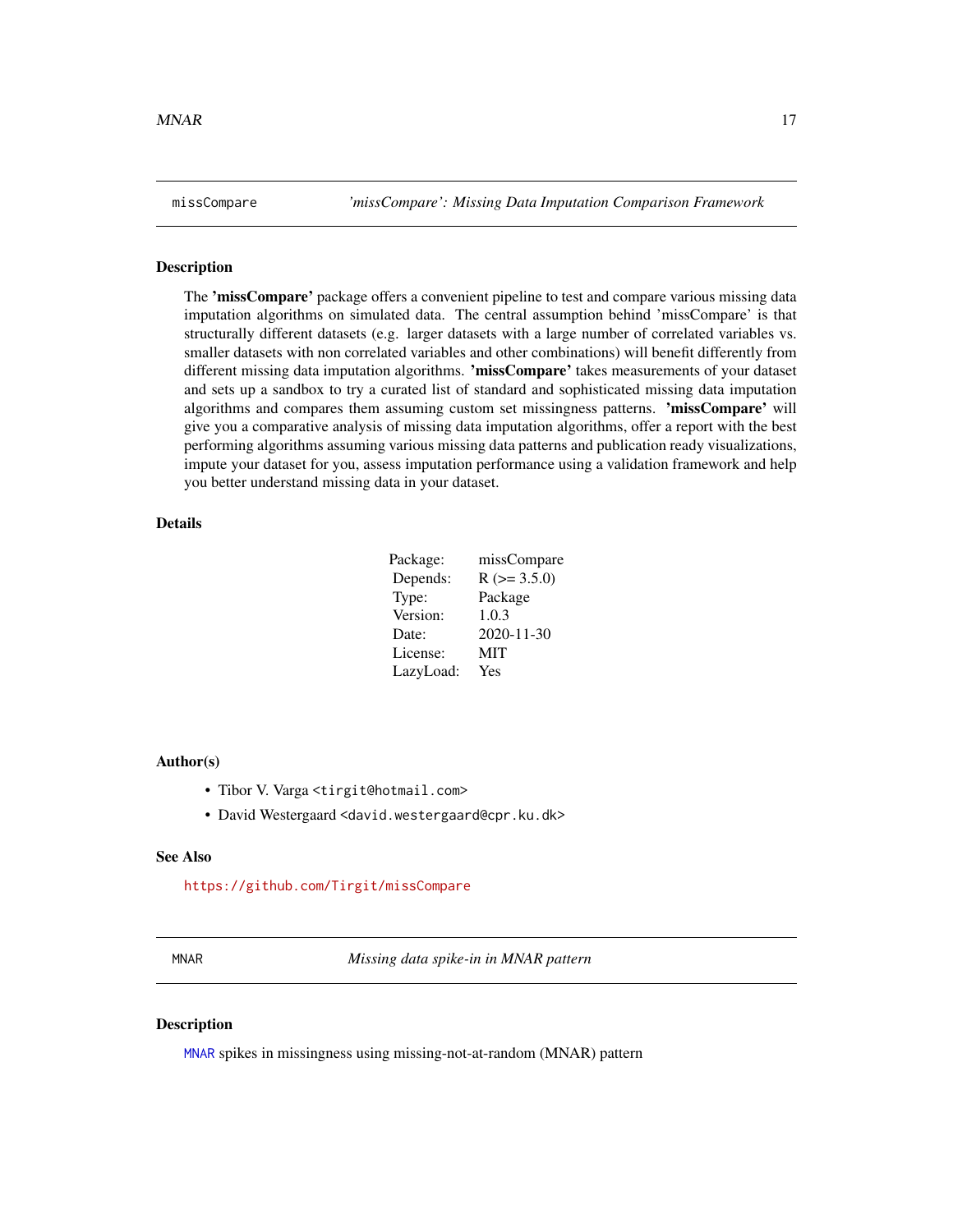## missCompare — *'missCompare': Missing Data Imputation Comparison Framework*

### Description

The **'missCompare'** package offers a convenient pipeline to test and compare various missing data imputation algorithms on simulated data. The central assumption behind 'missCompare' is that structurally different datasets (e.g. larger datasets with a large number of correlated variables vs. smaller datasets with non correlated variables and other combinations) will benefit differently from different missing data imputation algorithms. **'missCompare'** takes measurements of your dataset and sets up a sandbox to try a curated list of standard and sophisticated missing data imputation algorithms and compares them assuming custom set missingness patterns. **'missCompare'** will give you a comparative analysis of missing data imputation algorithms, offer a report with the best performing algorithms assuming various missing data patterns and publication ready visualizations, impute your dataset for you, assess imputation performance using a validation framework and help you better understand missing data in your dataset.

### Details

| | |
|---|---|
| Package: | missCompare |
| Depends: | R (>= 3.5.0) |
| Type: | Package |
| Version: | 1.0.3 |
| Date: | 2020-11-30 |
| License: | MIT |
| LazyLoad: | Yes |

### Author(s)

- Tibor V. Varga <tirgit@hotmail.com>
- David Westergaard <david.westergaard@cpr.ku.dk>

### See Also

https://github.com/Tirgit/missCompare

## MNAR — *Missing data spike-in in MNAR pattern*

### Description

MNAR spikes in missingness using missing-not-at-random (MNAR) pattern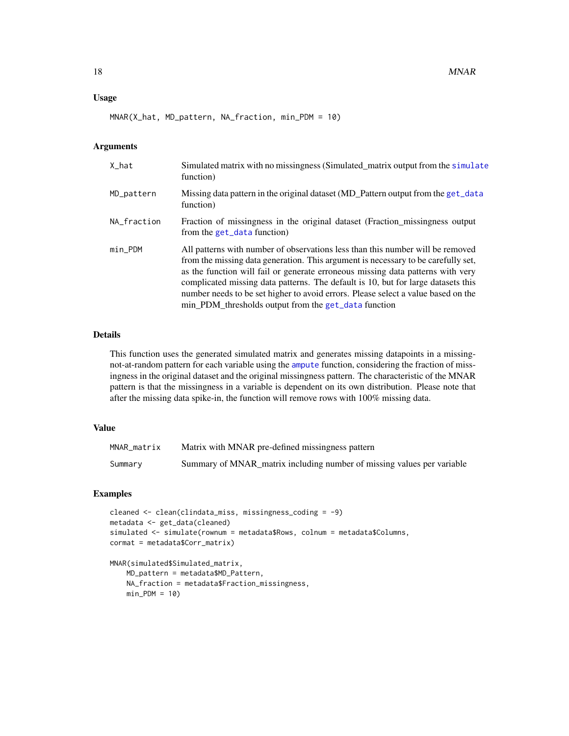### Usage

```
MNAR(X_hat, MD_pattern, NA_fraction, min_PDM = 10)
```

### Arguments

| | |
|---|---|
| X_hat | Simulated matrix with no missingness (Simulated_matrix output from the simulate function) |
| MD_pattern | Missing data pattern in the original dataset (MD_Pattern output from the get_data function) |
| NA_fraction | Fraction of missingness in the original dataset (Fraction_missingness output from the get_data function) |
| min_PDM | All patterns with number of observations less than this number will be removed from the missing data generation. This argument is necessary to be carefully set, as the function will fail or generate erroneous missing data patterns with very complicated missing data patterns. The default is 10, but for large datasets this number needs to be set higher to avoid errors. Please select a value based on the min_PDM_thresholds output from the get_data function |

### Details

This function uses the generated simulated matrix and generates missing datapoints in a missing-not-at-random pattern for each variable using the ampute function, considering the fraction of missingness in the original dataset and the original missingness pattern. The characteristic of the MNAR pattern is that the missingness in a variable is dependent on its own distribution. Please note that after the missing data spike-in, the function will remove rows with 100% missing data.

### Value

| | |
|---|---|
| MNAR_matrix | Matrix with MNAR pre-defined missingness pattern |
| Summary | Summary of MNAR_matrix including number of missing values per variable |

### Examples

```
cleaned <- clean(clindata_miss, missingness_coding = -9)
metadata <- get_data(cleaned)
simulated <- simulate(rownum = metadata$Rows, colnum = metadata$Columns,
cormat = metadata$Corr_matrix)

MNAR(simulated$Simulated_matrix,
    MD_pattern = metadata$MD_Pattern,
    NA_fraction = metadata$Fraction_missingness,
    min_PDM = 10)
```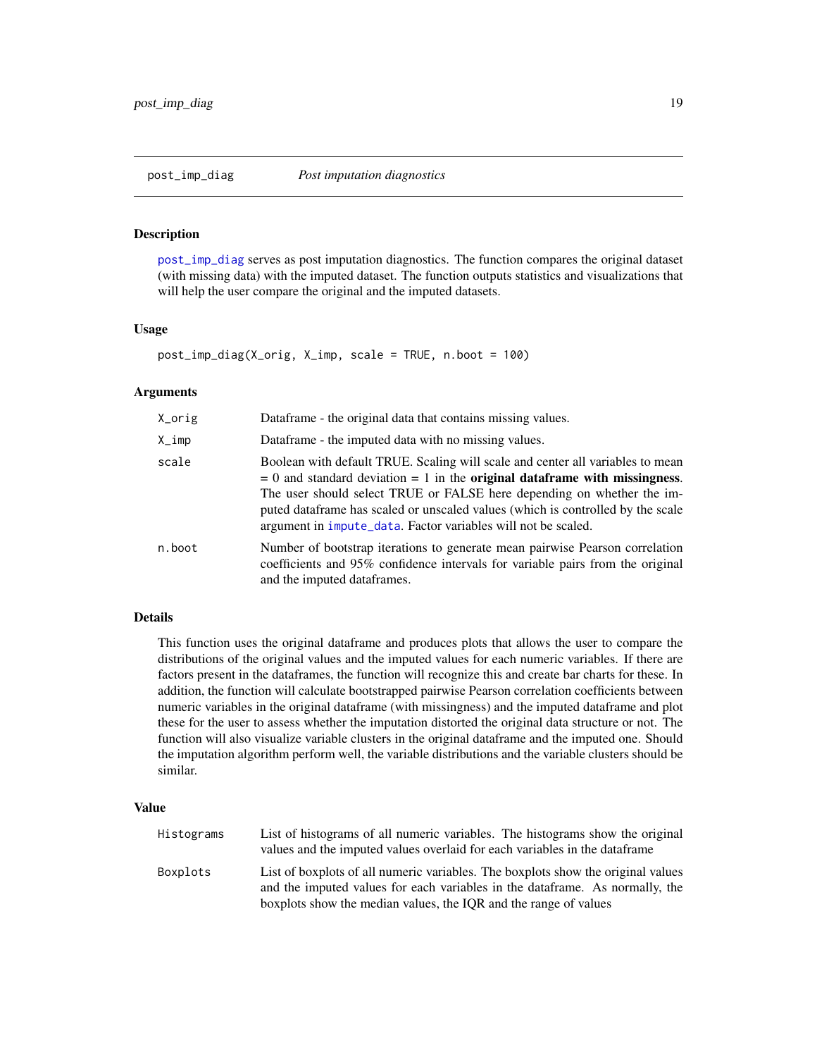## post_imp_diag *Post imputation diagnostics*

### Description

post_imp_diag serves as post imputation diagnostics. The function compares the original dataset (with missing data) with the imputed dataset. The function outputs statistics and visualizations that will help the user compare the original and the imputed datasets.

### Usage

```
post_imp_diag(X_orig, X_imp, scale = TRUE, n.boot = 100)
```

### Arguments

| | |
|---|---|
| X_orig | Dataframe - the original data that contains missing values. |
| X_imp | Dataframe - the imputed data with no missing values. |
| scale | Boolean with default TRUE. Scaling will scale and center all variables to mean = 0 and standard deviation = 1 in the **original dataframe with missingness**. The user should select TRUE or FALSE here depending on whether the imputed dataframe has scaled or unscaled values (which is controlled by the scale argument in impute_data. Factor variables will not be scaled. |
| n.boot | Number of bootstrap iterations to generate mean pairwise Pearson correlation coefficients and 95% confidence intervals for variable pairs from the original and the imputed dataframes. |

### Details

This function uses the original dataframe and produces plots that allows the user to compare the distributions of the original values and the imputed values for each numeric variables. If there are factors present in the dataframes, the function will recognize this and create bar charts for these. In addition, the function will calculate bootstrapped pairwise Pearson correlation coefficients between numeric variables in the original dataframe (with missingness) and the imputed dataframe and plot these for the user to assess whether the imputation distorted the original data structure or not. The function will also visualize variable clusters in the original dataframe and the imputed one. Should the imputation algorithm perform well, the variable distributions and the variable clusters should be similar.

### Value

| | |
|---|---|
| Histograms | List of histograms of all numeric variables. The histograms show the original values and the imputed values overlaid for each variables in the dataframe |
| Boxplots | List of boxplots of all numeric variables. The boxplots show the original values and the imputed values for each variables in the dataframe. As normally, the boxplots show the median values, the IQR and the range of values |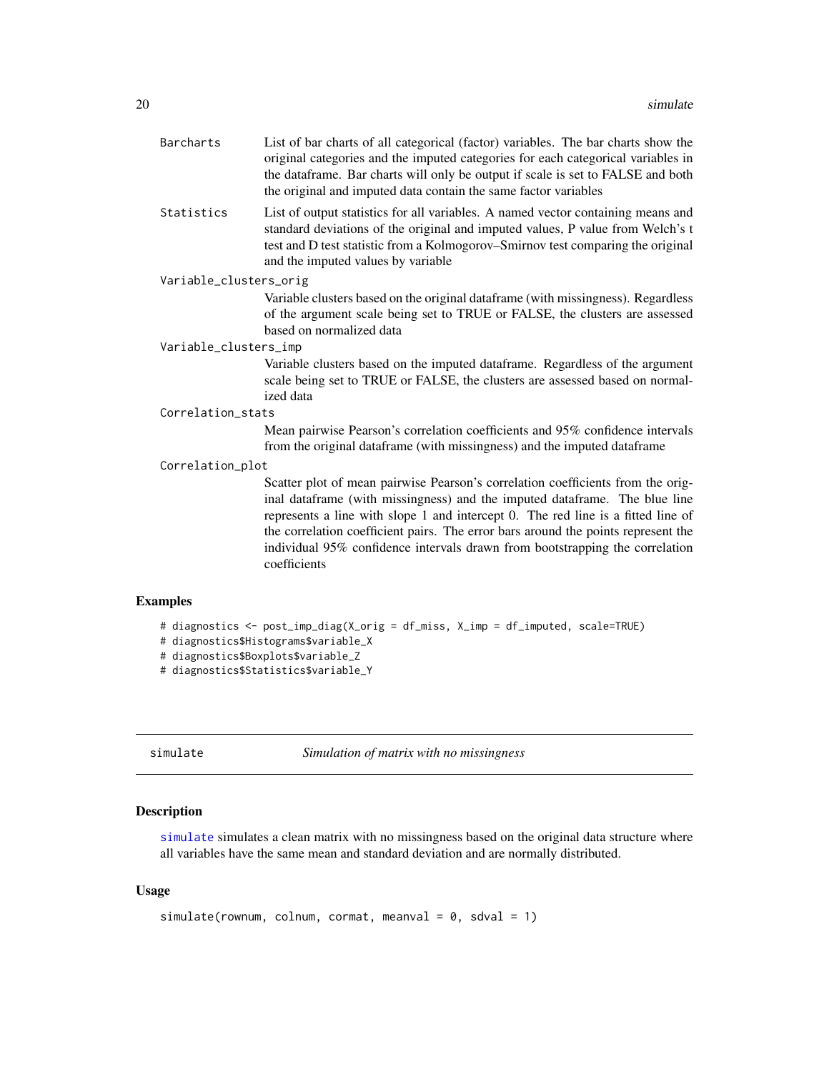Barcharts
: List of bar charts of all categorical (factor) variables. The bar charts show the original categories and the imputed categories for each categorical variables in the dataframe. Bar charts will only be output if scale is set to FALSE and both the original and imputed data contain the same factor variables

Statistics
: List of output statistics for all variables. A named vector containing means and standard deviations of the original and imputed values, P value from Welch's t test and D test statistic from a Kolmogorov–Smirnov test comparing the original and the imputed values by variable

Variable_clusters_orig
: Variable clusters based on the original dataframe (with missingness). Regardless of the argument scale being set to TRUE or FALSE, the clusters are assessed based on normalized data

Variable_clusters_imp
: Variable clusters based on the imputed dataframe. Regardless of the argument scale being set to TRUE or FALSE, the clusters are assessed based on normalized data

Correlation_stats
: Mean pairwise Pearson's correlation coefficients and 95% confidence intervals from the original dataframe (with missingness) and the imputed dataframe

Correlation_plot
: Scatter plot of mean pairwise Pearson's correlation coefficients from the original dataframe (with missingness) and the imputed dataframe. The blue line represents a line with slope 1 and intercept 0. The red line is a fitted line of the correlation coefficient pairs. The error bars around the points represent the individual 95% confidence intervals drawn from bootstrapping the correlation coefficients

## Examples

```
# diagnostics <- post_imp_diag(X_orig = df_miss, X_imp = df_imputed, scale=TRUE)
# diagnostics$Histograms$variable_X
# diagnostics$Boxplots$variable_Z
# diagnostics$Statistics$variable_Y
```

---

# simulate — *Simulation of matrix with no missingness*

## Description

simulate simulates a clean matrix with no missingness based on the original data structure where all variables have the same mean and standard deviation and are normally distributed.

## Usage

```
simulate(rownum, colnum, cormat, meanval = 0, sdval = 1)
```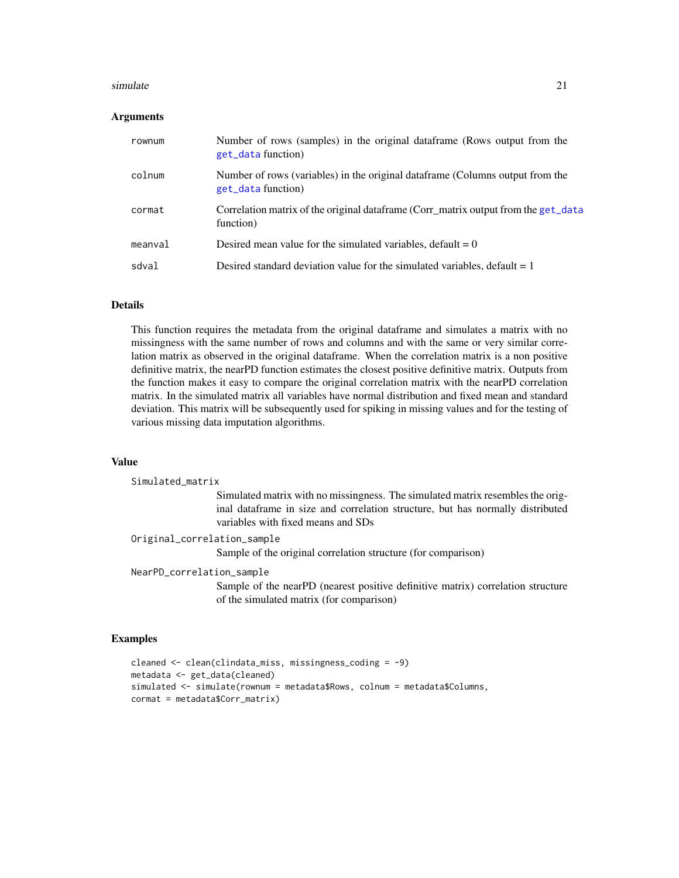### Arguments

| | |
|---|---|
| rownum | Number of rows (samples) in the original dataframe (Rows output from the get_data function) |
| colnum | Number of rows (variables) in the original dataframe (Columns output from the get_data function) |
| cormat | Correlation matrix of the original dataframe (Corr_matrix output from the get_data function) |
| meanval | Desired mean value for the simulated variables, default = 0 |
| sdval | Desired standard deviation value for the simulated variables, default = 1 |

### Details

This function requires the metadata from the original dataframe and simulates a matrix with no missingness with the same number of rows and columns and with the same or very similar correlation matrix as observed in the original dataframe. When the correlation matrix is a non positive definitive matrix, the nearPD function estimates the closest positive definitive matrix. Outputs from the function makes it easy to compare the original correlation matrix with the nearPD correlation matrix. In the simulated matrix all variables have normal distribution and fixed mean and standard deviation. This matrix will be subsequently used for spiking in missing values and for the testing of various missing data imputation algorithms.

### Value

**Simulated_matrix**
: Simulated matrix with no missingness. The simulated matrix resembles the original dataframe in size and correlation structure, but has normally distributed variables with fixed means and SDs

**Original_correlation_sample**
: Sample of the original correlation structure (for comparison)

**NearPD_correlation_sample**
: Sample of the nearPD (nearest positive definitive matrix) correlation structure of the simulated matrix (for comparison)

### Examples

```
cleaned <- clean(clindata_miss, missingness_coding = -9)
metadata <- get_data(cleaned)
simulated <- simulate(rownum = metadata$Rows, colnum = metadata$Columns,
cormat = metadata$Corr_matrix)
```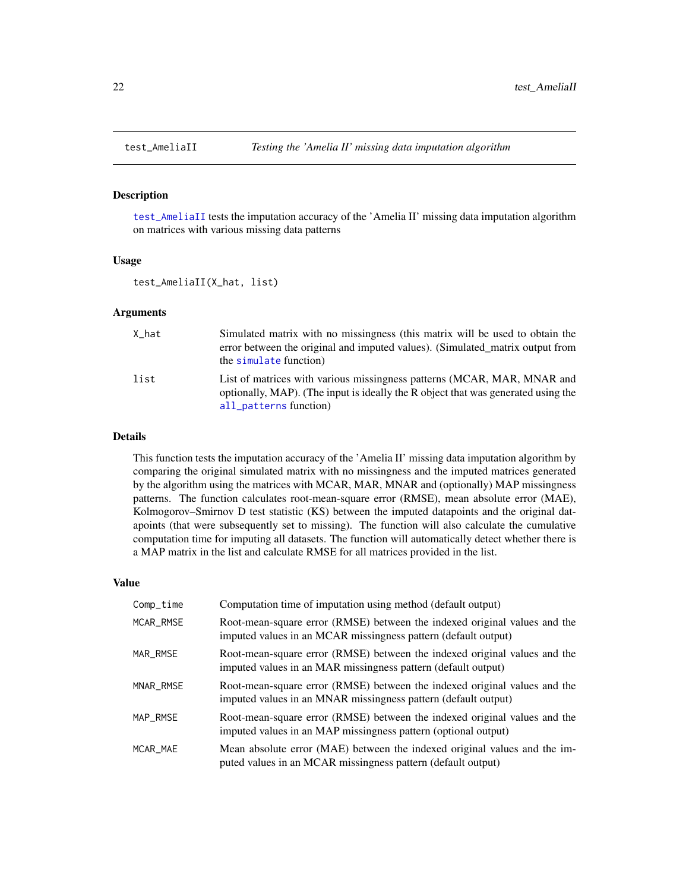## test_AmeliaII    *Testing the 'Amelia II' missing data imputation algorithm*

### Description

test_AmeliaII tests the imputation accuracy of the 'Amelia II' missing data imputation algorithm on matrices with various missing data patterns

### Usage

```
test_AmeliaII(X_hat, list)
```

### Arguments

| | |
|---|---|
| X_hat | Simulated matrix with no missingness (this matrix will be used to obtain the error between the original and imputed values). (Simulated_matrix output from the simulate function) |
| list | List of matrices with various missingness patterns (MCAR, MAR, MNAR and optionally, MAP). (The input is ideally the R object that was generated using the all_patterns function) |

### Details

This function tests the imputation accuracy of the 'Amelia II' missing data imputation algorithm by comparing the original simulated matrix with no missingness and the imputed matrices generated by the algorithm using the matrices with MCAR, MAR, MNAR and (optionally) MAP missingness patterns. The function calculates root-mean-square error (RMSE), mean absolute error (MAE), Kolmogorov–Smirnov D test statistic (KS) between the imputed datapoints and the original datapoints (that were subsequently set to missing). The function will also calculate the cumulative computation time for imputing all datasets. The function will automatically detect whether there is a MAP matrix in the list and calculate RMSE for all matrices provided in the list.

### Value

| | |
|---|---|
| Comp_time | Computation time of imputation using method (default output) |
| MCAR_RMSE | Root-mean-square error (RMSE) between the indexed original values and the imputed values in an MCAR missingness pattern (default output) |
| MAR_RMSE | Root-mean-square error (RMSE) between the indexed original values and the imputed values in an MAR missingness pattern (default output) |
| MNAR_RMSE | Root-mean-square error (RMSE) between the indexed original values and the imputed values in an MNAR missingness pattern (default output) |
| MAP_RMSE | Root-mean-square error (RMSE) between the indexed original values and the imputed values in an MAP missingness pattern (optional output) |
| MCAR_MAE | Mean absolute error (MAE) between the indexed original values and the imputed values in an MCAR missingness pattern (default output) |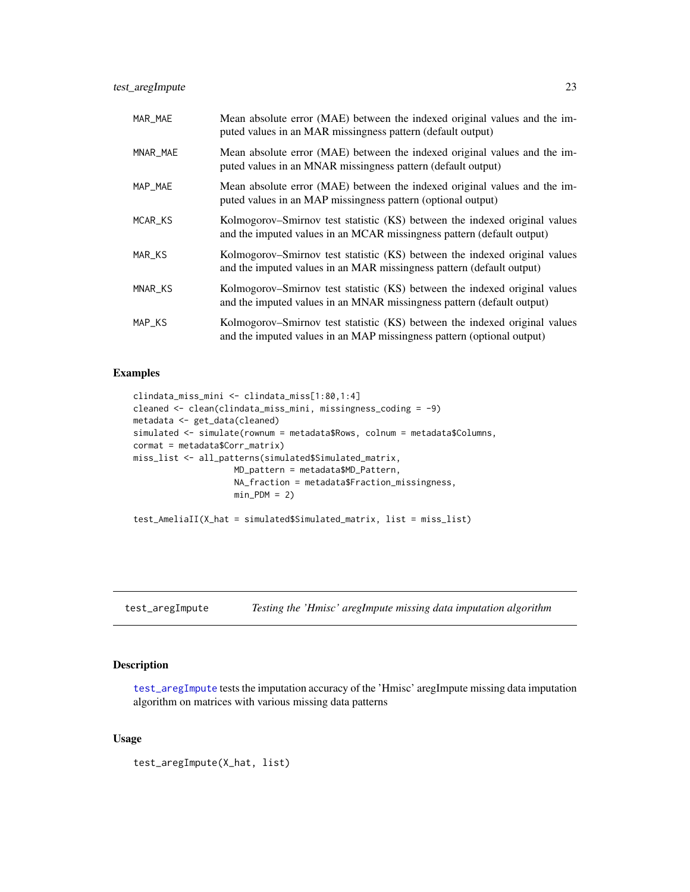| | |
|---|---|
| MAR_MAE | Mean absolute error (MAE) between the indexed original values and the imputed values in an MAR missingness pattern (default output) |
| MNAR_MAE | Mean absolute error (MAE) between the indexed original values and the imputed values in an MNAR missingness pattern (default output) |
| MAP_MAE | Mean absolute error (MAE) between the indexed original values and the imputed values in an MAP missingness pattern (optional output) |
| MCAR_KS | Kolmogorov–Smirnov test statistic (KS) between the indexed original values and the imputed values in an MCAR missingness pattern (default output) |
| MAR_KS | Kolmogorov–Smirnov test statistic (KS) between the indexed original values and the imputed values in an MAR missingness pattern (default output) |
| MNAR_KS | Kolmogorov–Smirnov test statistic (KS) between the indexed original values and the imputed values in an MNAR missingness pattern (default output) |
| MAP_KS | Kolmogorov–Smirnov test statistic (KS) between the indexed original values and the imputed values in an MAP missingness pattern (optional output) |

### Examples

```
clindata_miss_mini <- clindata_miss[1:80,1:4]
cleaned <- clean(clindata_miss_mini, missingness_coding = -9)
metadata <- get_data(cleaned)
simulated <- simulate(rownum = metadata$Rows, colnum = metadata$Columns,
cormat = metadata$Corr_matrix)
miss_list <- all_patterns(simulated$Simulated_matrix,
                    MD_pattern = metadata$MD_Pattern,
                    NA_fraction = metadata$Fraction_missingness,
                    min_PDM = 2)

test_AmeliaII(X_hat = simulated$Simulated_matrix, list = miss_list)
```

---

## test_aregImpute    *Testing the 'Hmisc' aregImpute missing data imputation algorithm*

---

### Description

test_aregImpute tests the imputation accuracy of the 'Hmisc' aregImpute missing data imputation algorithm on matrices with various missing data patterns

### Usage

```
test_aregImpute(X_hat, list)
```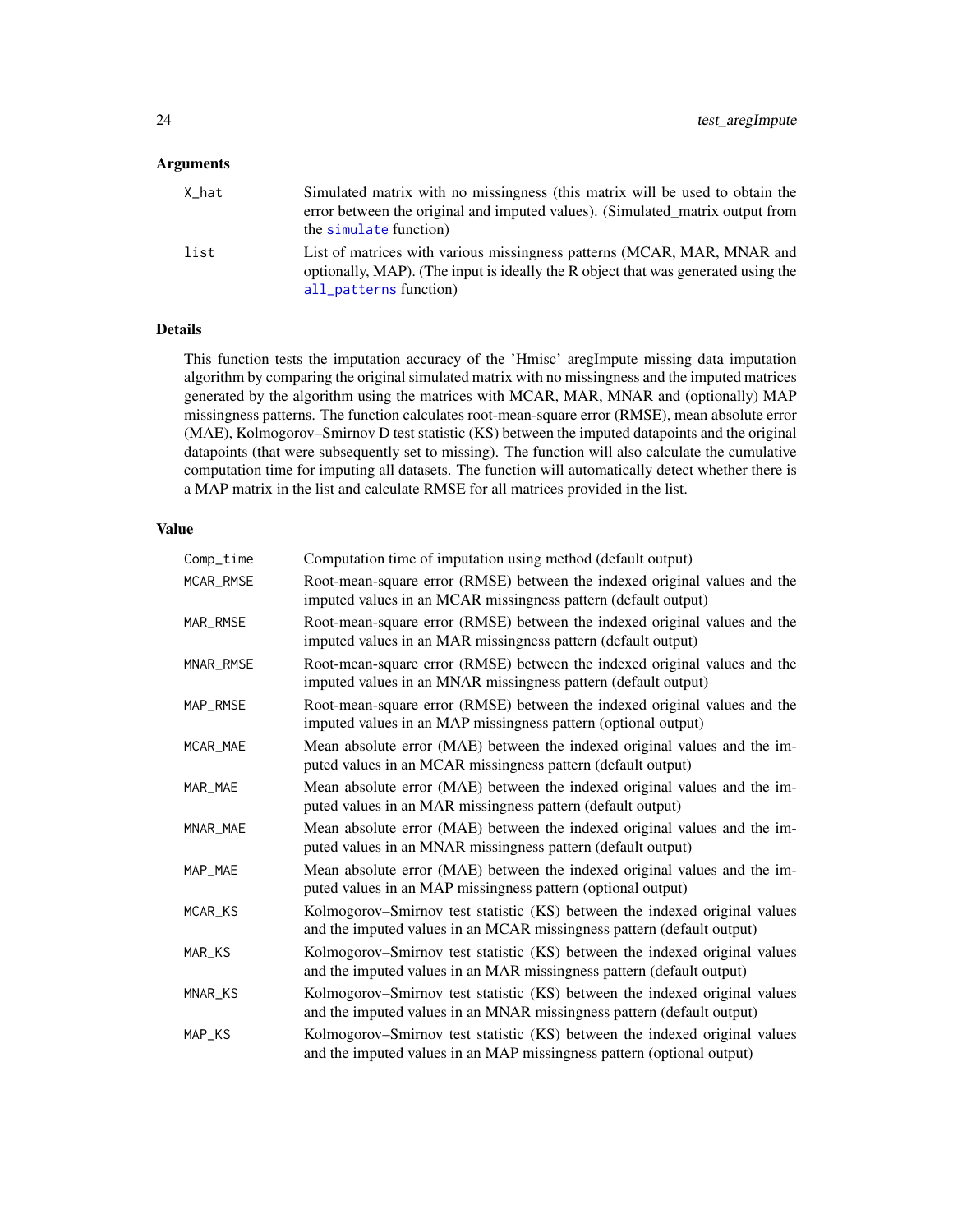### Arguments

| | |
|---|---|
| `X_hat` | Simulated matrix with no missingness (this matrix will be used to obtain the error between the original and imputed values). (Simulated_matrix output from the `simulate` function) |
| `list` | List of matrices with various missingness patterns (MCAR, MAR, MNAR and optionally, MAP). (The input is ideally the R object that was generated using the `all_patterns` function) |

### Details

This function tests the imputation accuracy of the 'Hmisc' aregImpute missing data imputation algorithm by comparing the original simulated matrix with no missingness and the imputed matrices generated by the algorithm using the matrices with MCAR, MAR, MNAR and (optionally) MAP missingness patterns. The function calculates root-mean-square error (RMSE), mean absolute error (MAE), Kolmogorov–Smirnov D test statistic (KS) between the imputed datapoints and the original datapoints (that were subsequently set to missing). The function will also calculate the cumulative computation time for imputing all datasets. The function will automatically detect whether there is a MAP matrix in the list and calculate RMSE for all matrices provided in the list.

### Value

| | |
|---|---|
| `Comp_time` | Computation time of imputation using method (default output) |
| `MCAR_RMSE` | Root-mean-square error (RMSE) between the indexed original values and the imputed values in an MCAR missingness pattern (default output) |
| `MAR_RMSE` | Root-mean-square error (RMSE) between the indexed original values and the imputed values in an MAR missingness pattern (default output) |
| `MNAR_RMSE` | Root-mean-square error (RMSE) between the indexed original values and the imputed values in an MNAR missingness pattern (default output) |
| `MAP_RMSE` | Root-mean-square error (RMSE) between the indexed original values and the imputed values in an MAP missingness pattern (optional output) |
| `MCAR_MAE` | Mean absolute error (MAE) between the indexed original values and the imputed values in an MCAR missingness pattern (default output) |
| `MAR_MAE` | Mean absolute error (MAE) between the indexed original values and the imputed values in an MAR missingness pattern (default output) |
| `MNAR_MAE` | Mean absolute error (MAE) between the indexed original values and the imputed values in an MNAR missingness pattern (default output) |
| `MAP_MAE` | Mean absolute error (MAE) between the indexed original values and the imputed values in an MAP missingness pattern (optional output) |
| `MCAR_KS` | Kolmogorov–Smirnov test statistic (KS) between the indexed original values and the imputed values in an MCAR missingness pattern (default output) |
| `MAR_KS` | Kolmogorov–Smirnov test statistic (KS) between the indexed original values and the imputed values in an MAR missingness pattern (default output) |
| `MNAR_KS` | Kolmogorov–Smirnov test statistic (KS) between the indexed original values and the imputed values in an MNAR missingness pattern (default output) |
| `MAP_KS` | Kolmogorov–Smirnov test statistic (KS) between the indexed original values and the imputed values in an MAP missingness pattern (optional output) |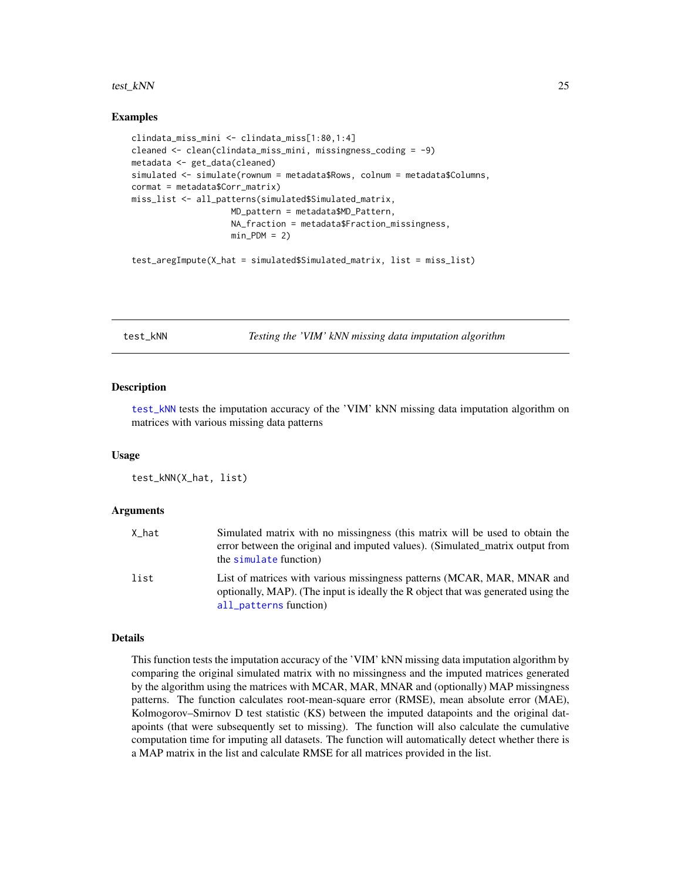## Examples

```
clindata_miss_mini <- clindata_miss[1:80,1:4]
cleaned <- clean(clindata_miss_mini, missingness_coding = -9)
metadata <- get_data(cleaned)
simulated <- simulate(rownum = metadata$Rows, colnum = metadata$Columns,
cormat = metadata$Corr_matrix)
miss_list <- all_patterns(simulated$Simulated_matrix,
                    MD_pattern = metadata$MD_Pattern,
                    NA_fraction = metadata$Fraction_missingness,
                    min_PDM = 2)

test_aregImpute(X_hat = simulated$Simulated_matrix, list = miss_list)
```

---

# test_kNN — *Testing the 'VIM' kNN missing data imputation algorithm*

## Description

test_kNN tests the imputation accuracy of the 'VIM' kNN missing data imputation algorithm on matrices with various missing data patterns

## Usage

```
test_kNN(X_hat, list)
```

## Arguments

| | |
|---|---|
| X_hat | Simulated matrix with no missingness (this matrix will be used to obtain the error between the original and imputed values). (Simulated_matrix output from the simulate function) |
| list | List of matrices with various missingness patterns (MCAR, MAR, MNAR and optionally, MAP). (The input is ideally the R object that was generated using the all_patterns function) |

## Details

This function tests the imputation accuracy of the 'VIM' kNN missing data imputation algorithm by comparing the original simulated matrix with no missingness and the imputed matrices generated by the algorithm using the matrices with MCAR, MAR, MNAR and (optionally) MAP missingness patterns. The function calculates root-mean-square error (RMSE), mean absolute error (MAE), Kolmogorov–Smirnov D test statistic (KS) between the imputed datapoints and the original datapoints (that were subsequently set to missing). The function will also calculate the cumulative computation time for imputing all datasets. The function will automatically detect whether there is a MAP matrix in the list and calculate RMSE for all matrices provided in the list.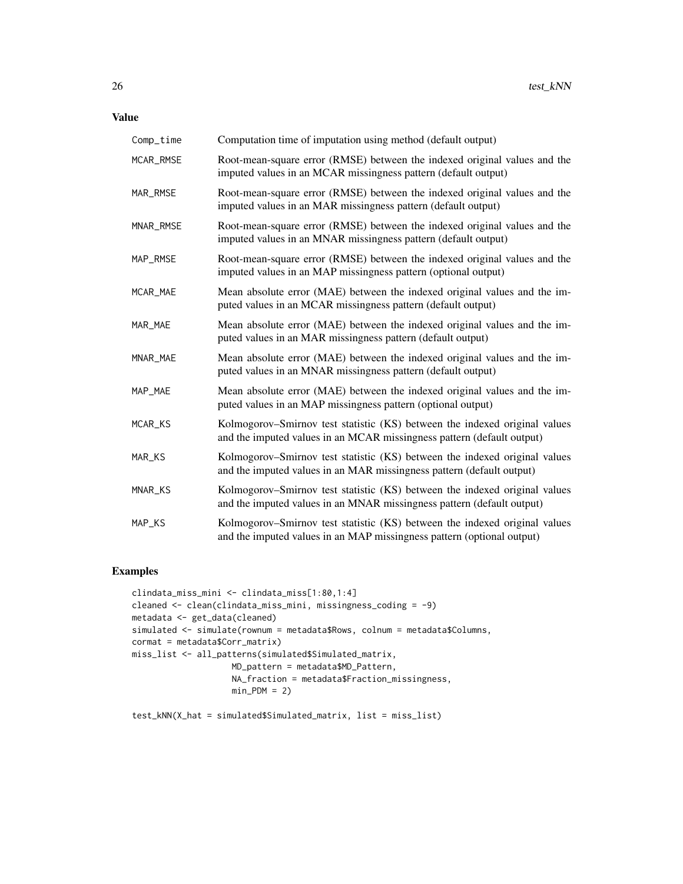## Value

| | |
|---|---|
| Comp_time | Computation time of imputation using method (default output) |
| MCAR_RMSE | Root-mean-square error (RMSE) between the indexed original values and the imputed values in an MCAR missingness pattern (default output) |
| MAR_RMSE | Root-mean-square error (RMSE) between the indexed original values and the imputed values in an MAR missingness pattern (default output) |
| MNAR_RMSE | Root-mean-square error (RMSE) between the indexed original values and the imputed values in an MNAR missingness pattern (default output) |
| MAP_RMSE | Root-mean-square error (RMSE) between the indexed original values and the imputed values in an MAP missingness pattern (optional output) |
| MCAR_MAE | Mean absolute error (MAE) between the indexed original values and the imputed values in an MCAR missingness pattern (default output) |
| MAR_MAE | Mean absolute error (MAE) between the indexed original values and the imputed values in an MAR missingness pattern (default output) |
| MNAR_MAE | Mean absolute error (MAE) between the indexed original values and the imputed values in an MNAR missingness pattern (default output) |
| MAP_MAE | Mean absolute error (MAE) between the indexed original values and the imputed values in an MAP missingness pattern (optional output) |
| MCAR_KS | Kolmogorov–Smirnov test statistic (KS) between the indexed original values and the imputed values in an MCAR missingness pattern (default output) |
| MAR_KS | Kolmogorov–Smirnov test statistic (KS) between the indexed original values and the imputed values in an MAR missingness pattern (default output) |
| MNAR_KS | Kolmogorov–Smirnov test statistic (KS) between the indexed original values and the imputed values in an MNAR missingness pattern (default output) |
| MAP_KS | Kolmogorov–Smirnov test statistic (KS) between the indexed original values and the imputed values in an MAP missingness pattern (optional output) |

## Examples

```
clindata_miss_mini <- clindata_miss[1:80,1:4]
cleaned <- clean(clindata_miss_mini, missingness_coding = -9)
metadata <- get_data(cleaned)
simulated <- simulate(rownum = metadata$Rows, colnum = metadata$Columns,
cormat = metadata$Corr_matrix)
miss_list <- all_patterns(simulated$Simulated_matrix,
                    MD_pattern = metadata$MD_Pattern,
                    NA_fraction = metadata$Fraction_missingness,
                    min_PDM = 2)

test_kNN(X_hat = simulated$Simulated_matrix, list = miss_list)
```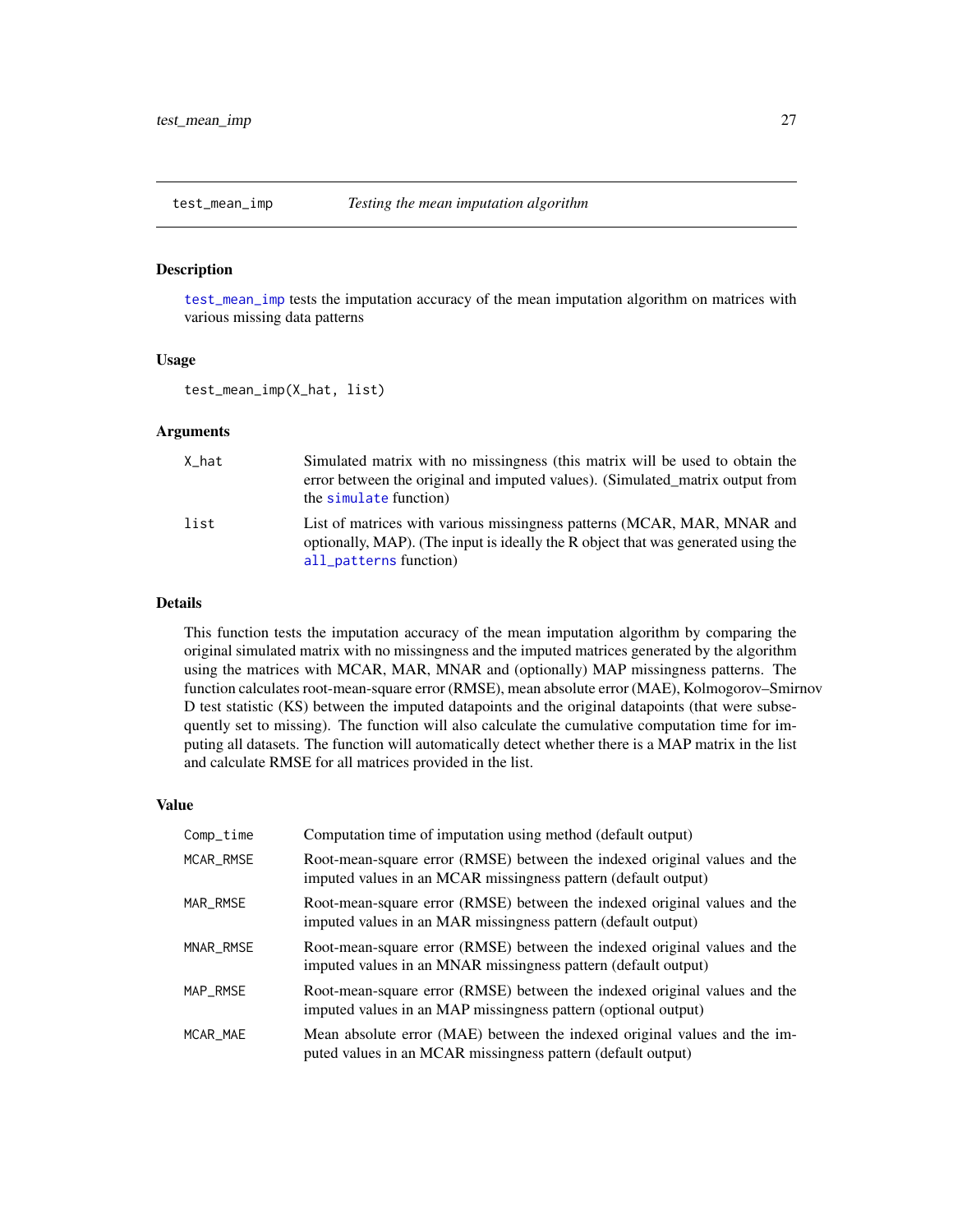## test_mean_imp — *Testing the mean imputation algorithm*

### Description

test_mean_imp tests the imputation accuracy of the mean imputation algorithm on matrices with various missing data patterns

### Usage

```
test_mean_imp(X_hat, list)
```

### Arguments

| | |
|---|---|
| X_hat | Simulated matrix with no missingness (this matrix will be used to obtain the error between the original and imputed values). (Simulated_matrix output from the simulate function) |
| list | List of matrices with various missingness patterns (MCAR, MAR, MNAR and optionally, MAP). (The input is ideally the R object that was generated using the all_patterns function) |

### Details

This function tests the imputation accuracy of the mean imputation algorithm by comparing the original simulated matrix with no missingness and the imputed matrices generated by the algorithm using the matrices with MCAR, MAR, MNAR and (optionally) MAP missingness patterns. The function calculates root-mean-square error (RMSE), mean absolute error (MAE), Kolmogorov–Smirnov D test statistic (KS) between the imputed datapoints and the original datapoints (that were subsequently set to missing). The function will also calculate the cumulative computation time for imputing all datasets. The function will automatically detect whether there is a MAP matrix in the list and calculate RMSE for all matrices provided in the list.

### Value

| | |
|---|---|
| Comp_time | Computation time of imputation using method (default output) |
| MCAR_RMSE | Root-mean-square error (RMSE) between the indexed original values and the imputed values in an MCAR missingness pattern (default output) |
| MAR_RMSE | Root-mean-square error (RMSE) between the indexed original values and the imputed values in an MAR missingness pattern (default output) |
| MNAR_RMSE | Root-mean-square error (RMSE) between the indexed original values and the imputed values in an MNAR missingness pattern (default output) |
| MAP_RMSE | Root-mean-square error (RMSE) between the indexed original values and the imputed values in an MAP missingness pattern (optional output) |
| MCAR_MAE | Mean absolute error (MAE) between the indexed original values and the imputed values in an MCAR missingness pattern (default output) |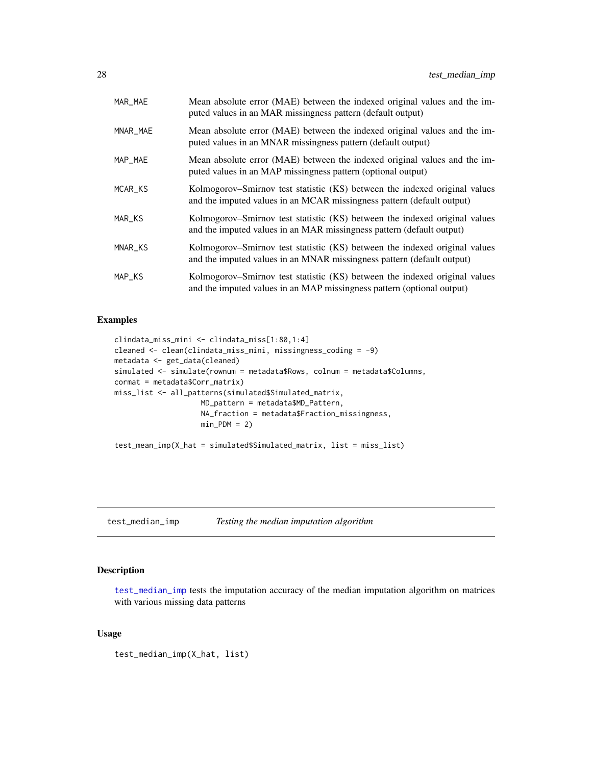| | |
|---|---|
| MAR_MAE | Mean absolute error (MAE) between the indexed original values and the imputed values in an MAR missingness pattern (default output) |
| MNAR_MAE | Mean absolute error (MAE) between the indexed original values and the imputed values in an MNAR missingness pattern (default output) |
| MAP_MAE | Mean absolute error (MAE) between the indexed original values and the imputed values in an MAP missingness pattern (optional output) |
| MCAR_KS | Kolmogorov–Smirnov test statistic (KS) between the indexed original values and the imputed values in an MCAR missingness pattern (default output) |
| MAR_KS | Kolmogorov–Smirnov test statistic (KS) between the indexed original values and the imputed values in an MAR missingness pattern (default output) |
| MNAR_KS | Kolmogorov–Smirnov test statistic (KS) between the indexed original values and the imputed values in an MNAR missingness pattern (default output) |
| MAP_KS | Kolmogorov–Smirnov test statistic (KS) between the indexed original values and the imputed values in an MAP missingness pattern (optional output) |

## Examples

```
clindata_miss_mini <- clindata_miss[1:80,1:4]
cleaned <- clean(clindata_miss_mini, missingness_coding = -9)
metadata <- get_data(cleaned)
simulated <- simulate(rownum = metadata$Rows, colnum = metadata$Columns,
cormat = metadata$Corr_matrix)
miss_list <- all_patterns(simulated$Simulated_matrix,
                    MD_pattern = metadata$MD_Pattern,
                    NA_fraction = metadata$Fraction_missingness,
                    min_PDM = 2)

test_mean_imp(X_hat = simulated$Simulated_matrix, list = miss_list)
```

---

# test_median_imp *Testing the median imputation algorithm*

## Description

test_median_imp tests the imputation accuracy of the median imputation algorithm on matrices with various missing data patterns

## Usage

```
test_median_imp(X_hat, list)
```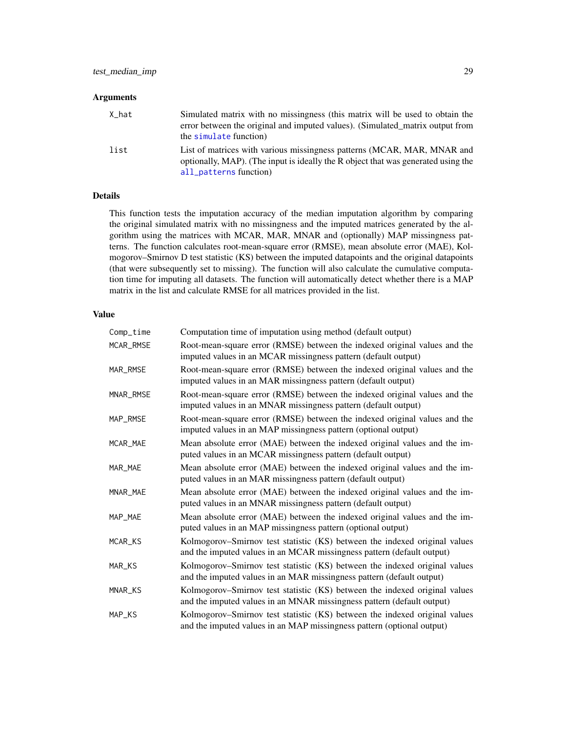## Arguments

| | |
|---|---|
| X_hat | Simulated matrix with no missingness (this matrix will be used to obtain the error between the original and imputed values). (Simulated_matrix output from the simulate function) |
| list | List of matrices with various missingness patterns (MCAR, MAR, MNAR and optionally, MAP). (The input is ideally the R object that was generated using the all_patterns function) |

## Details

This function tests the imputation accuracy of the median imputation algorithm by comparing the original simulated matrix with no missingness and the imputed matrices generated by the algorithm using the matrices with MCAR, MAR, MNAR and (optionally) MAP missingness patterns. The function calculates root-mean-square error (RMSE), mean absolute error (MAE), Kolmogorov–Smirnov D test statistic (KS) between the imputed datapoints and the original datapoints (that were subsequently set to missing). The function will also calculate the cumulative computation time for imputing all datasets. The function will automatically detect whether there is a MAP matrix in the list and calculate RMSE for all matrices provided in the list.

## Value

| | |
|---|---|
| Comp_time | Computation time of imputation using method (default output) |
| MCAR_RMSE | Root-mean-square error (RMSE) between the indexed original values and the imputed values in an MCAR missingness pattern (default output) |
| MAR_RMSE | Root-mean-square error (RMSE) between the indexed original values and the imputed values in an MAR missingness pattern (default output) |
| MNAR_RMSE | Root-mean-square error (RMSE) between the indexed original values and the imputed values in an MNAR missingness pattern (default output) |
| MAP_RMSE | Root-mean-square error (RMSE) between the indexed original values and the imputed values in an MAP missingness pattern (optional output) |
| MCAR_MAE | Mean absolute error (MAE) between the indexed original values and the imputed values in an MCAR missingness pattern (default output) |
| MAR_MAE | Mean absolute error (MAE) between the indexed original values and the imputed values in an MAR missingness pattern (default output) |
| MNAR_MAE | Mean absolute error (MAE) between the indexed original values and the imputed values in an MNAR missingness pattern (default output) |
| MAP_MAE | Mean absolute error (MAE) between the indexed original values and the imputed values in an MAP missingness pattern (optional output) |
| MCAR_KS | Kolmogorov–Smirnov test statistic (KS) between the indexed original values and the imputed values in an MCAR missingness pattern (default output) |
| MAR_KS | Kolmogorov–Smirnov test statistic (KS) between the indexed original values and the imputed values in an MAR missingness pattern (default output) |
| MNAR_KS | Kolmogorov–Smirnov test statistic (KS) between the indexed original values and the imputed values in an MNAR missingness pattern (default output) |
| MAP_KS | Kolmogorov–Smirnov test statistic (KS) between the indexed original values and the imputed values in an MAP missingness pattern (optional output) |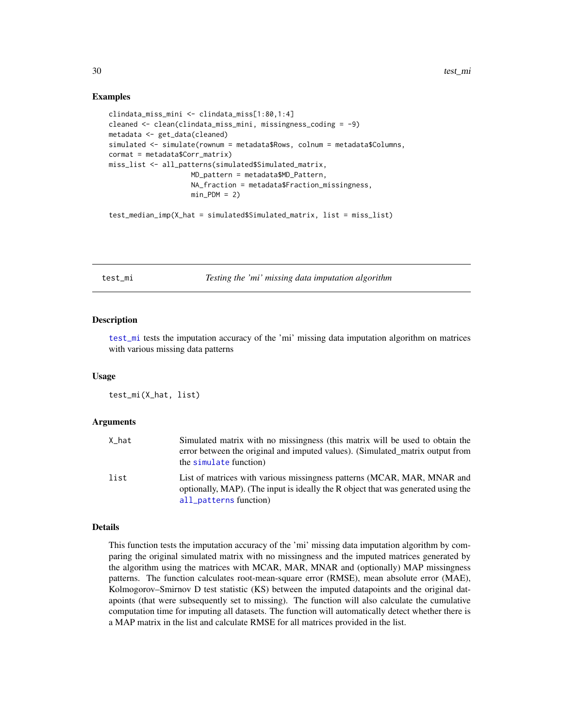## Examples

```
clindata_miss_mini <- clindata_miss[1:80,1:4]
cleaned <- clean(clindata_miss_mini, missingness_coding = -9)
metadata <- get_data(cleaned)
simulated <- simulate(rownum = metadata$Rows, colnum = metadata$Columns,
cormat = metadata$Corr_matrix)
miss_list <- all_patterns(simulated$Simulated_matrix,
                    MD_pattern = metadata$MD_Pattern,
                    NA_fraction = metadata$Fraction_missingness,
                    min_PDM = 2)

test_median_imp(X_hat = simulated$Simulated_matrix, list = miss_list)
```

---

# test_mi — *Testing the 'mi' missing data imputation algorithm*

## Description

test_mi tests the imputation accuracy of the 'mi' missing data imputation algorithm on matrices with various missing data patterns

## Usage

```
test_mi(X_hat, list)
```

## Arguments

| | |
|---|---|
| X_hat | Simulated matrix with no missingness (this matrix will be used to obtain the error between the original and imputed values). (Simulated_matrix output from the simulate function) |
| list | List of matrices with various missingness patterns (MCAR, MAR, MNAR and optionally, MAP). (The input is ideally the R object that was generated using the all_patterns function) |

## Details

This function tests the imputation accuracy of the 'mi' missing data imputation algorithm by comparing the original simulated matrix with no missingness and the imputed matrices generated by the algorithm using the matrices with MCAR, MAR, MNAR and (optionally) MAP missingness patterns. The function calculates root-mean-square error (RMSE), mean absolute error (MAE), Kolmogorov–Smirnov D test statistic (KS) between the imputed datapoints and the original datapoints (that were subsequently set to missing). The function will also calculate the cumulative computation time for imputing all datasets. The function will automatically detect whether there is a MAP matrix in the list and calculate RMSE for all matrices provided in the list.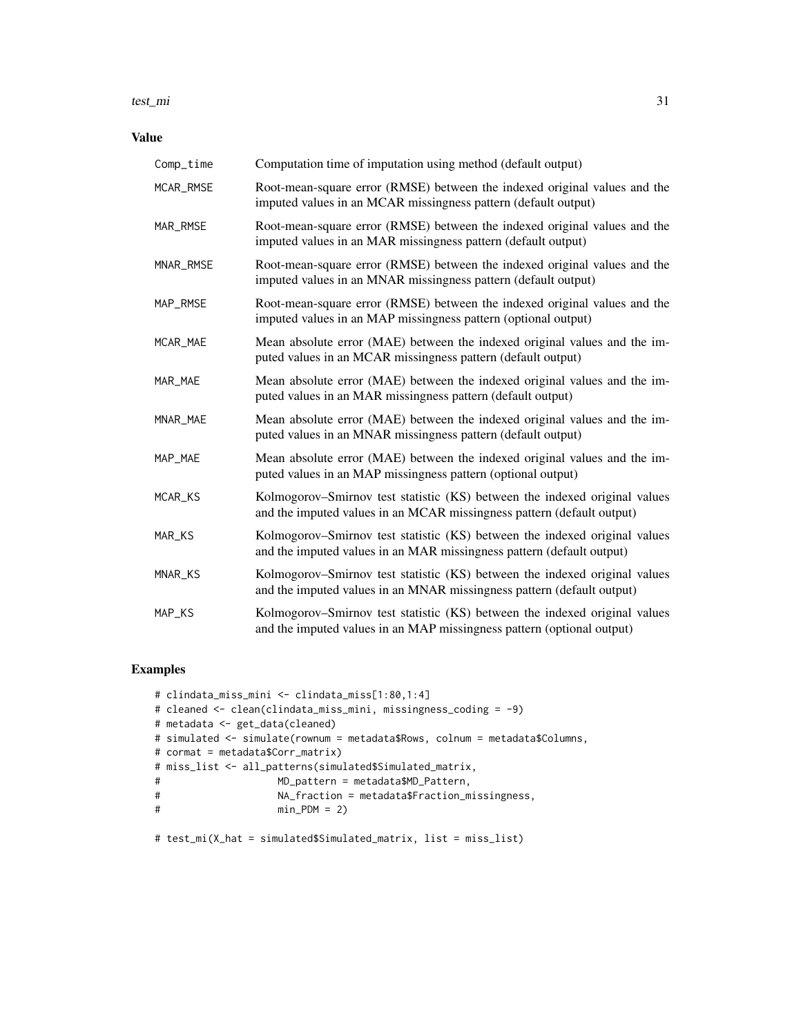## Value

| | |
|---|---|
| Comp_time | Computation time of imputation using method (default output) |
| MCAR_RMSE | Root-mean-square error (RMSE) between the indexed original values and the imputed values in an MCAR missingness pattern (default output) |
| MAR_RMSE | Root-mean-square error (RMSE) between the indexed original values and the imputed values in an MAR missingness pattern (default output) |
| MNAR_RMSE | Root-mean-square error (RMSE) between the indexed original values and the imputed values in an MNAR missingness pattern (default output) |
| MAP_RMSE | Root-mean-square error (RMSE) between the indexed original values and the imputed values in an MAP missingness pattern (optional output) |
| MCAR_MAE | Mean absolute error (MAE) between the indexed original values and the imputed values in an MCAR missingness pattern (default output) |
| MAR_MAE | Mean absolute error (MAE) between the indexed original values and the imputed values in an MAR missingness pattern (default output) |
| MNAR_MAE | Mean absolute error (MAE) between the indexed original values and the imputed values in an MNAR missingness pattern (default output) |
| MAP_MAE | Mean absolute error (MAE) between the indexed original values and the imputed values in an MAP missingness pattern (optional output) |
| MCAR_KS | Kolmogorov–Smirnov test statistic (KS) between the indexed original values and the imputed values in an MCAR missingness pattern (default output) |
| MAR_KS | Kolmogorov–Smirnov test statistic (KS) between the indexed original values and the imputed values in an MAR missingness pattern (default output) |
| MNAR_KS | Kolmogorov–Smirnov test statistic (KS) between the indexed original values and the imputed values in an MNAR missingness pattern (default output) |
| MAP_KS | Kolmogorov–Smirnov test statistic (KS) between the indexed original values and the imputed values in an MAP missingness pattern (optional output) |

## Examples

```
# clindata_miss_mini <- clindata_miss[1:80,1:4]
# cleaned <- clean(clindata_miss_mini, missingness_coding = -9)
# metadata <- get_data(cleaned)
# simulated <- simulate(rownum = metadata$Rows, colnum = metadata$Columns,
# cormat = metadata$Corr_matrix)
# miss_list <- all_patterns(simulated$Simulated_matrix,
#                   MD_pattern = metadata$MD_Pattern,
#                   NA_fraction = metadata$Fraction_missingness,
#                   min_PDM = 2)

# test_mi(X_hat = simulated$Simulated_matrix, list = miss_list)
```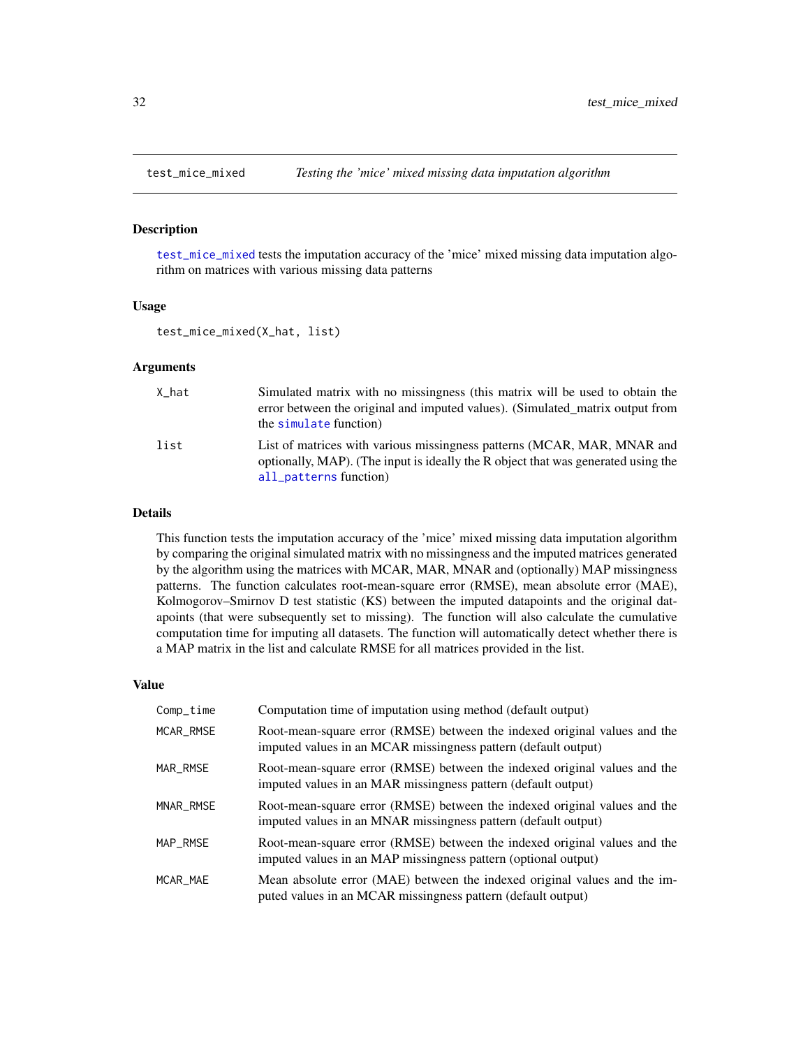## test_mice_mixed — *Testing the 'mice' mixed missing data imputation algorithm*

### Description

test_mice_mixed tests the imputation accuracy of the 'mice' mixed missing data imputation algorithm on matrices with various missing data patterns

### Usage

```
test_mice_mixed(X_hat, list)
```

### Arguments

| | |
|---|---|
| X_hat | Simulated matrix with no missingness (this matrix will be used to obtain the error between the original and imputed values). (Simulated_matrix output from the simulate function) |
| list | List of matrices with various missingness patterns (MCAR, MAR, MNAR and optionally, MAP). (The input is ideally the R object that was generated using the all_patterns function) |

### Details

This function tests the imputation accuracy of the 'mice' mixed missing data imputation algorithm by comparing the original simulated matrix with no missingness and the imputed matrices generated by the algorithm using the matrices with MCAR, MAR, MNAR and (optionally) MAP missingness patterns. The function calculates root-mean-square error (RMSE), mean absolute error (MAE), Kolmogorov–Smirnov D test statistic (KS) between the imputed datapoints and the original datapoints (that were subsequently set to missing). The function will also calculate the cumulative computation time for imputing all datasets. The function will automatically detect whether there is a MAP matrix in the list and calculate RMSE for all matrices provided in the list.

### Value

| | |
|---|---|
| Comp_time | Computation time of imputation using method (default output) |
| MCAR_RMSE | Root-mean-square error (RMSE) between the indexed original values and the imputed values in an MCAR missingness pattern (default output) |
| MAR_RMSE | Root-mean-square error (RMSE) between the indexed original values and the imputed values in an MAR missingness pattern (default output) |
| MNAR_RMSE | Root-mean-square error (RMSE) between the indexed original values and the imputed values in an MNAR missingness pattern (default output) |
| MAP_RMSE | Root-mean-square error (RMSE) between the indexed original values and the imputed values in an MAP missingness pattern (optional output) |
| MCAR_MAE | Mean absolute error (MAE) between the indexed original values and the imputed values in an MCAR missingness pattern (default output) |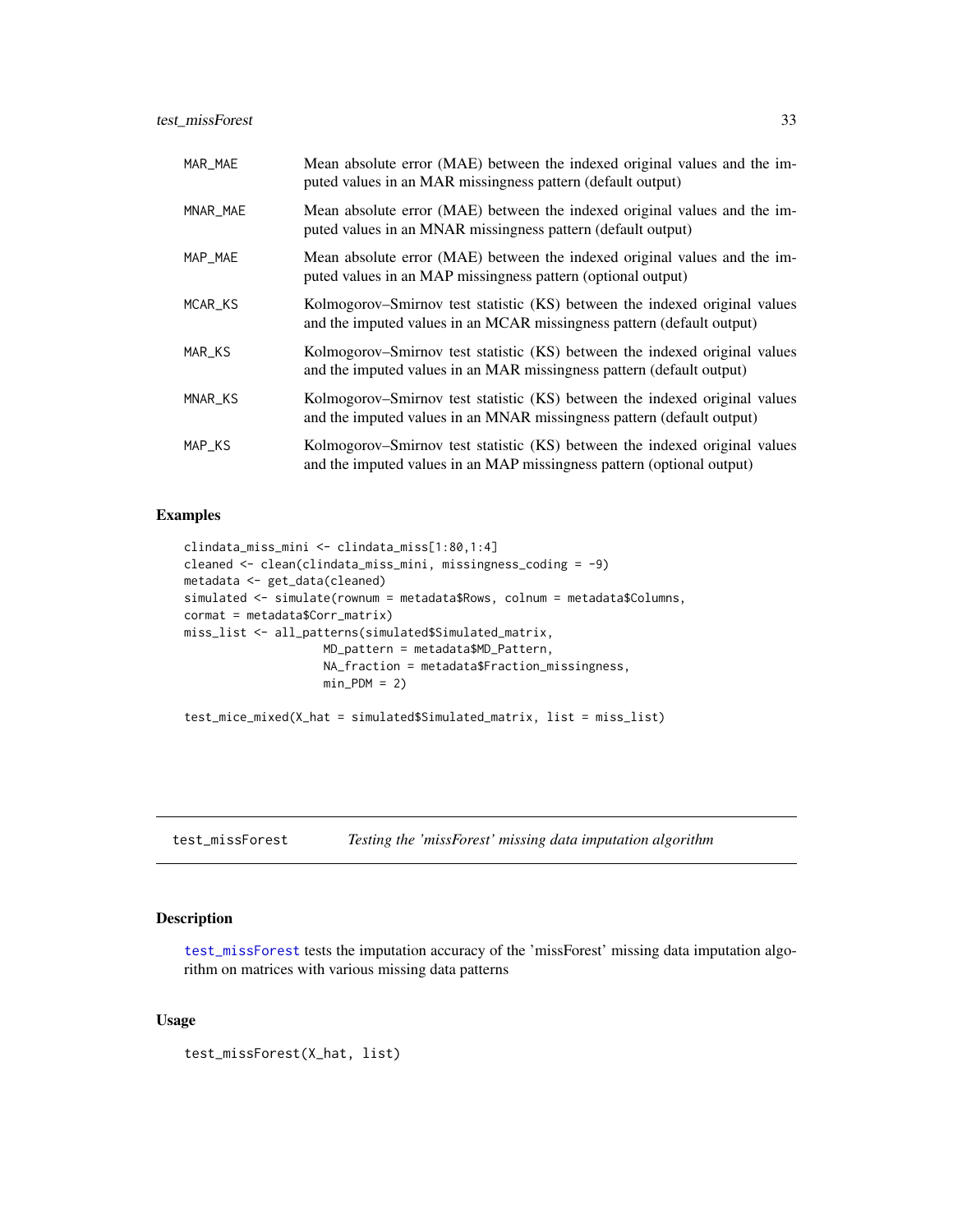| | |
|---|---|
| MAR_MAE | Mean absolute error (MAE) between the indexed original values and the imputed values in an MAR missingness pattern (default output) |
| MNAR_MAE | Mean absolute error (MAE) between the indexed original values and the imputed values in an MNAR missingness pattern (default output) |
| MAP_MAE | Mean absolute error (MAE) between the indexed original values and the imputed values in an MAP missingness pattern (optional output) |
| MCAR_KS | Kolmogorov–Smirnov test statistic (KS) between the indexed original values and the imputed values in an MCAR missingness pattern (default output) |
| MAR_KS | Kolmogorov–Smirnov test statistic (KS) between the indexed original values and the imputed values in an MAR missingness pattern (default output) |
| MNAR_KS | Kolmogorov–Smirnov test statistic (KS) between the indexed original values and the imputed values in an MNAR missingness pattern (default output) |
| MAP_KS | Kolmogorov–Smirnov test statistic (KS) between the indexed original values and the imputed values in an MAP missingness pattern (optional output) |

### Examples

```
clindata_miss_mini <- clindata_miss[1:80,1:4]
cleaned <- clean(clindata_miss_mini, missingness_coding = -9)
metadata <- get_data(cleaned)
simulated <- simulate(rownum = metadata$Rows, colnum = metadata$Columns,
cormat = metadata$Corr_matrix)
miss_list <- all_patterns(simulated$Simulated_matrix,
                    MD_pattern = metadata$MD_Pattern,
                    NA_fraction = metadata$Fraction_missingness,
                    min_PDM = 2)

test_mice_mixed(X_hat = simulated$Simulated_matrix, list = miss_list)
```

---

## test_missForest — *Testing the 'missForest' missing data imputation algorithm*

### Description

test_missForest tests the imputation accuracy of the 'missForest' missing data imputation algorithm on matrices with various missing data patterns

### Usage

```
test_missForest(X_hat, list)
```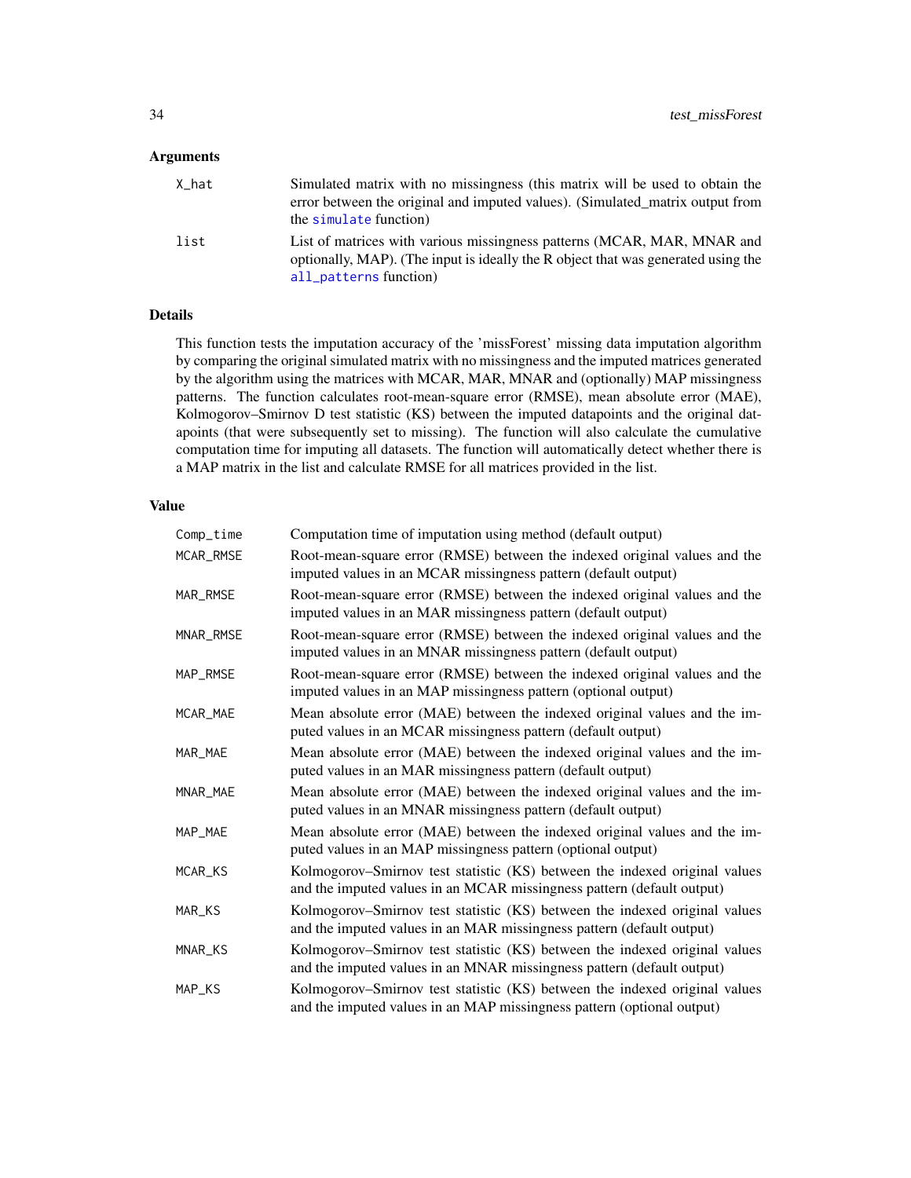## Arguments

| | |
|---|---|
| X_hat | Simulated matrix with no missingness (this matrix will be used to obtain the error between the original and imputed values). (Simulated_matrix output from the simulate function) |
| list | List of matrices with various missingness patterns (MCAR, MAR, MNAR and optionally, MAP). (The input is ideally the R object that was generated using the all_patterns function) |

## Details

This function tests the imputation accuracy of the 'missForest' missing data imputation algorithm by comparing the original simulated matrix with no missingness and the imputed matrices generated by the algorithm using the matrices with MCAR, MAR, MNAR and (optionally) MAP missingness patterns. The function calculates root-mean-square error (RMSE), mean absolute error (MAE), Kolmogorov–Smirnov D test statistic (KS) between the imputed datapoints and the original datapoints (that were subsequently set to missing). The function will also calculate the cumulative computation time for imputing all datasets. The function will automatically detect whether there is a MAP matrix in the list and calculate RMSE for all matrices provided in the list.

## Value

| | |
|---|---|
| Comp_time | Computation time of imputation using method (default output) |
| MCAR_RMSE | Root-mean-square error (RMSE) between the indexed original values and the imputed values in an MCAR missingness pattern (default output) |
| MAR_RMSE | Root-mean-square error (RMSE) between the indexed original values and the imputed values in an MAR missingness pattern (default output) |
| MNAR_RMSE | Root-mean-square error (RMSE) between the indexed original values and the imputed values in an MNAR missingness pattern (default output) |
| MAP_RMSE | Root-mean-square error (RMSE) between the indexed original values and the imputed values in an MAP missingness pattern (optional output) |
| MCAR_MAE | Mean absolute error (MAE) between the indexed original values and the imputed values in an MCAR missingness pattern (default output) |
| MAR_MAE | Mean absolute error (MAE) between the indexed original values and the imputed values in an MAR missingness pattern (default output) |
| MNAR_MAE | Mean absolute error (MAE) between the indexed original values and the imputed values in an MNAR missingness pattern (default output) |
| MAP_MAE | Mean absolute error (MAE) between the indexed original values and the imputed values in an MAP missingness pattern (optional output) |
| MCAR_KS | Kolmogorov–Smirnov test statistic (KS) between the indexed original values and the imputed values in an MCAR missingness pattern (default output) |
| MAR_KS | Kolmogorov–Smirnov test statistic (KS) between the indexed original values and the imputed values in an MAR missingness pattern (default output) |
| MNAR_KS | Kolmogorov–Smirnov test statistic (KS) between the indexed original values and the imputed values in an MNAR missingness pattern (default output) |
| MAP_KS | Kolmogorov–Smirnov test statistic (KS) between the indexed original values and the imputed values in an MAP missingness pattern (optional output) |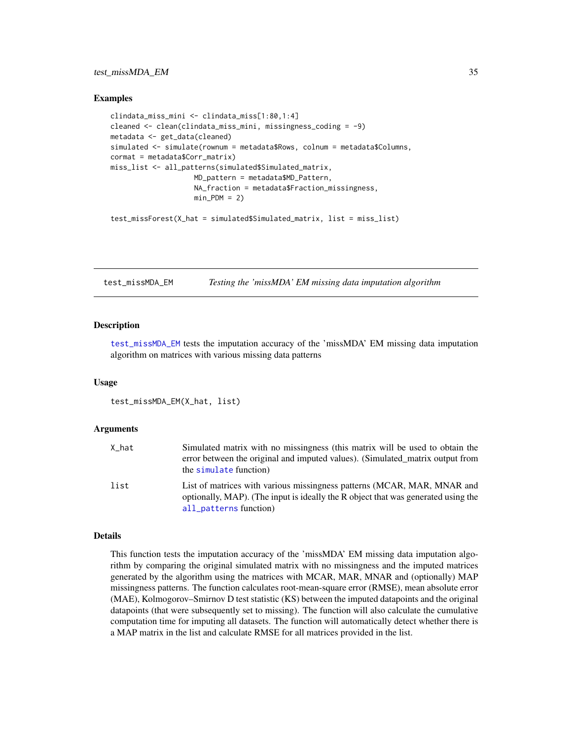### Examples

```
clindata_miss_mini <- clindata_miss[1:80,1:4]
cleaned <- clean(clindata_miss_mini, missingness_coding = -9)
metadata <- get_data(cleaned)
simulated <- simulate(rownum = metadata$Rows, colnum = metadata$Columns,
cormat = metadata$Corr_matrix)
miss_list <- all_patterns(simulated$Simulated_matrix,
                    MD_pattern = metadata$MD_Pattern,
                    NA_fraction = metadata$Fraction_missingness,
                    min_PDM = 2)

test_missForest(X_hat = simulated$Simulated_matrix, list = miss_list)
```

---

## test_missMDA_EM — *Testing the 'missMDA' EM missing data imputation algorithm*

### Description

test_missMDA_EM tests the imputation accuracy of the 'missMDA' EM missing data imputation algorithm on matrices with various missing data patterns

### Usage

```
test_missMDA_EM(X_hat, list)
```

### Arguments

| | |
|---|---|
| X_hat | Simulated matrix with no missingness (this matrix will be used to obtain the error between the original and imputed values). (Simulated_matrix output from the simulate function) |
| list | List of matrices with various missingness patterns (MCAR, MAR, MNAR and optionally, MAP). (The input is ideally the R object that was generated using the all_patterns function) |

### Details

This function tests the imputation accuracy of the 'missMDA' EM missing data imputation algorithm by comparing the original simulated matrix with no missingness and the imputed matrices generated by the algorithm using the matrices with MCAR, MAR, MNAR and (optionally) MAP missingness patterns. The function calculates root-mean-square error (RMSE), mean absolute error (MAE), Kolmogorov–Smirnov D test statistic (KS) between the imputed datapoints and the original datapoints (that were subsequently set to missing). The function will also calculate the cumulative computation time for imputing all datasets. The function will automatically detect whether there is a MAP matrix in the list and calculate RMSE for all matrices provided in the list.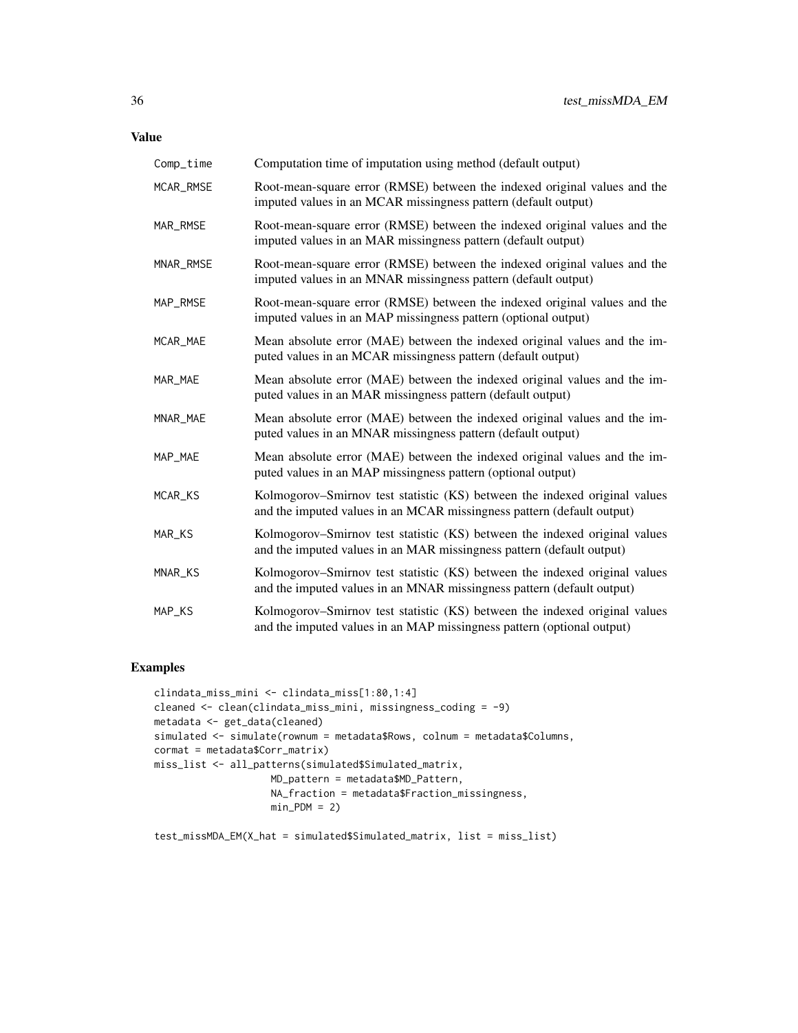## Value

| | |
|---|---|
| Comp_time | Computation time of imputation using method (default output) |
| MCAR_RMSE | Root-mean-square error (RMSE) between the indexed original values and the imputed values in an MCAR missingness pattern (default output) |
| MAR_RMSE | Root-mean-square error (RMSE) between the indexed original values and the imputed values in an MAR missingness pattern (default output) |
| MNAR_RMSE | Root-mean-square error (RMSE) between the indexed original values and the imputed values in an MNAR missingness pattern (default output) |
| MAP_RMSE | Root-mean-square error (RMSE) between the indexed original values and the imputed values in an MAP missingness pattern (optional output) |
| MCAR_MAE | Mean absolute error (MAE) between the indexed original values and the imputed values in an MCAR missingness pattern (default output) |
| MAR_MAE | Mean absolute error (MAE) between the indexed original values and the imputed values in an MAR missingness pattern (default output) |
| MNAR_MAE | Mean absolute error (MAE) between the indexed original values and the imputed values in an MNAR missingness pattern (default output) |
| MAP_MAE | Mean absolute error (MAE) between the indexed original values and the imputed values in an MAP missingness pattern (optional output) |
| MCAR_KS | Kolmogorov–Smirnov test statistic (KS) between the indexed original values and the imputed values in an MCAR missingness pattern (default output) |
| MAR_KS | Kolmogorov–Smirnov test statistic (KS) between the indexed original values and the imputed values in an MAR missingness pattern (default output) |
| MNAR_KS | Kolmogorov–Smirnov test statistic (KS) between the indexed original values and the imputed values in an MNAR missingness pattern (default output) |
| MAP_KS | Kolmogorov–Smirnov test statistic (KS) between the indexed original values and the imputed values in an MAP missingness pattern (optional output) |

## Examples

```
clindata_miss_mini <- clindata_miss[1:80,1:4]
cleaned <- clean(clindata_miss_mini, missingness_coding = -9)
metadata <- get_data(cleaned)
simulated <- simulate(rownum = metadata$Rows, colnum = metadata$Columns,
cormat = metadata$Corr_matrix)
miss_list <- all_patterns(simulated$Simulated_matrix,
                    MD_pattern = metadata$MD_Pattern,
                    NA_fraction = metadata$Fraction_missingness,
                    min_PDM = 2)

test_missMDA_EM(X_hat = simulated$Simulated_matrix, list = miss_list)
```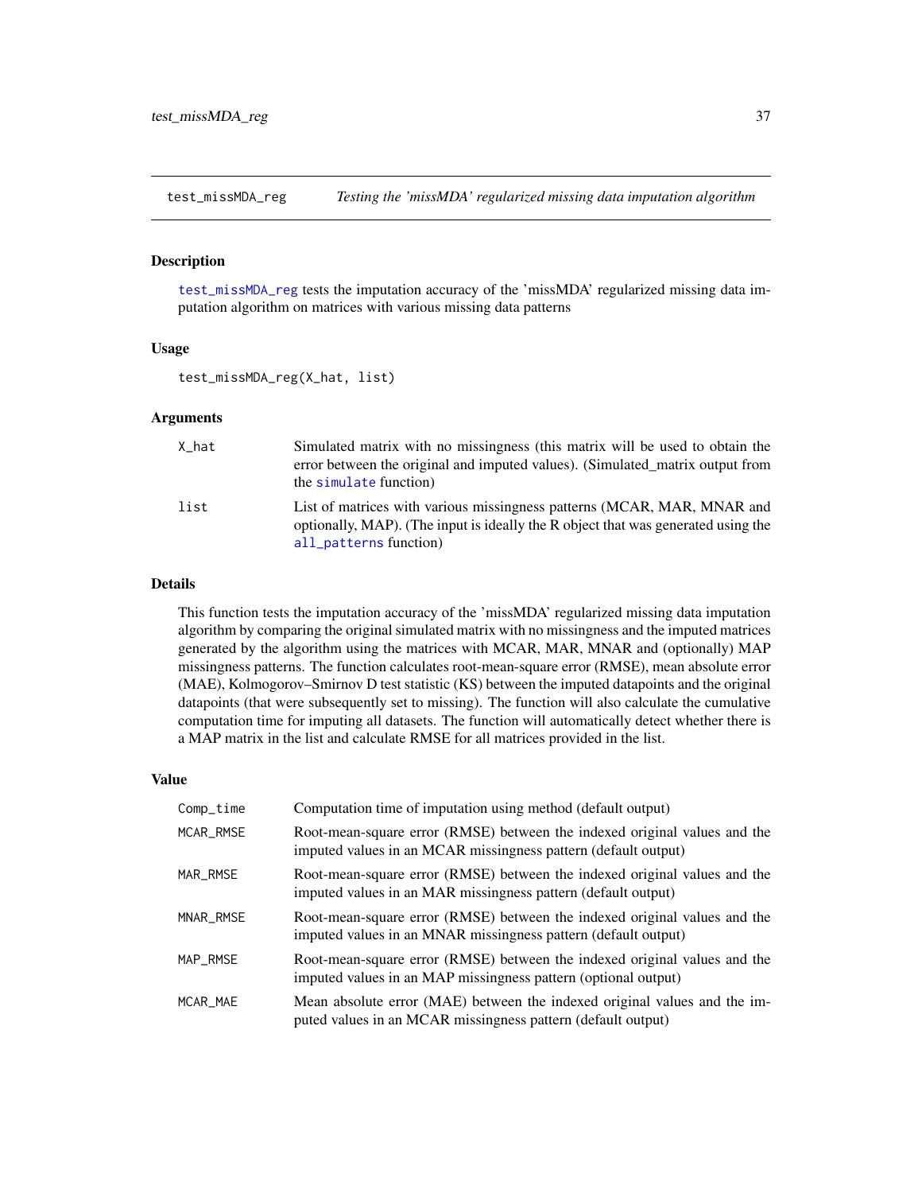test_missMDA_reg — *Testing the 'missMDA' regularized missing data imputation algorithm*

## Description

test_missMDA_reg tests the imputation accuracy of the 'missMDA' regularized missing data imputation algorithm on matrices with various missing data patterns

## Usage

```
test_missMDA_reg(X_hat, list)
```

## Arguments

| | |
|---|---|
| X_hat | Simulated matrix with no missingness (this matrix will be used to obtain the error between the original and imputed values). (Simulated_matrix output from the simulate function) |
| list | List of matrices with various missingness patterns (MCAR, MAR, MNAR and optionally, MAP). (The input is ideally the R object that was generated using the all_patterns function) |

## Details

This function tests the imputation accuracy of the 'missMDA' regularized missing data imputation algorithm by comparing the original simulated matrix with no missingness and the imputed matrices generated by the algorithm using the matrices with MCAR, MAR, MNAR and (optionally) MAP missingness patterns. The function calculates root-mean-square error (RMSE), mean absolute error (MAE), Kolmogorov–Smirnov D test statistic (KS) between the imputed datapoints and the original datapoints (that were subsequently set to missing). The function will also calculate the cumulative computation time for imputing all datasets. The function will automatically detect whether there is a MAP matrix in the list and calculate RMSE for all matrices provided in the list.

## Value

| | |
|---|---|
| Comp_time | Computation time of imputation using method (default output) |
| MCAR_RMSE | Root-mean-square error (RMSE) between the indexed original values and the imputed values in an MCAR missingness pattern (default output) |
| MAR_RMSE | Root-mean-square error (RMSE) between the indexed original values and the imputed values in an MAR missingness pattern (default output) |
| MNAR_RMSE | Root-mean-square error (RMSE) between the indexed original values and the imputed values in an MNAR missingness pattern (default output) |
| MAP_RMSE | Root-mean-square error (RMSE) between the indexed original values and the imputed values in an MAP missingness pattern (optional output) |
| MCAR_MAE | Mean absolute error (MAE) between the indexed original values and the imputed values in an MCAR missingness pattern (default output) |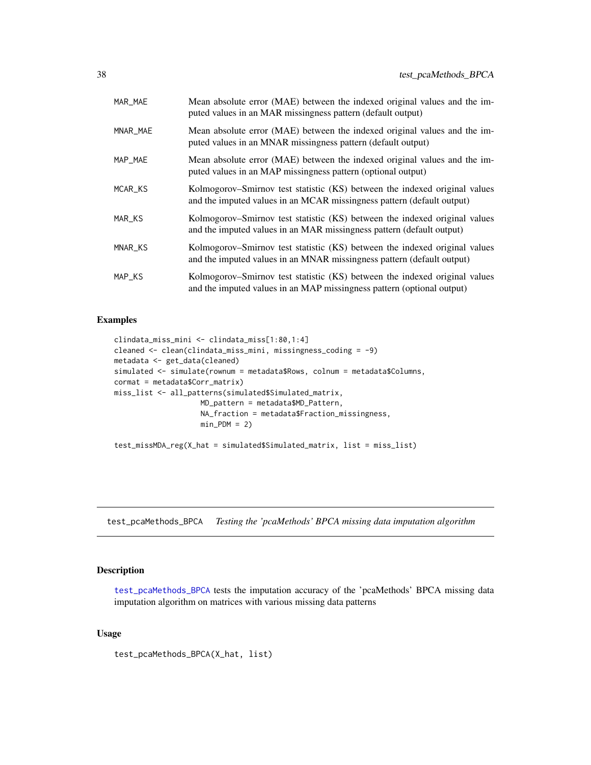| | |
|---|---|
| MAR_MAE | Mean absolute error (MAE) between the indexed original values and the imputed values in an MAR missingness pattern (default output) |
| MNAR_MAE | Mean absolute error (MAE) between the indexed original values and the imputed values in an MNAR missingness pattern (default output) |
| MAP_MAE | Mean absolute error (MAE) between the indexed original values and the imputed values in an MAP missingness pattern (optional output) |
| MCAR_KS | Kolmogorov–Smirnov test statistic (KS) between the indexed original values and the imputed values in an MCAR missingness pattern (default output) |
| MAR_KS | Kolmogorov–Smirnov test statistic (KS) between the indexed original values and the imputed values in an MAR missingness pattern (default output) |
| MNAR_KS | Kolmogorov–Smirnov test statistic (KS) between the indexed original values and the imputed values in an MNAR missingness pattern (default output) |
| MAP_KS | Kolmogorov–Smirnov test statistic (KS) between the indexed original values and the imputed values in an MAP missingness pattern (optional output) |

### Examples

```
clindata_miss_mini <- clindata_miss[1:80,1:4]
cleaned <- clean(clindata_miss_mini, missingness_coding = -9)
metadata <- get_data(cleaned)
simulated <- simulate(rownum = metadata$Rows, colnum = metadata$Columns,
cormat = metadata$Corr_matrix)
miss_list <- all_patterns(simulated$Simulated_matrix,
                    MD_pattern = metadata$MD_Pattern,
                    NA_fraction = metadata$Fraction_missingness,
                    min_PDM = 2)

test_missMDA_reg(X_hat = simulated$Simulated_matrix, list = miss_list)
```

---

## test_pcaMethods_BPCA *Testing the 'pcaMethods' BPCA missing data imputation algorithm*

---

### Description

test_pcaMethods_BPCA tests the imputation accuracy of the 'pcaMethods' BPCA missing data imputation algorithm on matrices with various missing data patterns

### Usage

```
test_pcaMethods_BPCA(X_hat, list)
```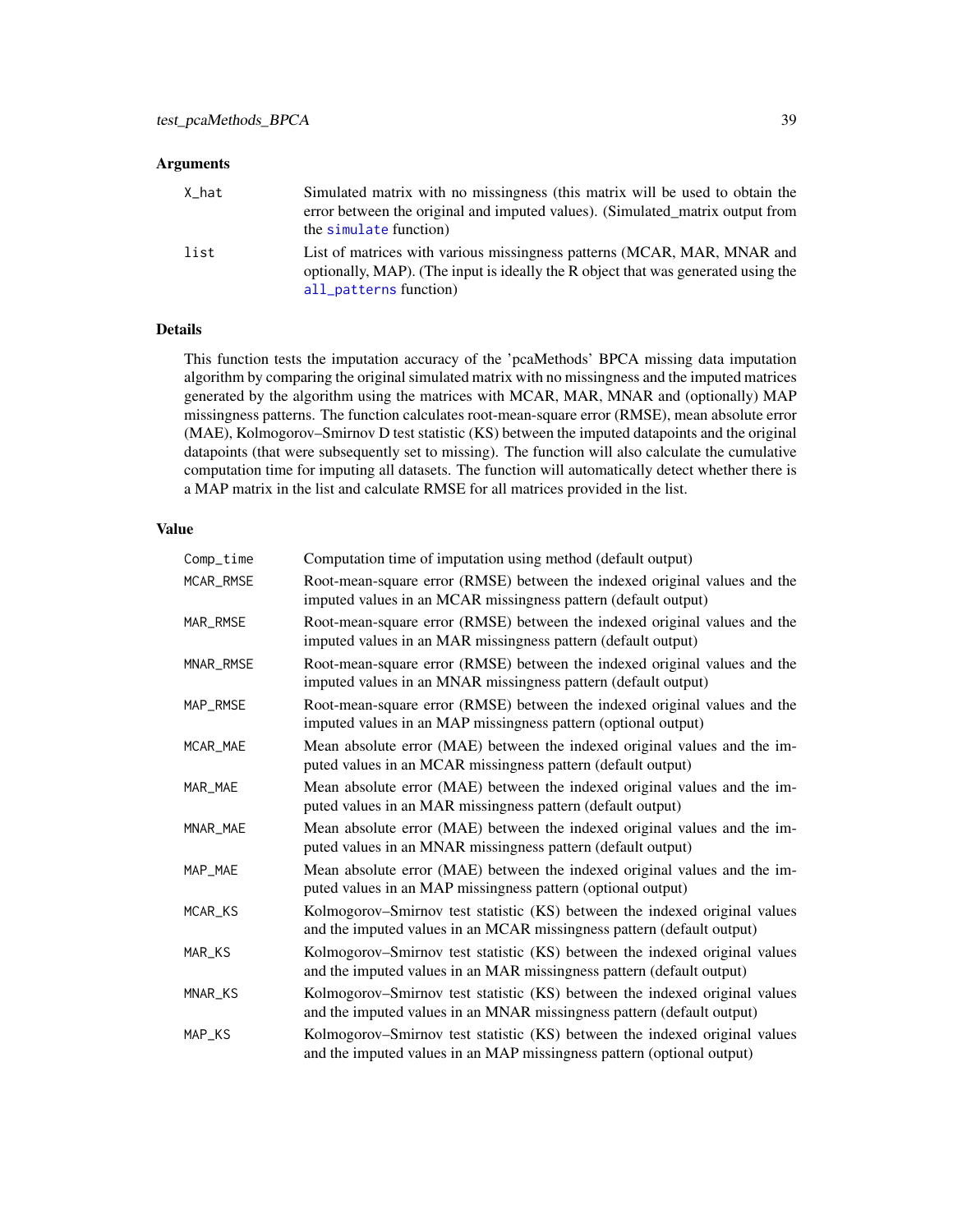## Arguments

| | |
|---|---|
| X_hat | Simulated matrix with no missingness (this matrix will be used to obtain the error between the original and imputed values). (Simulated_matrix output from the simulate function) |
| list | List of matrices with various missingness patterns (MCAR, MAR, MNAR and optionally, MAP). (The input is ideally the R object that was generated using the all_patterns function) |

## Details

This function tests the imputation accuracy of the 'pcaMethods' BPCA missing data imputation algorithm by comparing the original simulated matrix with no missingness and the imputed matrices generated by the algorithm using the matrices with MCAR, MAR, MNAR and (optionally) MAP missingness patterns. The function calculates root-mean-square error (RMSE), mean absolute error (MAE), Kolmogorov–Smirnov D test statistic (KS) between the imputed datapoints and the original datapoints (that were subsequently set to missing). The function will also calculate the cumulative computation time for imputing all datasets. The function will automatically detect whether there is a MAP matrix in the list and calculate RMSE for all matrices provided in the list.

## Value

| | |
|---|---|
| Comp_time | Computation time of imputation using method (default output) |
| MCAR_RMSE | Root-mean-square error (RMSE) between the indexed original values and the imputed values in an MCAR missingness pattern (default output) |
| MAR_RMSE | Root-mean-square error (RMSE) between the indexed original values and the imputed values in an MAR missingness pattern (default output) |
| MNAR_RMSE | Root-mean-square error (RMSE) between the indexed original values and the imputed values in an MNAR missingness pattern (default output) |
| MAP_RMSE | Root-mean-square error (RMSE) between the indexed original values and the imputed values in an MAP missingness pattern (optional output) |
| MCAR_MAE | Mean absolute error (MAE) between the indexed original values and the imputed values in an MCAR missingness pattern (default output) |
| MAR_MAE | Mean absolute error (MAE) between the indexed original values and the imputed values in an MAR missingness pattern (default output) |
| MNAR_MAE | Mean absolute error (MAE) between the indexed original values and the imputed values in an MNAR missingness pattern (default output) |
| MAP_MAE | Mean absolute error (MAE) between the indexed original values and the imputed values in an MAP missingness pattern (optional output) |
| MCAR_KS | Kolmogorov–Smirnov test statistic (KS) between the indexed original values and the imputed values in an MCAR missingness pattern (default output) |
| MAR_KS | Kolmogorov–Smirnov test statistic (KS) between the indexed original values and the imputed values in an MAR missingness pattern (default output) |
| MNAR_KS | Kolmogorov–Smirnov test statistic (KS) between the indexed original values and the imputed values in an MNAR missingness pattern (default output) |
| MAP_KS | Kolmogorov–Smirnov test statistic (KS) between the indexed original values and the imputed values in an MAP missingness pattern (optional output) |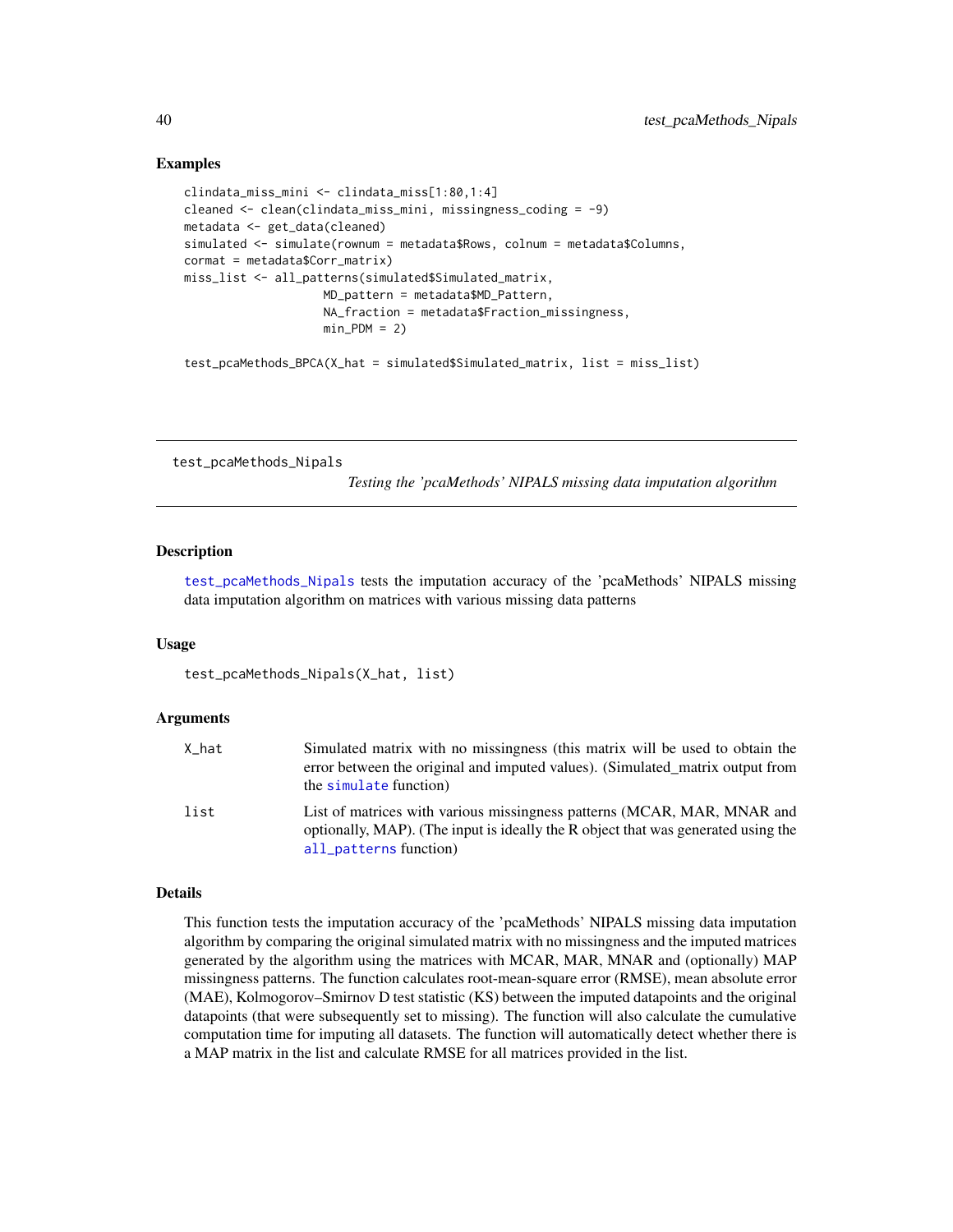## Examples

```
clindata_miss_mini <- clindata_miss[1:80,1:4]
cleaned <- clean(clindata_miss_mini, missingness_coding = -9)
metadata <- get_data(cleaned)
simulated <- simulate(rownum = metadata$Rows, colnum = metadata$Columns,
cormat = metadata$Corr_matrix)
miss_list <- all_patterns(simulated$Simulated_matrix,
                    MD_pattern = metadata$MD_Pattern,
                    NA_fraction = metadata$Fraction_missingness,
                    min_PDM = 2)

test_pcaMethods_BPCA(X_hat = simulated$Simulated_matrix, list = miss_list)
```

---

# test_pcaMethods_Nipals

*Testing the 'pcaMethods' NIPALS missing data imputation algorithm*

---

## Description

test_pcaMethods_Nipals tests the imputation accuracy of the 'pcaMethods' NIPALS missing data imputation algorithm on matrices with various missing data patterns

## Usage

```
test_pcaMethods_Nipals(X_hat, list)
```

## Arguments

| | |
|---|---|
| X_hat | Simulated matrix with no missingness (this matrix will be used to obtain the error between the original and imputed values). (Simulated_matrix output from the simulate function) |
| list | List of matrices with various missingness patterns (MCAR, MAR, MNAR and optionally, MAP). (The input is ideally the R object that was generated using the all_patterns function) |

## Details

This function tests the imputation accuracy of the 'pcaMethods' NIPALS missing data imputation algorithm by comparing the original simulated matrix with no missingness and the imputed matrices generated by the algorithm using the matrices with MCAR, MAR, MNAR and (optionally) MAP missingness patterns. The function calculates root-mean-square error (RMSE), mean absolute error (MAE), Kolmogorov–Smirnov D test statistic (KS) between the imputed datapoints and the original datapoints (that were subsequently set to missing). The function will also calculate the cumulative computation time for imputing all datasets. The function will automatically detect whether there is a MAP matrix in the list and calculate RMSE for all matrices provided in the list.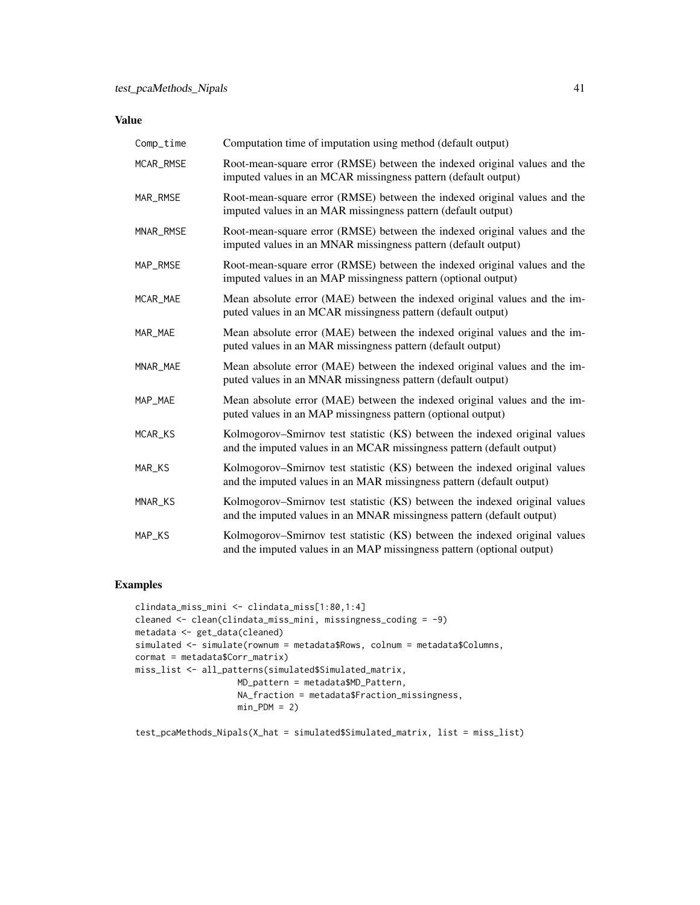## Value

| | |
|---|---|
| Comp_time | Computation time of imputation using method (default output) |
| MCAR_RMSE | Root-mean-square error (RMSE) between the indexed original values and the imputed values in an MCAR missingness pattern (default output) |
| MAR_RMSE | Root-mean-square error (RMSE) between the indexed original values and the imputed values in an MAR missingness pattern (default output) |
| MNAR_RMSE | Root-mean-square error (RMSE) between the indexed original values and the imputed values in an MNAR missingness pattern (default output) |
| MAP_RMSE | Root-mean-square error (RMSE) between the indexed original values and the imputed values in an MAP missingness pattern (optional output) |
| MCAR_MAE | Mean absolute error (MAE) between the indexed original values and the imputed values in an MCAR missingness pattern (default output) |
| MAR_MAE | Mean absolute error (MAE) between the indexed original values and the imputed values in an MAR missingness pattern (default output) |
| MNAR_MAE | Mean absolute error (MAE) between the indexed original values and the imputed values in an MNAR missingness pattern (default output) |
| MAP_MAE | Mean absolute error (MAE) between the indexed original values and the imputed values in an MAP missingness pattern (optional output) |
| MCAR_KS | Kolmogorov–Smirnov test statistic (KS) between the indexed original values and the imputed values in an MCAR missingness pattern (default output) |
| MAR_KS | Kolmogorov–Smirnov test statistic (KS) between the indexed original values and the imputed values in an MAR missingness pattern (default output) |
| MNAR_KS | Kolmogorov–Smirnov test statistic (KS) between the indexed original values and the imputed values in an MNAR missingness pattern (default output) |
| MAP_KS | Kolmogorov–Smirnov test statistic (KS) between the indexed original values and the imputed values in an MAP missingness pattern (optional output) |

## Examples

```
clindata_miss_mini <- clindata_miss[1:80,1:4]
cleaned <- clean(clindata_miss_mini, missingness_coding = -9)
metadata <- get_data(cleaned)
simulated <- simulate(rownum = metadata$Rows, colnum = metadata$Columns,
cormat = metadata$Corr_matrix)
miss_list <- all_patterns(simulated$Simulated_matrix,
                    MD_pattern = metadata$MD_Pattern,
                    NA_fraction = metadata$Fraction_missingness,
                    min_PDM = 2)

test_pcaMethods_Nipals(X_hat = simulated$Simulated_matrix, list = miss_list)
```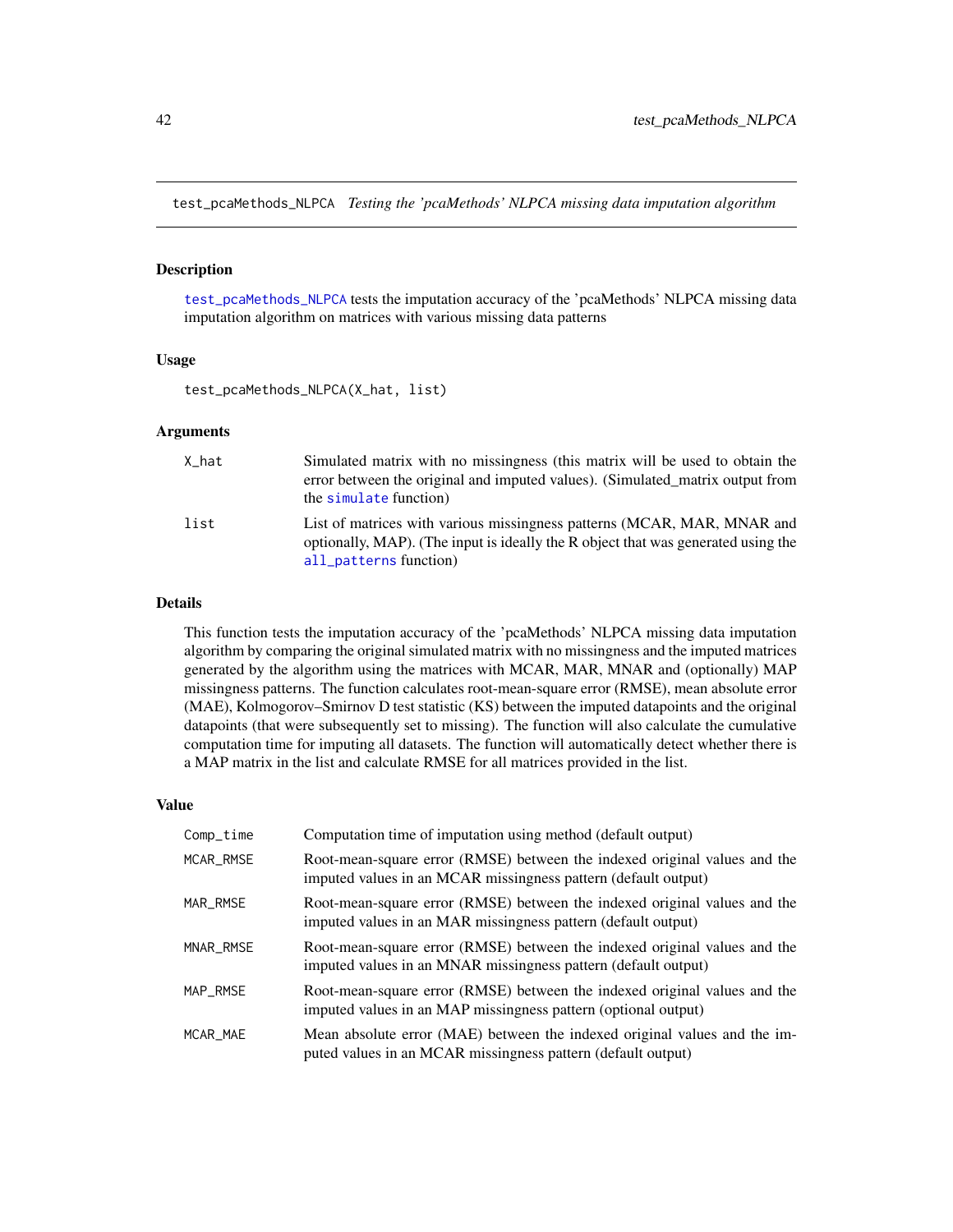## test_pcaMethods_NLPCA *Testing the 'pcaMethods' NLPCA missing data imputation algorithm*

### Description

test_pcaMethods_NLPCA tests the imputation accuracy of the 'pcaMethods' NLPCA missing data imputation algorithm on matrices with various missing data patterns

### Usage

```
test_pcaMethods_NLPCA(X_hat, list)
```

### Arguments

| | |
|---|---|
| X_hat | Simulated matrix with no missingness (this matrix will be used to obtain the error between the original and imputed values). (Simulated_matrix output from the simulate function) |
| list | List of matrices with various missingness patterns (MCAR, MAR, MNAR and optionally, MAP). (The input is ideally the R object that was generated using the all_patterns function) |

### Details

This function tests the imputation accuracy of the 'pcaMethods' NLPCA missing data imputation algorithm by comparing the original simulated matrix with no missingness and the imputed matrices generated by the algorithm using the matrices with MCAR, MAR, MNAR and (optionally) MAP missingness patterns. The function calculates root-mean-square error (RMSE), mean absolute error (MAE), Kolmogorov–Smirnov D test statistic (KS) between the imputed datapoints and the original datapoints (that were subsequently set to missing). The function will also calculate the cumulative computation time for imputing all datasets. The function will automatically detect whether there is a MAP matrix in the list and calculate RMSE for all matrices provided in the list.

### Value

| | |
|---|---|
| Comp_time | Computation time of imputation using method (default output) |
| MCAR_RMSE | Root-mean-square error (RMSE) between the indexed original values and the imputed values in an MCAR missingness pattern (default output) |
| MAR_RMSE | Root-mean-square error (RMSE) between the indexed original values and the imputed values in an MAR missingness pattern (default output) |
| MNAR_RMSE | Root-mean-square error (RMSE) between the indexed original values and the imputed values in an MNAR missingness pattern (default output) |
| MAP_RMSE | Root-mean-square error (RMSE) between the indexed original values and the imputed values in an MAP missingness pattern (optional output) |
| MCAR_MAE | Mean absolute error (MAE) between the indexed original values and the imputed values in an MCAR missingness pattern (default output) |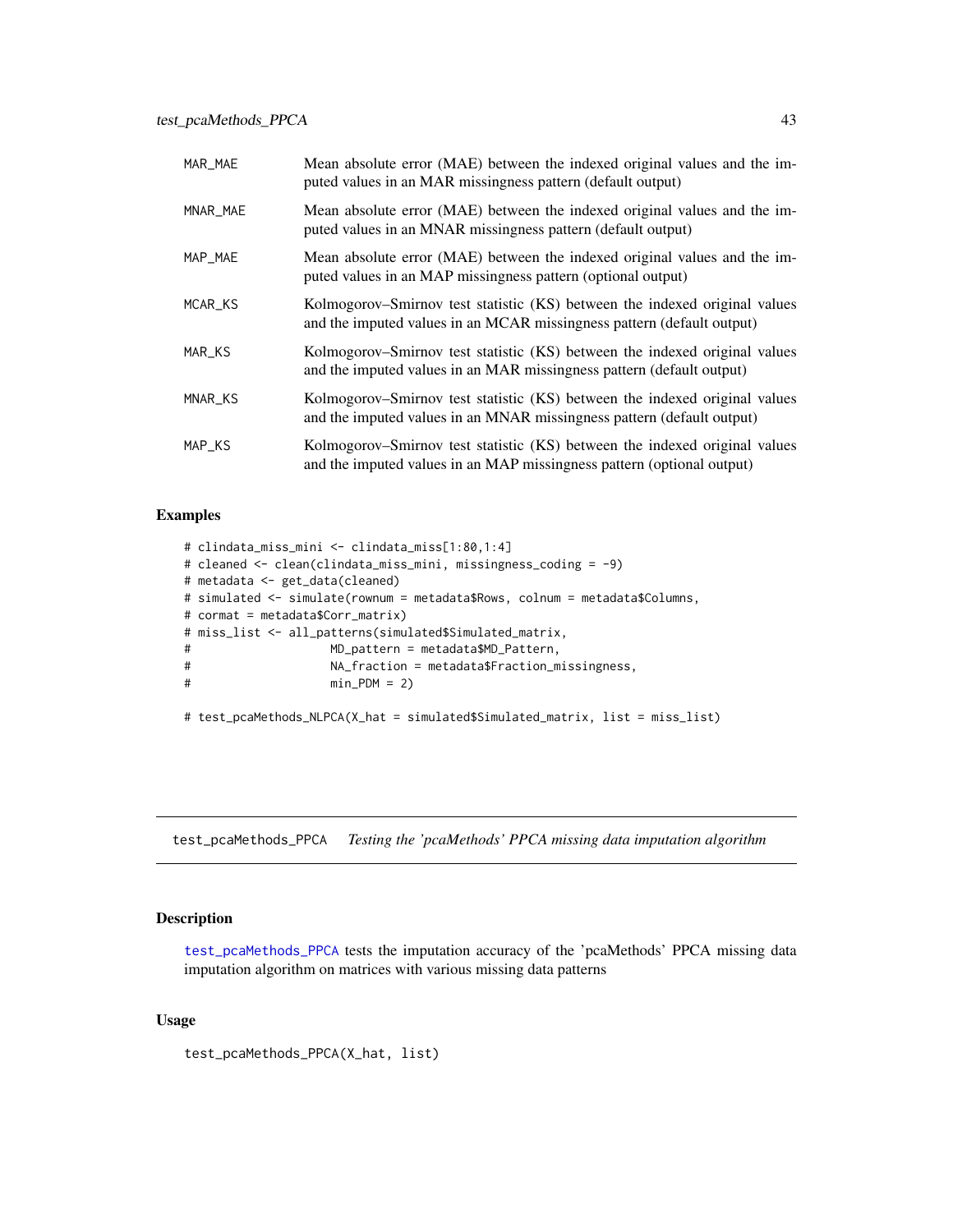| | |
|---|---|
| MAR_MAE | Mean absolute error (MAE) between the indexed original values and the imputed values in an MAR missingness pattern (default output) |
| MNAR_MAE | Mean absolute error (MAE) between the indexed original values and the imputed values in an MNAR missingness pattern (default output) |
| MAP_MAE | Mean absolute error (MAE) between the indexed original values and the imputed values in an MAP missingness pattern (optional output) |
| MCAR_KS | Kolmogorov–Smirnov test statistic (KS) between the indexed original values and the imputed values in an MCAR missingness pattern (default output) |
| MAR_KS | Kolmogorov–Smirnov test statistic (KS) between the indexed original values and the imputed values in an MAR missingness pattern (default output) |
| MNAR_KS | Kolmogorov–Smirnov test statistic (KS) between the indexed original values and the imputed values in an MNAR missingness pattern (default output) |
| MAP_KS | Kolmogorov–Smirnov test statistic (KS) between the indexed original values and the imputed values in an MAP missingness pattern (optional output) |

### Examples

```
# clindata_miss_mini <- clindata_miss[1:80,1:4]
# cleaned <- clean(clindata_miss_mini, missingness_coding = -9)
# metadata <- get_data(cleaned)
# simulated <- simulate(rownum = metadata$Rows, colnum = metadata$Columns,
# cormat = metadata$Corr_matrix)
# miss_list <- all_patterns(simulated$Simulated_matrix,
#                   MD_pattern = metadata$MD_Pattern,
#                   NA_fraction = metadata$Fraction_missingness,
#                   min_PDM = 2)

# test_pcaMethods_NLPCA(X_hat = simulated$Simulated_matrix, list = miss_list)
```

---

## test_pcaMethods_PPCA *Testing the 'pcaMethods' PPCA missing data imputation algorithm*

### Description

test_pcaMethods_PPCA tests the imputation accuracy of the 'pcaMethods' PPCA missing data imputation algorithm on matrices with various missing data patterns

### Usage

```
test_pcaMethods_PPCA(X_hat, list)
```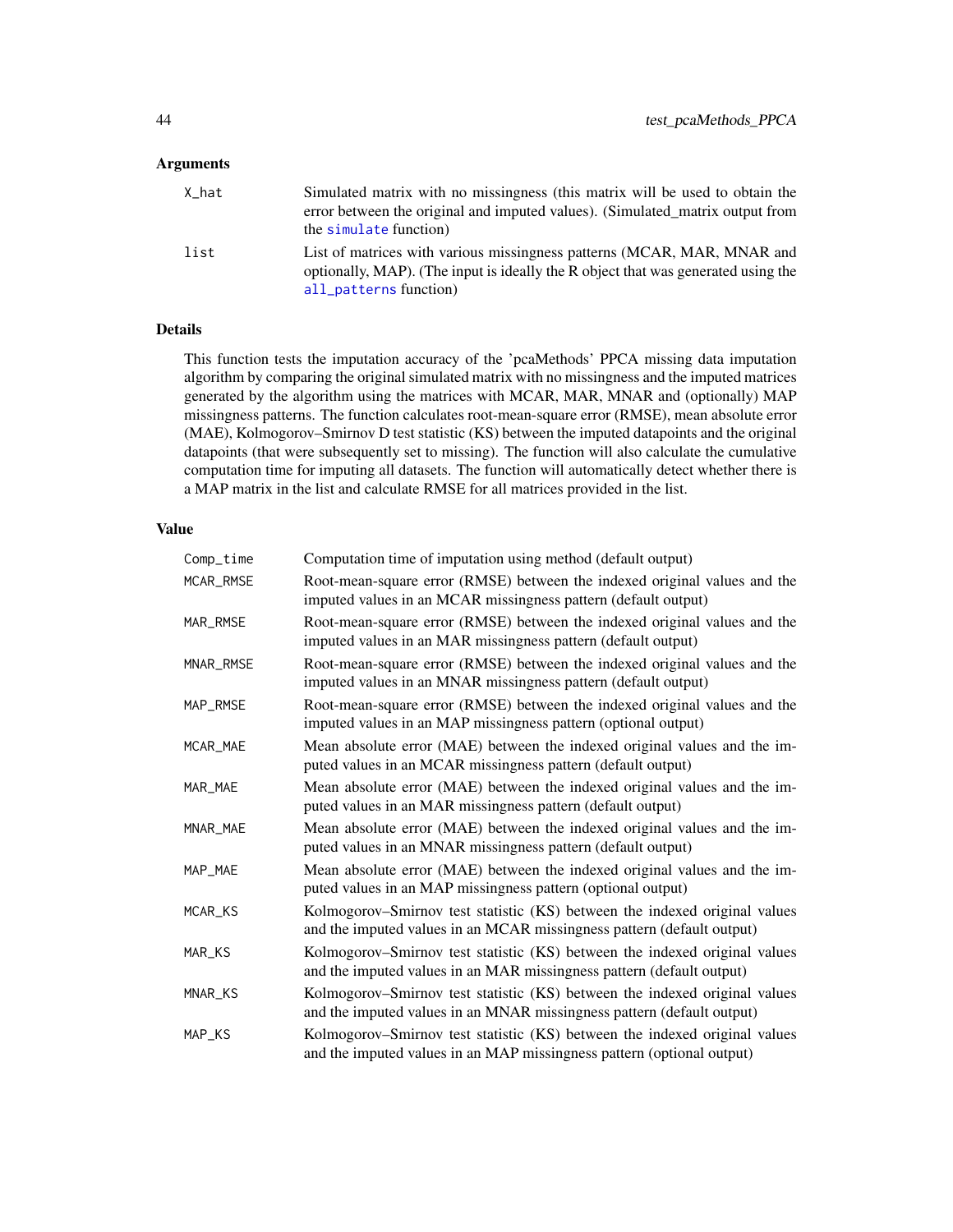## Arguments

| | |
|---|---|
| `X_hat` | Simulated matrix with no missingness (this matrix will be used to obtain the error between the original and imputed values). (Simulated_matrix output from the `simulate` function) |
| `list` | List of matrices with various missingness patterns (MCAR, MAR, MNAR and optionally, MAP). (The input is ideally the R object that was generated using the `all_patterns` function) |

## Details

This function tests the imputation accuracy of the 'pcaMethods' PPCA missing data imputation algorithm by comparing the original simulated matrix with no missingness and the imputed matrices generated by the algorithm using the matrices with MCAR, MAR, MNAR and (optionally) MAP missingness patterns. The function calculates root-mean-square error (RMSE), mean absolute error (MAE), Kolmogorov–Smirnov D test statistic (KS) between the imputed datapoints and the original datapoints (that were subsequently set to missing). The function will also calculate the cumulative computation time for imputing all datasets. The function will automatically detect whether there is a MAP matrix in the list and calculate RMSE for all matrices provided in the list.

## Value

| | |
|---|---|
| `Comp_time` | Computation time of imputation using method (default output) |
| `MCAR_RMSE` | Root-mean-square error (RMSE) between the indexed original values and the imputed values in an MCAR missingness pattern (default output) |
| `MAR_RMSE` | Root-mean-square error (RMSE) between the indexed original values and the imputed values in an MAR missingness pattern (default output) |
| `MNAR_RMSE` | Root-mean-square error (RMSE) between the indexed original values and the imputed values in an MNAR missingness pattern (default output) |
| `MAP_RMSE` | Root-mean-square error (RMSE) between the indexed original values and the imputed values in an MAP missingness pattern (optional output) |
| `MCAR_MAE` | Mean absolute error (MAE) between the indexed original values and the imputed values in an MCAR missingness pattern (default output) |
| `MAR_MAE` | Mean absolute error (MAE) between the indexed original values and the imputed values in an MAR missingness pattern (default output) |
| `MNAR_MAE` | Mean absolute error (MAE) between the indexed original values and the imputed values in an MNAR missingness pattern (default output) |
| `MAP_MAE` | Mean absolute error (MAE) between the indexed original values and the imputed values in an MAP missingness pattern (optional output) |
| `MCAR_KS` | Kolmogorov–Smirnov test statistic (KS) between the indexed original values and the imputed values in an MCAR missingness pattern (default output) |
| `MAR_KS` | Kolmogorov–Smirnov test statistic (KS) between the indexed original values and the imputed values in an MAR missingness pattern (default output) |
| `MNAR_KS` | Kolmogorov–Smirnov test statistic (KS) between the indexed original values and the imputed values in an MNAR missingness pattern (default output) |
| `MAP_KS` | Kolmogorov–Smirnov test statistic (KS) between the indexed original values and the imputed values in an MAP missingness pattern (optional output) |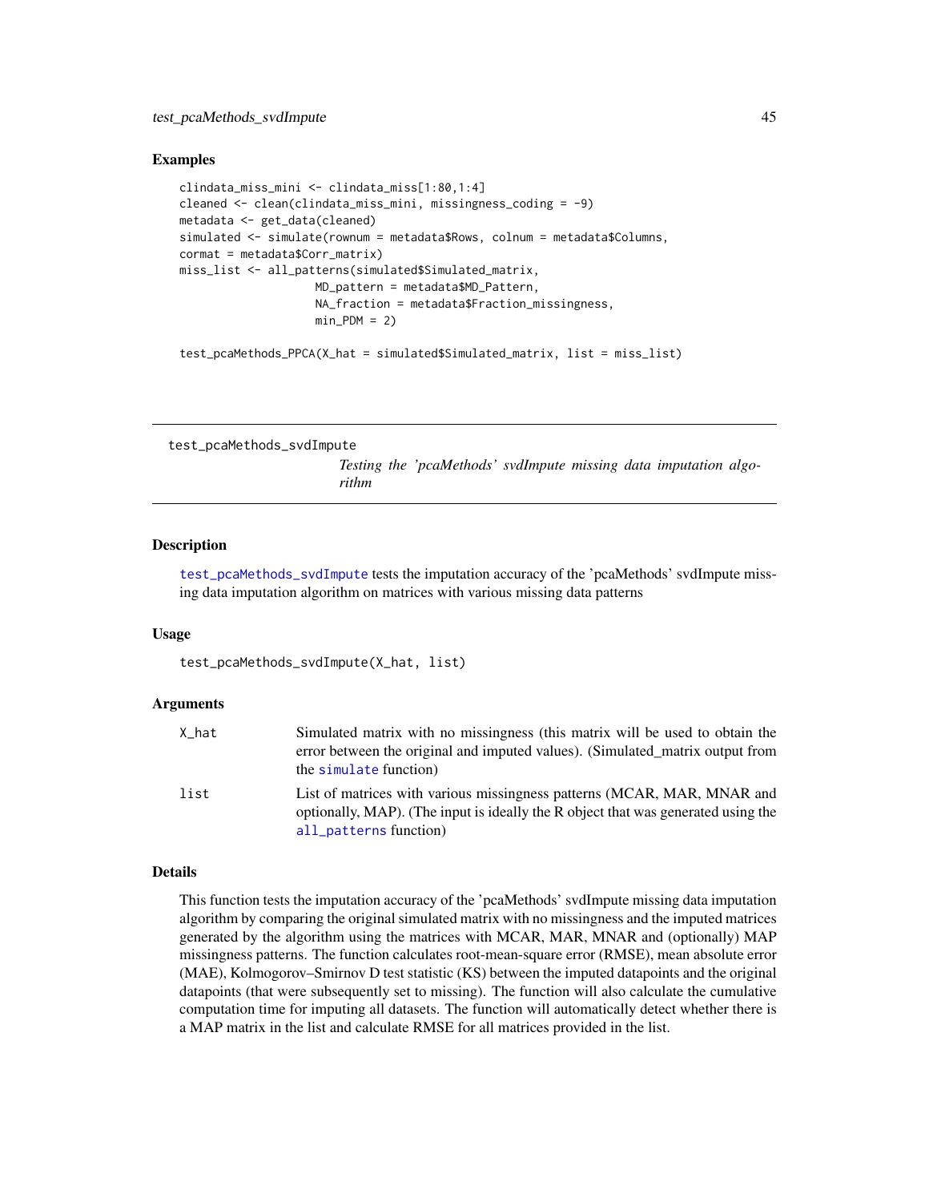## Examples

```
clindata_miss_mini <- clindata_miss[1:80,1:4]
cleaned <- clean(clindata_miss_mini, missingness_coding = -9)
metadata <- get_data(cleaned)
simulated <- simulate(rownum = metadata$Rows, colnum = metadata$Columns,
cormat = metadata$Corr_matrix)
miss_list <- all_patterns(simulated$Simulated_matrix,
                    MD_pattern = metadata$MD_Pattern,
                    NA_fraction = metadata$Fraction_missingness,
                    min_PDM = 2)

test_pcaMethods_PPCA(X_hat = simulated$Simulated_matrix, list = miss_list)
```

---

# test_pcaMethods_svdImpute *Testing the 'pcaMethods' svdImpute missing data imputation algorithm*

---

## Description

test_pcaMethods_svdImpute tests the imputation accuracy of the 'pcaMethods' svdImpute missing data imputation algorithm on matrices with various missing data patterns

## Usage

```
test_pcaMethods_svdImpute(X_hat, list)
```

## Arguments

| | |
|---|---|
| X_hat | Simulated matrix with no missingness (this matrix will be used to obtain the error between the original and imputed values). (Simulated_matrix output from the simulate function) |
| list | List of matrices with various missingness patterns (MCAR, MAR, MNAR and optionally, MAP). (The input is ideally the R object that was generated using the all_patterns function) |

## Details

This function tests the imputation accuracy of the 'pcaMethods' svdImpute missing data imputation algorithm by comparing the original simulated matrix with no missingness and the imputed matrices generated by the algorithm using the matrices with MCAR, MAR, MNAR and (optionally) MAP missingness patterns. The function calculates root-mean-square error (RMSE), mean absolute error (MAE), Kolmogorov–Smirnov D test statistic (KS) between the imputed datapoints and the original datapoints (that were subsequently set to missing). The function will also calculate the cumulative computation time for imputing all datasets. The function will automatically detect whether there is a MAP matrix in the list and calculate RMSE for all matrices provided in the list.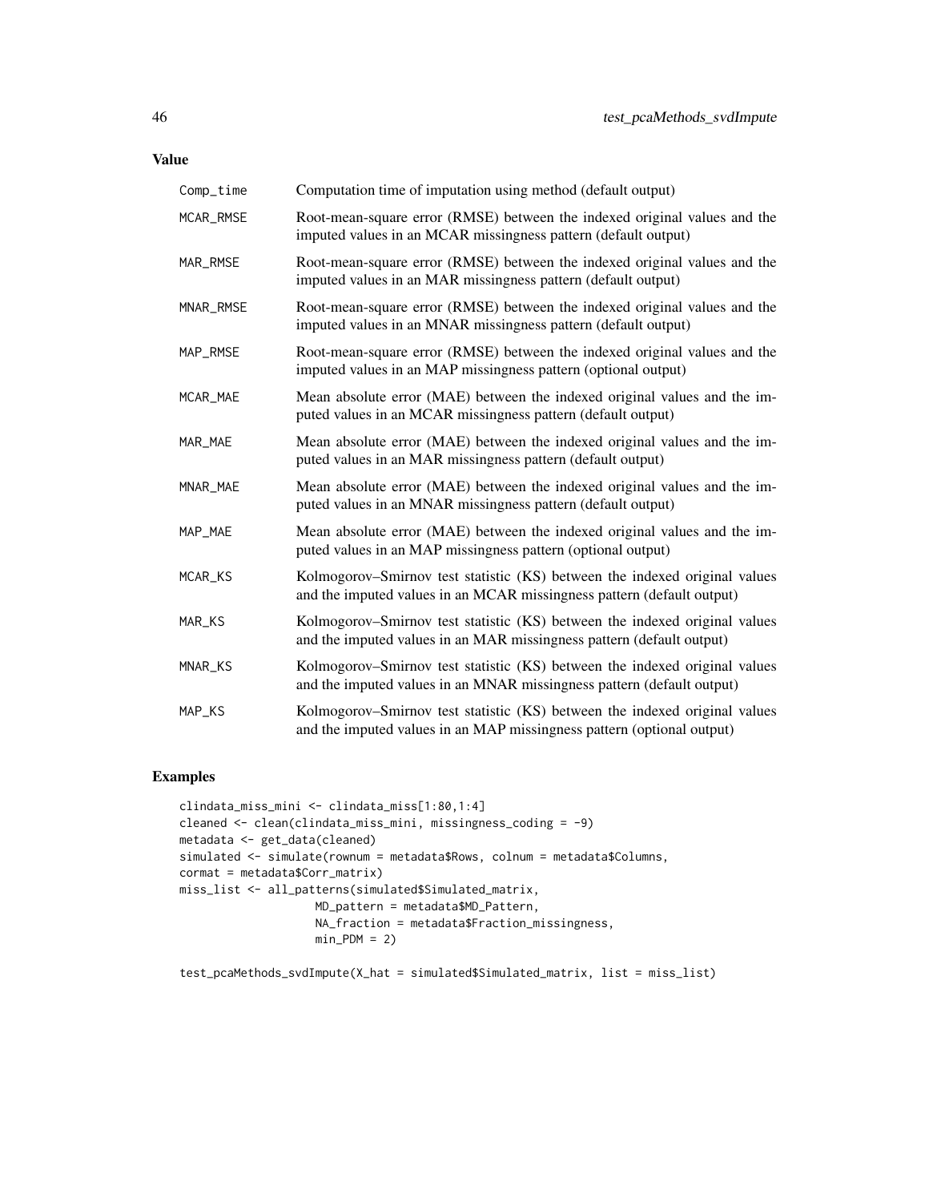## Value

| | |
|---|---|
| Comp_time | Computation time of imputation using method (default output) |
| MCAR_RMSE | Root-mean-square error (RMSE) between the indexed original values and the imputed values in an MCAR missingness pattern (default output) |
| MAR_RMSE | Root-mean-square error (RMSE) between the indexed original values and the imputed values in an MAR missingness pattern (default output) |
| MNAR_RMSE | Root-mean-square error (RMSE) between the indexed original values and the imputed values in an MNAR missingness pattern (default output) |
| MAP_RMSE | Root-mean-square error (RMSE) between the indexed original values and the imputed values in an MAP missingness pattern (optional output) |
| MCAR_MAE | Mean absolute error (MAE) between the indexed original values and the imputed values in an MCAR missingness pattern (default output) |
| MAR_MAE | Mean absolute error (MAE) between the indexed original values and the imputed values in an MAR missingness pattern (default output) |
| MNAR_MAE | Mean absolute error (MAE) between the indexed original values and the imputed values in an MNAR missingness pattern (default output) |
| MAP_MAE | Mean absolute error (MAE) between the indexed original values and the imputed values in an MAP missingness pattern (optional output) |
| MCAR_KS | Kolmogorov–Smirnov test statistic (KS) between the indexed original values and the imputed values in an MCAR missingness pattern (default output) |
| MAR_KS | Kolmogorov–Smirnov test statistic (KS) between the indexed original values and the imputed values in an MAR missingness pattern (default output) |
| MNAR_KS | Kolmogorov–Smirnov test statistic (KS) between the indexed original values and the imputed values in an MNAR missingness pattern (default output) |
| MAP_KS | Kolmogorov–Smirnov test statistic (KS) between the indexed original values and the imputed values in an MAP missingness pattern (optional output) |

## Examples

```
clindata_miss_mini <- clindata_miss[1:80,1:4]
cleaned <- clean(clindata_miss_mini, missingness_coding = -9)
metadata <- get_data(cleaned)
simulated <- simulate(rownum = metadata$Rows, colnum = metadata$Columns,
cormat = metadata$Corr_matrix)
miss_list <- all_patterns(simulated$Simulated_matrix,
                    MD_pattern = metadata$MD_Pattern,
                    NA_fraction = metadata$Fraction_missingness,
                    min_PDM = 2)

test_pcaMethods_svdImpute(X_hat = simulated$Simulated_matrix, list = miss_list)
```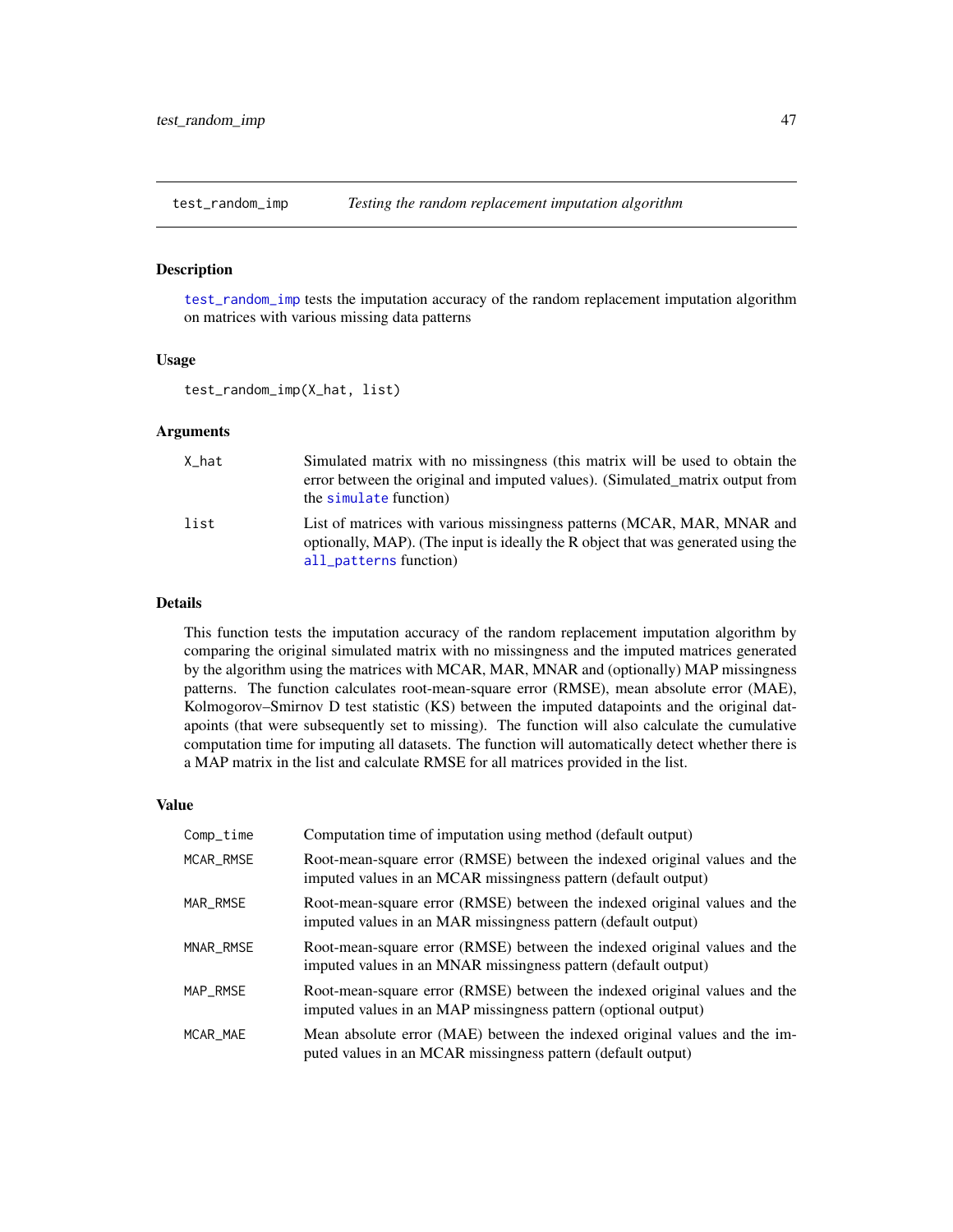## test_random_imp — *Testing the random replacement imputation algorithm*

### Description

`test_random_imp` tests the imputation accuracy of the random replacement imputation algorithm on matrices with various missing data patterns

### Usage

```
test_random_imp(X_hat, list)
```

### Arguments

| | |
|---|---|
| `X_hat` | Simulated matrix with no missingness (this matrix will be used to obtain the error between the original and imputed values). (Simulated_matrix output from the `simulate` function) |
| `list` | List of matrices with various missingness patterns (MCAR, MAR, MNAR and optionally, MAP). (The input is ideally the R object that was generated using the `all_patterns` function) |

### Details

This function tests the imputation accuracy of the random replacement imputation algorithm by comparing the original simulated matrix with no missingness and the imputed matrices generated by the algorithm using the matrices with MCAR, MAR, MNAR and (optionally) MAP missingness patterns. The function calculates root-mean-square error (RMSE), mean absolute error (MAE), Kolmogorov–Smirnov D test statistic (KS) between the imputed datapoints and the original datapoints (that were subsequently set to missing). The function will also calculate the cumulative computation time for imputing all datasets. The function will automatically detect whether there is a MAP matrix in the list and calculate RMSE for all matrices provided in the list.

### Value

| | |
|---|---|
| `Comp_time` | Computation time of imputation using method (default output) |
| `MCAR_RMSE` | Root-mean-square error (RMSE) between the indexed original values and the imputed values in an MCAR missingness pattern (default output) |
| `MAR_RMSE` | Root-mean-square error (RMSE) between the indexed original values and the imputed values in an MAR missingness pattern (default output) |
| `MNAR_RMSE` | Root-mean-square error (RMSE) between the indexed original values and the imputed values in an MNAR missingness pattern (default output) |
| `MAP_RMSE` | Root-mean-square error (RMSE) between the indexed original values and the imputed values in an MAP missingness pattern (optional output) |
| `MCAR_MAE` | Mean absolute error (MAE) between the indexed original values and the imputed values in an MCAR missingness pattern (default output) |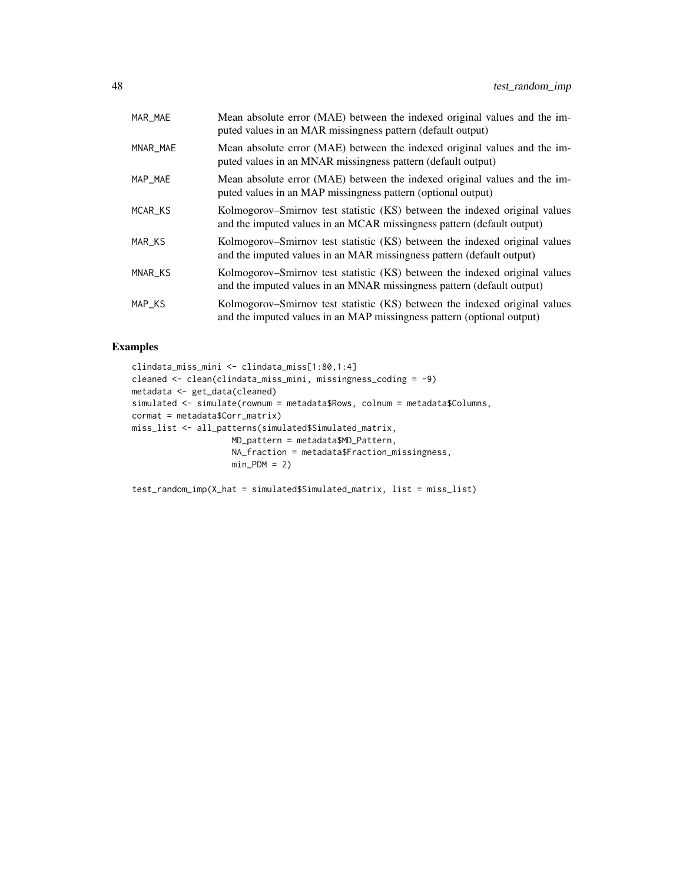| | |
|---|---|
| MAR_MAE | Mean absolute error (MAE) between the indexed original values and the imputed values in an MAR missingness pattern (default output) |
| MNAR_MAE | Mean absolute error (MAE) between the indexed original values and the imputed values in an MNAR missingness pattern (default output) |
| MAP_MAE | Mean absolute error (MAE) between the indexed original values and the imputed values in an MAP missingness pattern (optional output) |
| MCAR_KS | Kolmogorov–Smirnov test statistic (KS) between the indexed original values and the imputed values in an MCAR missingness pattern (default output) |
| MAR_KS | Kolmogorov–Smirnov test statistic (KS) between the indexed original values and the imputed values in an MAR missingness pattern (default output) |
| MNAR_KS | Kolmogorov–Smirnov test statistic (KS) between the indexed original values and the imputed values in an MNAR missingness pattern (default output) |
| MAP_KS | Kolmogorov–Smirnov test statistic (KS) between the indexed original values and the imputed values in an MAP missingness pattern (optional output) |

## Examples

```
clindata_miss_mini <- clindata_miss[1:80,1:4]
cleaned <- clean(clindata_miss_mini, missingness_coding = -9)
metadata <- get_data(cleaned)
simulated <- simulate(rownum = metadata$Rows, colnum = metadata$Columns,
cormat = metadata$Corr_matrix)
miss_list <- all_patterns(simulated$Simulated_matrix,
                    MD_pattern = metadata$MD_Pattern,
                    NA_fraction = metadata$Fraction_missingness,
                    min_PDM = 2)

test_random_imp(X_hat = simulated$Simulated_matrix, list = miss_list)
```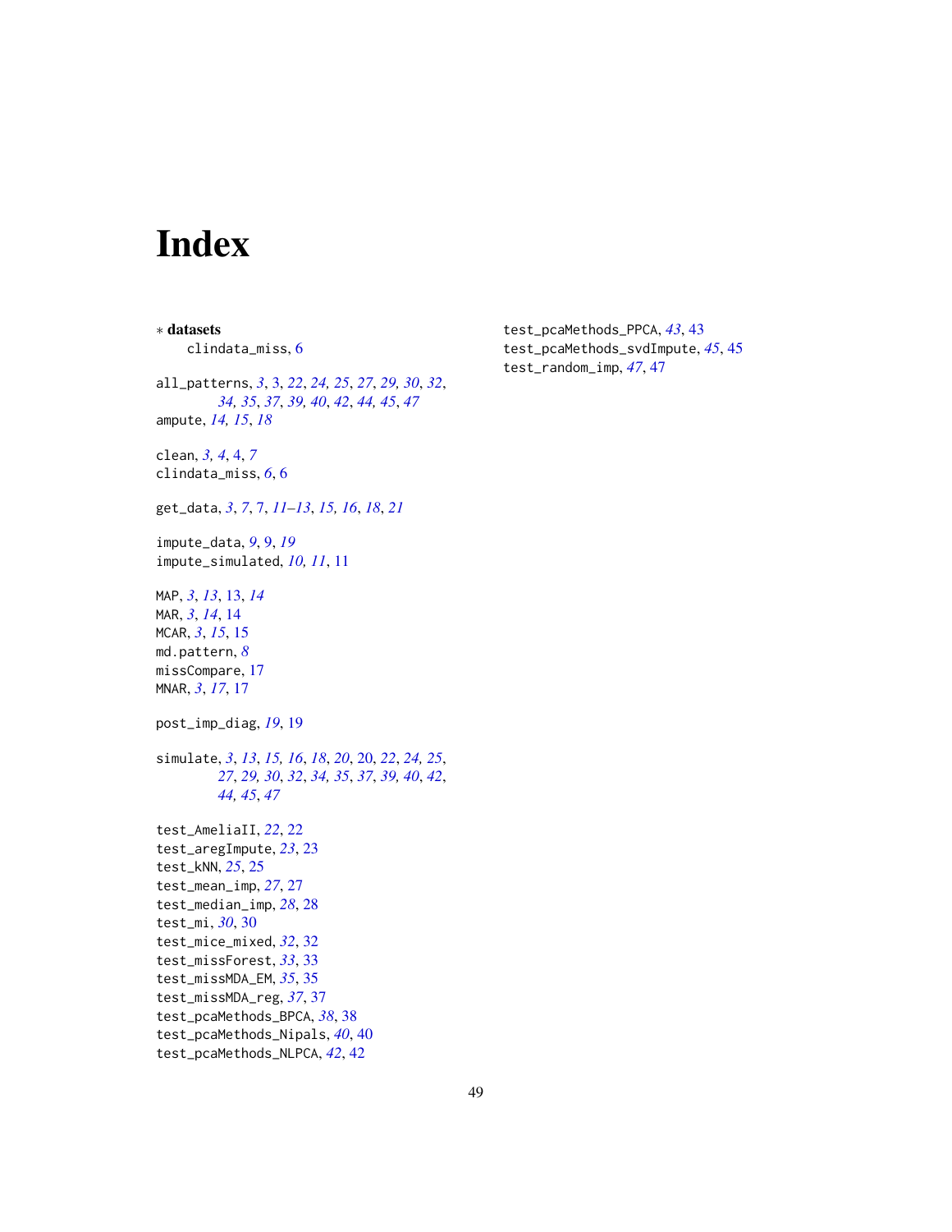# Index

∗ **datasets**
  clindata_miss, 6

all_patterns, *3*, 3, *22*, *24, 25*, *27*, *29, 30*, *32*, *34, 35*, *37*, *39, 40*, *42*, *44, 45*, *47*
ampute, *14, 15*, *18*

clean, *3, 4*, 4, *7*
clindata_miss, *6*, 6

get_data, *3*, *7*, 7, *11–13*, *15, 16*, *18*, *21*

impute_data, *9*, 9, *19*
impute_simulated, *10, 11*, 11

MAP, *3*, *13*, 13, *14*
MAR, *3*, *14*, 14
MCAR, *3*, *15*, 15
md.pattern, *8*
missCompare, 17
MNAR, *3*, *17*, 17

post_imp_diag, *19*, 19

simulate, *3*, *13*, *15, 16*, *18*, *20*, 20, *22*, *24, 25*, *27*, *29, 30*, *32*, *34, 35*, *37*, *39, 40*, *42*, *44, 45*, *47*

test_AmeliaII, *22*, 22
test_aregImpute, *23*, 23
test_kNN, *25*, 25
test_mean_imp, *27*, 27
test_median_imp, *28*, 28
test_mi, *30*, 30
test_mice_mixed, *32*, 32
test_missForest, *33*, 33
test_missMDA_EM, *35*, 35
test_missMDA_reg, *37*, 37
test_pcaMethods_BPCA, *38*, 38
test_pcaMethods_Nipals, *40*, 40
test_pcaMethods_NLPCA, *42*, 42
test_pcaMethods_PPCA, *43*, 43
test_pcaMethods_svdImpute, *45*, 45
test_random_imp, *47*, 47